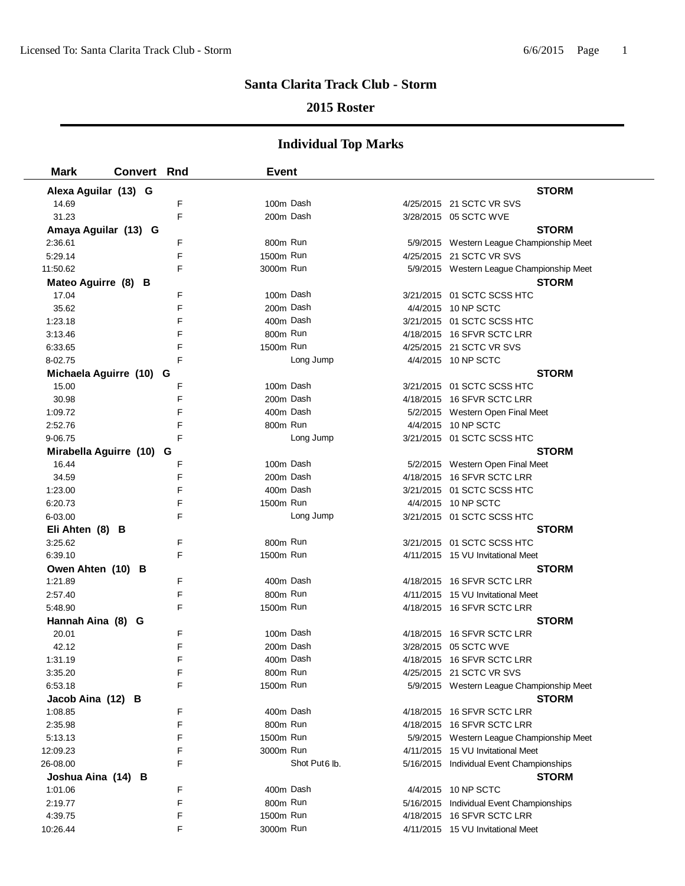# Santa Clarita Track Club - Storm

## 2015 Roster

### Individual Top Marks

| Mark | Convert | Rnd | Event | Date | Meet |
|---|---|---|---|---|---|
| **Alexa Aguilar (13) G** | | | | | **STORM** |
| 14.69 | | F | 100m Dash | 4/25/2015 | 21 SCTC VR SVS |
| 31.23 | | F | 200m Dash | 3/28/2015 | 05 SCTC WVE |
| **Amaya Aguilar (13) G** | | | | | **STORM** |
| 2:36.61 | | F | 800m Run | 5/9/2015 | Western League Championship Meet |
| 5:29.14 | | F | 1500m Run | 4/25/2015 | 21 SCTC VR SVS |
| 11:50.62 | | F | 3000m Run | 5/9/2015 | Western League Championship Meet |
| **Mateo Aguirre (8) B** | | | | | **STORM** |
| 17.04 | | F | 100m Dash | 3/21/2015 | 01 SCTC SCSS HTC |
| 35.62 | | F | 200m Dash | 4/4/2015 | 10 NP SCTC |
| 1:23.18 | | F | 400m Dash | 3/21/2015 | 01 SCTC SCSS HTC |
| 3:13.46 | | F | 800m Run | 4/18/2015 | 16 SFVR SCTC LRR |
| 6:33.65 | | F | 1500m Run | 4/25/2015 | 21 SCTC VR SVS |
| 8-02.75 | | F | Long Jump | 4/4/2015 | 10 NP SCTC |
| **Michaela Aguirre (10) G** | | | | | **STORM** |
| 15.00 | | F | 100m Dash | 3/21/2015 | 01 SCTC SCSS HTC |
| 30.98 | | F | 200m Dash | 4/18/2015 | 16 SFVR SCTC LRR |
| 1:09.72 | | F | 400m Dash | 5/2/2015 | Western Open Final Meet |
| 2:52.76 | | F | 800m Run | 4/4/2015 | 10 NP SCTC |
| 9-06.75 | | F | Long Jump | 3/21/2015 | 01 SCTC SCSS HTC |
| **Mirabella Aguirre (10) G** | | | | | **STORM** |
| 16.44 | | F | 100m Dash | 5/2/2015 | Western Open Final Meet |
| 34.59 | | F | 200m Dash | 4/18/2015 | 16 SFVR SCTC LRR |
| 1:23.00 | | F | 400m Dash | 3/21/2015 | 01 SCTC SCSS HTC |
| 6:20.73 | | F | 1500m Run | 4/4/2015 | 10 NP SCTC |
| 6-03.00 | | F | Long Jump | 3/21/2015 | 01 SCTC SCSS HTC |
| **Eli Ahten (8) B** | | | | | **STORM** |
| 3:25.62 | | F | 800m Run | 3/21/2015 | 01 SCTC SCSS HTC |
| 6:39.10 | | F | 1500m Run | 4/11/2015 | 15 VU Invitational Meet |
| **Owen Ahten (10) B** | | | | | **STORM** |
| 1:21.89 | | F | 400m Dash | 4/18/2015 | 16 SFVR SCTC LRR |
| 2:57.40 | | F | 800m Run | 4/11/2015 | 15 VU Invitational Meet |
| 5:48.90 | | F | 1500m Run | 4/18/2015 | 16 SFVR SCTC LRR |
| **Hannah Aina (8) G** | | | | | **STORM** |
| 20.01 | | F | 100m Dash | 4/18/2015 | 16 SFVR SCTC LRR |
| 42.12 | | F | 200m Dash | 3/28/2015 | 05 SCTC WVE |
| 1:31.19 | | F | 400m Dash | 4/18/2015 | 16 SFVR SCTC LRR |
| 3:35.20 | | F | 800m Run | 4/25/2015 | 21 SCTC VR SVS |
| 6:53.18 | | F | 1500m Run | 5/9/2015 | Western League Championship Meet |
| **Jacob Aina (12) B** | | | | | **STORM** |
| 1:08.85 | | F | 400m Dash | 4/18/2015 | 16 SFVR SCTC LRR |
| 2:35.98 | | F | 800m Run | 4/18/2015 | 16 SFVR SCTC LRR |
| 5:13.13 | | F | 1500m Run | 5/9/2015 | Western League Championship Meet |
| 12:09.23 | | F | 3000m Run | 4/11/2015 | 15 VU Invitational Meet |
| 26-08.00 | | F | Shot Put 6 lb. | 5/16/2015 | Individual Event Championships |
| **Joshua Aina (14) B** | | | | | **STORM** |
| 1:01.06 | | F | 400m Dash | 4/4/2015 | 10 NP SCTC |
| 2:19.77 | | F | 800m Run | 5/16/2015 | Individual Event Championships |
| 4:39.75 | | F | 1500m Run | 4/18/2015 | 16 SFVR SCTC LRR |
| 10:26.44 | | F | 3000m Run | 4/11/2015 | 15 VU Invitational Meet |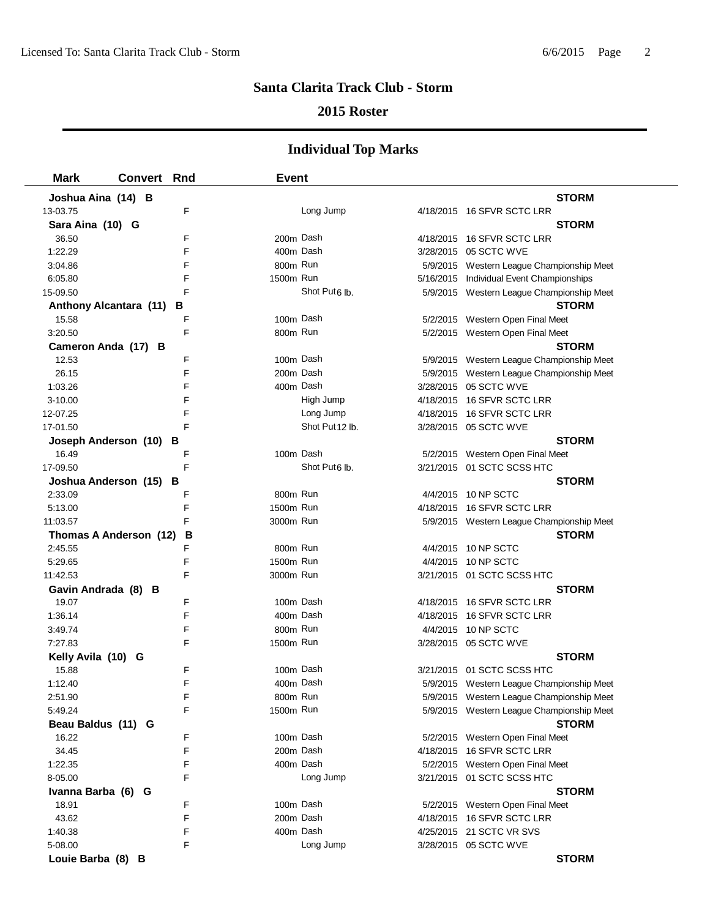# Santa Clarita Track Club - Storm

## 2015 Roster

## Individual Top Marks

| Mark | Convert | Rnd | Event | Date | Meet |
|---|---|---|---|---|---|
| **Joshua Aina (14) B** | | | | | **STORM** |
| 13-03.75 | | F | Long Jump | 4/18/2015 | 16 SFVR SCTC LRR |
| **Sara Aina (10) G** | | | | | **STORM** |
| 36.50 | | F | 200m Dash | 4/18/2015 | 16 SFVR SCTC LRR |
| 1:22.29 | | F | 400m Dash | 3/28/2015 | 05 SCTC WVE |
| 3:04.86 | | F | 800m Run | 5/9/2015 | Western League Championship Meet |
| 6:05.80 | | F | 1500m Run | 5/16/2015 | Individual Event Championships |
| 15-09.50 | | F | Shot Put 6 lb. | 5/9/2015 | Western League Championship Meet |
| **Anthony Alcantara (11) B** | | | | | **STORM** |
| 15.58 | | F | 100m Dash | 5/2/2015 | Western Open Final Meet |
| 3:20.50 | | F | 800m Run | 5/2/2015 | Western Open Final Meet |
| **Cameron Anda (17) B** | | | | | **STORM** |
| 12.53 | | F | 100m Dash | 5/9/2015 | Western League Championship Meet |
| 26.15 | | F | 200m Dash | 5/9/2015 | Western League Championship Meet |
| 1:03.26 | | F | 400m Dash | 3/28/2015 | 05 SCTC WVE |
| 3-10.00 | | F | High Jump | 4/18/2015 | 16 SFVR SCTC LRR |
| 12-07.25 | | F | Long Jump | 4/18/2015 | 16 SFVR SCTC LRR |
| 17-01.50 | | F | Shot Put 12 lb. | 3/28/2015 | 05 SCTC WVE |
| **Joseph Anderson (10) B** | | | | | **STORM** |
| 16.49 | | F | 100m Dash | 5/2/2015 | Western Open Final Meet |
| 17-09.50 | | F | Shot Put 6 lb. | 3/21/2015 | 01 SCTC SCSS HTC |
| **Joshua Anderson (15) B** | | | | | **STORM** |
| 2:33.09 | | F | 800m Run | 4/4/2015 | 10 NP SCTC |
| 5:13.00 | | F | 1500m Run | 4/18/2015 | 16 SFVR SCTC LRR |
| 11:03.57 | | F | 3000m Run | 5/9/2015 | Western League Championship Meet |
| **Thomas A Anderson (12) B** | | | | | **STORM** |
| 2:45.55 | | F | 800m Run | 4/4/2015 | 10 NP SCTC |
| 5:29.65 | | F | 1500m Run | 4/4/2015 | 10 NP SCTC |
| 11:42.53 | | F | 3000m Run | 3/21/2015 | 01 SCTC SCSS HTC |
| **Gavin Andrada (8) B** | | | | | **STORM** |
| 19.07 | | F | 100m Dash | 4/18/2015 | 16 SFVR SCTC LRR |
| 1:36.14 | | F | 400m Dash | 4/18/2015 | 16 SFVR SCTC LRR |
| 3:49.74 | | F | 800m Run | 4/4/2015 | 10 NP SCTC |
| 7:27.83 | | F | 1500m Run | 3/28/2015 | 05 SCTC WVE |
| **Kelly Avila (10) G** | | | | | **STORM** |
| 15.88 | | F | 100m Dash | 3/21/2015 | 01 SCTC SCSS HTC |
| 1:12.40 | | F | 400m Dash | 5/9/2015 | Western League Championship Meet |
| 2:51.90 | | F | 800m Run | 5/9/2015 | Western League Championship Meet |
| 5:49.24 | | F | 1500m Run | 5/9/2015 | Western League Championship Meet |
| **Beau Baldus (11) G** | | | | | **STORM** |
| 16.22 | | F | 100m Dash | 5/2/2015 | Western Open Final Meet |
| 34.45 | | F | 200m Dash | 4/18/2015 | 16 SFVR SCTC LRR |
| 1:22.35 | | F | 400m Dash | 5/2/2015 | Western Open Final Meet |
| 8-05.00 | | F | Long Jump | 3/21/2015 | 01 SCTC SCSS HTC |
| **Ivanna Barba (6) G** | | | | | **STORM** |
| 18.91 | | F | 100m Dash | 5/2/2015 | Western Open Final Meet |
| 43.62 | | F | 200m Dash | 4/18/2015 | 16 SFVR SCTC LRR |
| 1:40.38 | | F | 400m Dash | 4/25/2015 | 21 SCTC VR SVS |
| 5-08.00 | | F | Long Jump | 3/28/2015 | 05 SCTC WVE |
| **Louie Barba (8) B** | | | | | **STORM** |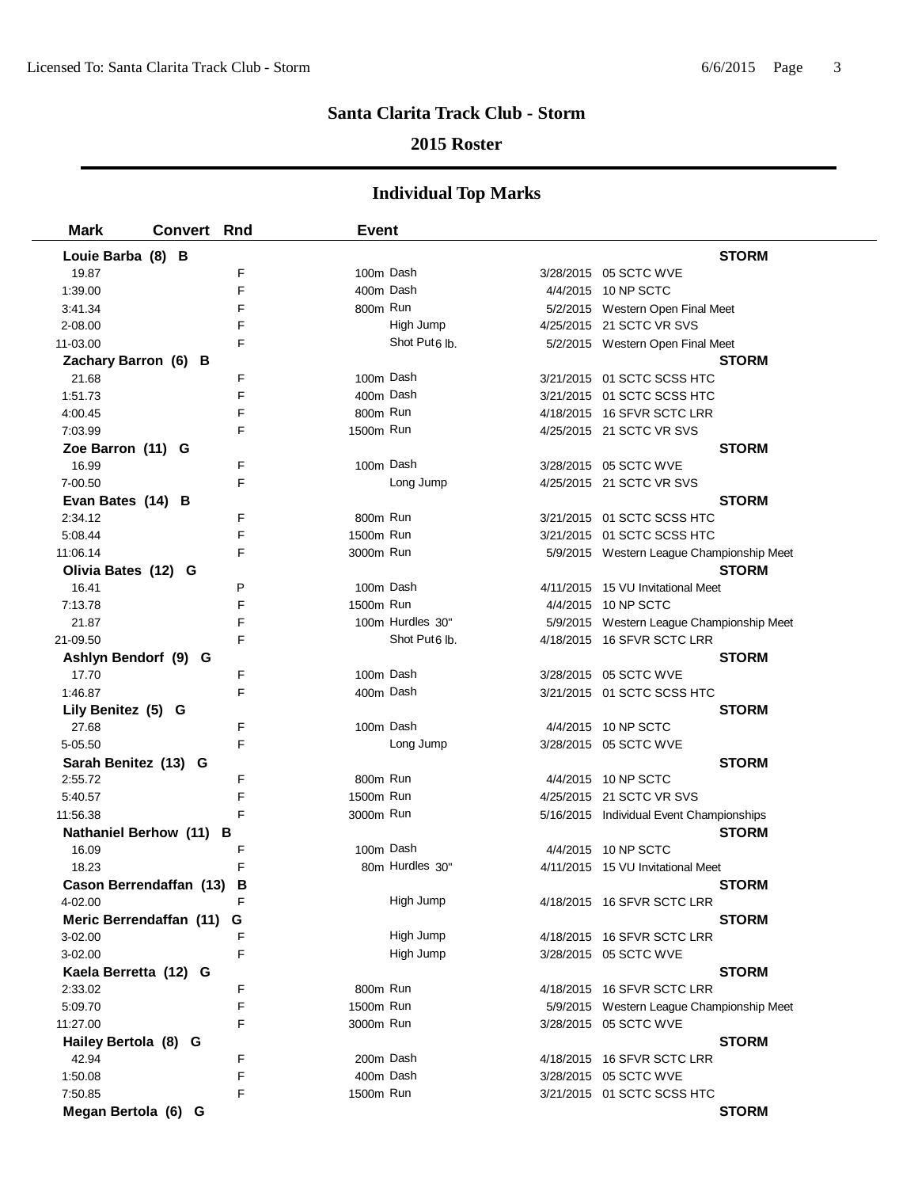## Santa Clarita Track Club - Storm

### 2015 Roster

### Individual Top Marks

| Mark | Convert | Rnd | Event | | Date | Meet |
|---|---|---|---|---|---|---|
| **Louie Barba (8) B** | | | | | | **STORM** |
| 19.87 | | F | 100m Dash | | 3/28/2015 | 05 SCTC WVE |
| 1:39.00 | | F | 400m Dash | | 4/4/2015 | 10 NP SCTC |
| 3:41.34 | | F | 800m Run | | 5/2/2015 | Western Open Final Meet |
| 2-08.00 | | F | High Jump | | 4/25/2015 | 21 SCTC VR SVS |
| 11-03.00 | | F | Shot Put | 6 lb. | 5/2/2015 | Western Open Final Meet |
| **Zachary Barron (6) B** | | | | | | **STORM** |
| 21.68 | | F | 100m Dash | | 3/21/2015 | 01 SCTC SCSS HTC |
| 1:51.73 | | F | 400m Dash | | 3/21/2015 | 01 SCTC SCSS HTC |
| 4:00.45 | | F | 800m Run | | 4/18/2015 | 16 SFVR SCTC LRR |
| 7:03.99 | | F | 1500m Run | | 4/25/2015 | 21 SCTC VR SVS |
| **Zoe Barron (11) G** | | | | | | **STORM** |
| 16.99 | | F | 100m Dash | | 3/28/2015 | 05 SCTC WVE |
| 7-00.50 | | F | Long Jump | | 4/25/2015 | 21 SCTC VR SVS |
| **Evan Bates (14) B** | | | | | | **STORM** |
| 2:34.12 | | F | 800m Run | | 3/21/2015 | 01 SCTC SCSS HTC |
| 5:08.44 | | F | 1500m Run | | 3/21/2015 | 01 SCTC SCSS HTC |
| 11:06.14 | | F | 3000m Run | | 5/9/2015 | Western League Championship Meet |
| **Olivia Bates (12) G** | | | | | | **STORM** |
| 16.41 | | P | 100m Dash | | 4/11/2015 | 15 VU Invitational Meet |
| 7:13.78 | | F | 1500m Run | | 4/4/2015 | 10 NP SCTC |
| 21.87 | | F | 100m Hurdles | 30" | 5/9/2015 | Western League Championship Meet |
| 21-09.50 | | F | Shot Put | 6 lb. | 4/18/2015 | 16 SFVR SCTC LRR |
| **Ashlyn Bendorf (9) G** | | | | | | **STORM** |
| 17.70 | | F | 100m Dash | | 3/28/2015 | 05 SCTC WVE |
| 1:46.87 | | F | 400m Dash | | 3/21/2015 | 01 SCTC SCSS HTC |
| **Lily Benitez (5) G** | | | | | | **STORM** |
| 27.68 | | F | 100m Dash | | 4/4/2015 | 10 NP SCTC |
| 5-05.50 | | F | Long Jump | | 3/28/2015 | 05 SCTC WVE |
| **Sarah Benitez (13) G** | | | | | | **STORM** |
| 2:55.72 | | F | 800m Run | | 4/4/2015 | 10 NP SCTC |
| 5:40.57 | | F | 1500m Run | | 4/25/2015 | 21 SCTC VR SVS |
| 11:56.38 | | F | 3000m Run | | 5/16/2015 | Individual Event Championships |
| **Nathaniel Berhow (11) B** | | | | | | **STORM** |
| 16.09 | | F | 100m Dash | | 4/4/2015 | 10 NP SCTC |
| 18.23 | | F | 80m Hurdles | 30" | 4/11/2015 | 15 VU Invitational Meet |
| **Cason Berrendaffan (13) B** | | | | | | **STORM** |
| 4-02.00 | | F | High Jump | | 4/18/2015 | 16 SFVR SCTC LRR |
| **Meric Berrendaffan (11) G** | | | | | | **STORM** |
| 3-02.00 | | F | High Jump | | 4/18/2015 | 16 SFVR SCTC LRR |
| 3-02.00 | | F | High Jump | | 3/28/2015 | 05 SCTC WVE |
| **Kaela Berretta (12) G** | | | | | | **STORM** |
| 2:33.02 | | F | 800m Run | | 4/18/2015 | 16 SFVR SCTC LRR |
| 5:09.70 | | F | 1500m Run | | 5/9/2015 | Western League Championship Meet |
| 11:27.00 | | F | 3000m Run | | 3/28/2015 | 05 SCTC WVE |
| **Hailey Bertola (8) G** | | | | | | **STORM** |
| 42.94 | | F | 200m Dash | | 4/18/2015 | 16 SFVR SCTC LRR |
| 1:50.08 | | F | 400m Dash | | 3/28/2015 | 05 SCTC WVE |
| 7:50.85 | | F | 1500m Run | | 3/21/2015 | 01 SCTC SCSS HTC |
| **Megan Bertola (6) G** | | | | | | **STORM** |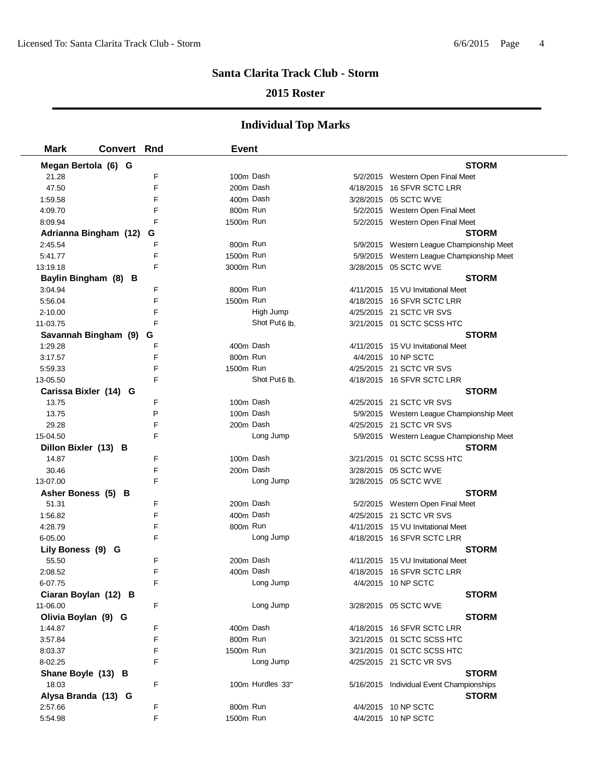# Santa Clarita Track Club - Storm

## 2015 Roster

## Individual Top Marks

| Mark | Convert | Rnd | Event | | Date | Meet |
|---|---|---|---|---|---|---|
| **Megan Bertola (6) G** | | | | | | **STORM** |
| 21.28 | | F | 100m | Dash | 5/2/2015 | Western Open Final Meet |
| 47.50 | | F | 200m | Dash | 4/18/2015 | 16 SFVR SCTC LRR |
| 1:59.58 | | F | 400m | Dash | 3/28/2015 | 05 SCTC WVE |
| 4:09.70 | | F | 800m | Run | 5/2/2015 | Western Open Final Meet |
| 8:09.94 | | F | 1500m | Run | 5/2/2015 | Western Open Final Meet |
| **Adrianna Bingham (12) G** | | | | | | **STORM** |
| 2:45.54 | | F | 800m | Run | 5/9/2015 | Western League Championship Meet |
| 5:41.77 | | F | 1500m | Run | 5/9/2015 | Western League Championship Meet |
| 13:19.18 | | F | 3000m | Run | 3/28/2015 | 05 SCTC WVE |
| **Baylin Bingham (8) B** | | | | | | **STORM** |
| 3:04.94 | | F | 800m | Run | 4/11/2015 | 15 VU Invitational Meet |
| 5:56.04 | | F | 1500m | Run | 4/18/2015 | 16 SFVR SCTC LRR |
| 2-10.00 | | F | | High Jump | 4/25/2015 | 21 SCTC VR SVS |
| 11-03.75 | | F | | Shot Put 6 lb. | 3/21/2015 | 01 SCTC SCSS HTC |
| **Savannah Bingham (9) G** | | | | | | **STORM** |
| 1:29.28 | | F | 400m | Dash | 4/11/2015 | 15 VU Invitational Meet |
| 3:17.57 | | F | 800m | Run | 4/4/2015 | 10 NP SCTC |
| 5:59.33 | | F | 1500m | Run | 4/25/2015 | 21 SCTC VR SVS |
| 13-05.50 | | F | | Shot Put 6 lb. | 4/18/2015 | 16 SFVR SCTC LRR |
| **Carissa Bixler (14) G** | | | | | | **STORM** |
| 13.75 | | F | 100m | Dash | 4/25/2015 | 21 SCTC VR SVS |
| 13.75 | | P | 100m | Dash | 5/9/2015 | Western League Championship Meet |
| 29.28 | | F | 200m | Dash | 4/25/2015 | 21 SCTC VR SVS |
| 15-04.50 | | F | | Long Jump | 5/9/2015 | Western League Championship Meet |
| **Dillon Bixler (13) B** | | | | | | **STORM** |
| 14.87 | | F | 100m | Dash | 3/21/2015 | 01 SCTC SCSS HTC |
| 30.46 | | F | 200m | Dash | 3/28/2015 | 05 SCTC WVE |
| 13-07.00 | | F | | Long Jump | 3/28/2015 | 05 SCTC WVE |
| **Asher Boness (5) B** | | | | | | **STORM** |
| 51.31 | | F | 200m | Dash | 5/2/2015 | Western Open Final Meet |
| 1:56.82 | | F | 400m | Dash | 4/25/2015 | 21 SCTC VR SVS |
| 4:28.79 | | F | 800m | Run | 4/11/2015 | 15 VU Invitational Meet |
| 6-05.00 | | F | | Long Jump | 4/18/2015 | 16 SFVR SCTC LRR |
| **Lily Boness (9) G** | | | | | | **STORM** |
| 55.50 | | F | 200m | Dash | 4/11/2015 | 15 VU Invitational Meet |
| 2:08.52 | | F | 400m | Dash | 4/18/2015 | 16 SFVR SCTC LRR |
| 6-07.75 | | F | | Long Jump | 4/4/2015 | 10 NP SCTC |
| **Ciaran Boylan (12) B** | | | | | | **STORM** |
| 11-06.00 | | F | | Long Jump | 3/28/2015 | 05 SCTC WVE |
| **Olivia Boylan (9) G** | | | | | | **STORM** |
| 1:44.87 | | F | 400m | Dash | 4/18/2015 | 16 SFVR SCTC LRR |
| 3:57.84 | | F | 800m | Run | 3/21/2015 | 01 SCTC SCSS HTC |
| 8:03.37 | | F | 1500m | Run | 3/21/2015 | 01 SCTC SCSS HTC |
| 8-02.25 | | F | | Long Jump | 4/25/2015 | 21 SCTC VR SVS |
| **Shane Boyle (13) B** | | | | | | **STORM** |
| 18.03 | | F | 100m | Hurdles 33" | 5/16/2015 | Individual Event Championships |
| **Alysa Branda (13) G** | | | | | | **STORM** |
| 2:57.66 | | F | 800m | Run | 4/4/2015 | 10 NP SCTC |
| 5:54.98 | | F | 1500m | Run | 4/4/2015 | 10 NP SCTC |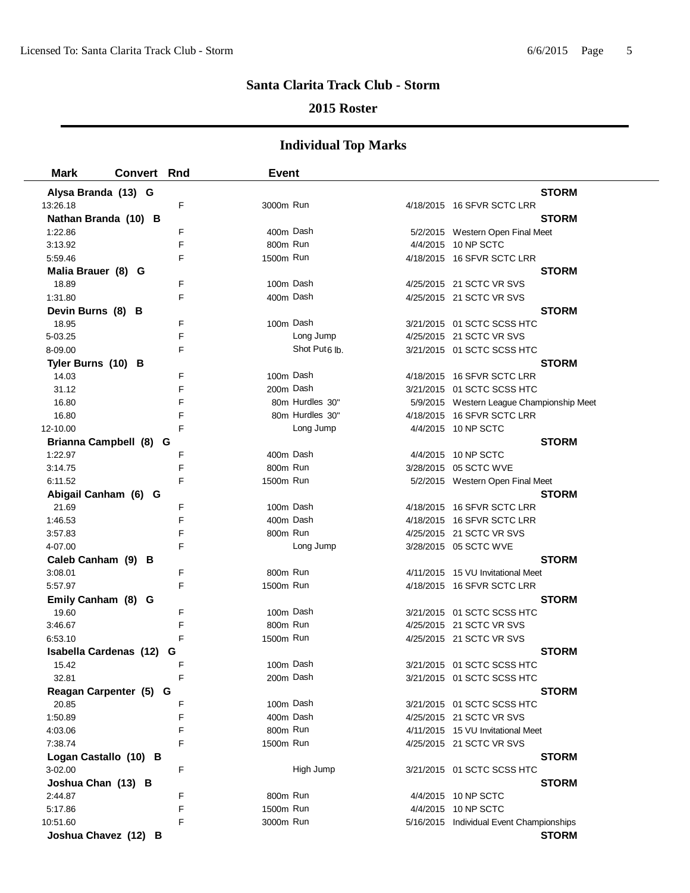# Santa Clarita Track Club - Storm

## 2015 Roster

### Individual Top Marks

| Mark | Convert | Rnd | Event | Date | Meet |
|---|---|---|---|---|---|
| **Alysa Branda (13) G** | | | | | **STORM** |
| 13:26.18 | | F | 3000m Run | 4/18/2015 | 16 SFVR SCTC LRR |
| **Nathan Branda (10) B** | | | | | **STORM** |
| 1:22.86 | | F | 400m Dash | 5/2/2015 | Western Open Final Meet |
| 3:13.92 | | F | 800m Run | 4/4/2015 | 10 NP SCTC |
| 5:59.46 | | F | 1500m Run | 4/18/2015 | 16 SFVR SCTC LRR |
| **Malia Brauer (8) G** | | | | | **STORM** |
| 18.89 | | F | 100m Dash | 4/25/2015 | 21 SCTC VR SVS |
| 1:31.80 | | F | 400m Dash | 4/25/2015 | 21 SCTC VR SVS |
| **Devin Burns (8) B** | | | | | **STORM** |
| 18.95 | | F | 100m Dash | 3/21/2015 | 01 SCTC SCSS HTC |
| 5-03.25 | | F | Long Jump | 4/25/2015 | 21 SCTC VR SVS |
| 8-09.00 | | F | Shot Put 6 lb. | 3/21/2015 | 01 SCTC SCSS HTC |
| **Tyler Burns (10) B** | | | | | **STORM** |
| 14.03 | | F | 100m Dash | 4/18/2015 | 16 SFVR SCTC LRR |
| 31.12 | | F | 200m Dash | 3/21/2015 | 01 SCTC SCSS HTC |
| 16.80 | | F | 80m Hurdles 30" | 5/9/2015 | Western League Championship Meet |
| 16.80 | | F | 80m Hurdles 30" | 4/18/2015 | 16 SFVR SCTC LRR |
| 12-10.00 | | F | Long Jump | 4/4/2015 | 10 NP SCTC |
| **Brianna Campbell (8) G** | | | | | **STORM** |
| 1:22.97 | | F | 400m Dash | 4/4/2015 | 10 NP SCTC |
| 3:14.75 | | F | 800m Run | 3/28/2015 | 05 SCTC WVE |
| 6:11.52 | | F | 1500m Run | 5/2/2015 | Western Open Final Meet |
| **Abigail Canham (6) G** | | | | | **STORM** |
| 21.69 | | F | 100m Dash | 4/18/2015 | 16 SFVR SCTC LRR |
| 1:46.53 | | F | 400m Dash | 4/18/2015 | 16 SFVR SCTC LRR |
| 3:57.83 | | F | 800m Run | 4/25/2015 | 21 SCTC VR SVS |
| 4-07.00 | | F | Long Jump | 3/28/2015 | 05 SCTC WVE |
| **Caleb Canham (9) B** | | | | | **STORM** |
| 3:08.01 | | F | 800m Run | 4/11/2015 | 15 VU Invitational Meet |
| 5:57.97 | | F | 1500m Run | 4/18/2015 | 16 SFVR SCTC LRR |
| **Emily Canham (8) G** | | | | | **STORM** |
| 19.60 | | F | 100m Dash | 3/21/2015 | 01 SCTC SCSS HTC |
| 3:46.67 | | F | 800m Run | 4/25/2015 | 21 SCTC VR SVS |
| 6:53.10 | | F | 1500m Run | 4/25/2015 | 21 SCTC VR SVS |
| **Isabella Cardenas (12) G** | | | | | **STORM** |
| 15.42 | | F | 100m Dash | 3/21/2015 | 01 SCTC SCSS HTC |
| 32.81 | | F | 200m Dash | 3/21/2015 | 01 SCTC SCSS HTC |
| **Reagan Carpenter (5) G** | | | | | **STORM** |
| 20.85 | | F | 100m Dash | 3/21/2015 | 01 SCTC SCSS HTC |
| 1:50.89 | | F | 400m Dash | 4/25/2015 | 21 SCTC VR SVS |
| 4:03.06 | | F | 800m Run | 4/11/2015 | 15 VU Invitational Meet |
| 7:38.74 | | F | 1500m Run | 4/25/2015 | 21 SCTC VR SVS |
| **Logan Castallo (10) B** | | | | | **STORM** |
| 3-02.00 | | F | High Jump | 3/21/2015 | 01 SCTC SCSS HTC |
| **Joshua Chan (13) B** | | | | | **STORM** |
| 2:44.87 | | F | 800m Run | 4/4/2015 | 10 NP SCTC |
| 5:17.86 | | F | 1500m Run | 4/4/2015 | 10 NP SCTC |
| 10:51.60 | | F | 3000m Run | 5/16/2015 | Individual Event Championships |
| **Joshua Chavez (12) B** | | | | | **STORM** |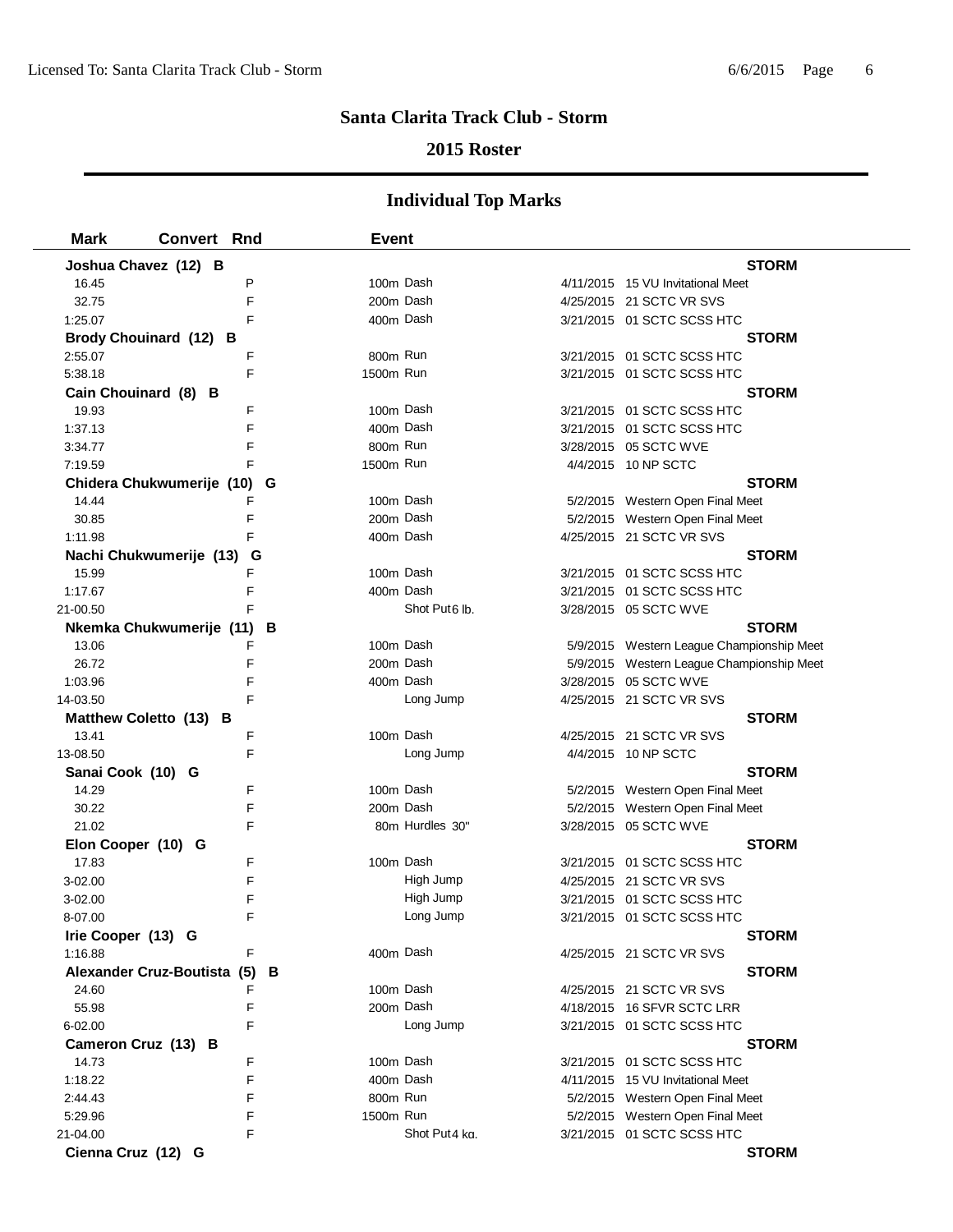## Santa Clarita Track Club - Storm

### 2015 Roster

### Individual Top Marks

| Mark | Convert | Rnd | Event | | Date | Meet |
|---|---|---|---|---|---|---|
| **Joshua Chavez (12) B** | | | | | | **STORM** |
| 16.45 | | P | 100m | Dash | 4/11/2015 | 15 VU Invitational Meet |
| 32.75 | | F | 200m | Dash | 4/25/2015 | 21 SCTC VR SVS |
| 1:25.07 | | F | 400m | Dash | 3/21/2015 | 01 SCTC SCSS HTC |
| **Brody Chouinard (12) B** | | | | | | **STORM** |
| 2:55.07 | | F | 800m | Run | 3/21/2015 | 01 SCTC SCSS HTC |
| 5:38.18 | | F | 1500m | Run | 3/21/2015 | 01 SCTC SCSS HTC |
| **Cain Chouinard (8) B** | | | | | | **STORM** |
| 19.93 | | F | 100m | Dash | 3/21/2015 | 01 SCTC SCSS HTC |
| 1:37.13 | | F | 400m | Dash | 3/21/2015 | 01 SCTC SCSS HTC |
| 3:34.77 | | F | 800m | Run | 3/28/2015 | 05 SCTC WVE |
| 7:19.59 | | F | 1500m | Run | 4/4/2015 | 10 NP SCTC |
| **Chidera Chukwumerije (10) G** | | | | | | **STORM** |
| 14.44 | | F | 100m | Dash | 5/2/2015 | Western Open Final Meet |
| 30.85 | | F | 200m | Dash | 5/2/2015 | Western Open Final Meet |
| 1:11.98 | | F | 400m | Dash | 4/25/2015 | 21 SCTC VR SVS |
| **Nachi Chukwumerije (13) G** | | | | | | **STORM** |
| 15.99 | | F | 100m | Dash | 3/21/2015 | 01 SCTC SCSS HTC |
| 1:17.67 | | F | 400m | Dash | 3/21/2015 | 01 SCTC SCSS HTC |
| 21-00.50 | | F | | Shot Put 6 lb. | 3/28/2015 | 05 SCTC WVE |
| **Nkemka Chukwumerije (11) B** | | | | | | **STORM** |
| 13.06 | | F | 100m | Dash | 5/9/2015 | Western League Championship Meet |
| 26.72 | | F | 200m | Dash | 5/9/2015 | Western League Championship Meet |
| 1:03.96 | | F | 400m | Dash | 3/28/2015 | 05 SCTC WVE |
| 14-03.50 | | F | | Long Jump | 4/25/2015 | 21 SCTC VR SVS |
| **Matthew Coletto (13) B** | | | | | | **STORM** |
| 13.41 | | F | 100m | Dash | 4/25/2015 | 21 SCTC VR SVS |
| 13-08.50 | | F | | Long Jump | 4/4/2015 | 10 NP SCTC |
| **Sanai Cook (10) G** | | | | | | **STORM** |
| 14.29 | | F | 100m | Dash | 5/2/2015 | Western Open Final Meet |
| 30.22 | | F | 200m | Dash | 5/2/2015 | Western Open Final Meet |
| 21.02 | | F | 80m | Hurdles 30" | 3/28/2015 | 05 SCTC WVE |
| **Elon Cooper (10) G** | | | | | | **STORM** |
| 17.83 | | F | 100m | Dash | 3/21/2015 | 01 SCTC SCSS HTC |
| 3-02.00 | | F | | High Jump | 4/25/2015 | 21 SCTC VR SVS |
| 3-02.00 | | F | | High Jump | 3/21/2015 | 01 SCTC SCSS HTC |
| 8-07.00 | | F | | Long Jump | 3/21/2015 | 01 SCTC SCSS HTC |
| **Irie Cooper (13) G** | | | | | | **STORM** |
| 1:16.88 | | F | 400m | Dash | 4/25/2015 | 21 SCTC VR SVS |
| **Alexander Cruz-Boutista (5) B** | | | | | | **STORM** |
| 24.60 | | F | 100m | Dash | 4/25/2015 | 21 SCTC VR SVS |
| 55.98 | | F | 200m | Dash | 4/18/2015 | 16 SFVR SCTC LRR |
| 6-02.00 | | F | | Long Jump | 3/21/2015 | 01 SCTC SCSS HTC |
| **Cameron Cruz (13) B** | | | | | | **STORM** |
| 14.73 | | F | 100m | Dash | 3/21/2015 | 01 SCTC SCSS HTC |
| 1:18.22 | | F | 400m | Dash | 4/11/2015 | 15 VU Invitational Meet |
| 2:44.43 | | F | 800m | Run | 5/2/2015 | Western Open Final Meet |
| 5:29.96 | | F | 1500m | Run | 5/2/2015 | Western Open Final Meet |
| 21-04.00 | | F | | Shot Put 4 kg. | 3/21/2015 | 01 SCTC SCSS HTC |
| **Cienna Cruz (12) G** | | | | | | **STORM** |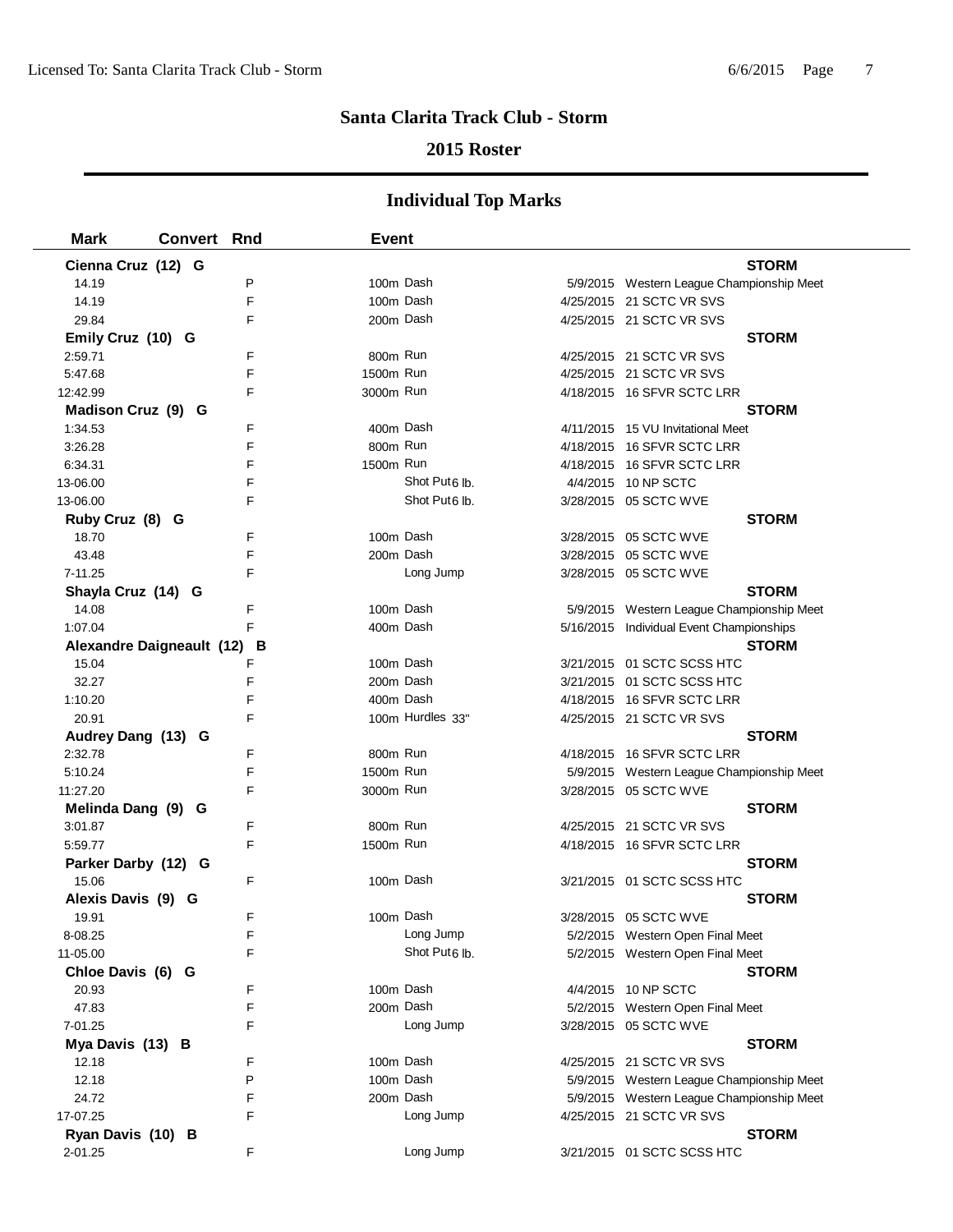# Santa Clarita Track Club - Storm

## 2015 Roster

### Individual Top Marks

| Mark | Convert | Rnd | Event | Date | Meet |
|---|---|---|---|---|---|
| **Cienna Cruz (12) G** | | | | | **STORM** |
| 14.19 | | P | 100m Dash | 5/9/2015 | Western League Championship Meet |
| 14.19 | | F | 100m Dash | 4/25/2015 | 21 SCTC VR SVS |
| 29.84 | | F | 200m Dash | 4/25/2015 | 21 SCTC VR SVS |
| **Emily Cruz (10) G** | | | | | **STORM** |
| 2:59.71 | | F | 800m Run | 4/25/2015 | 21 SCTC VR SVS |
| 5:47.68 | | F | 1500m Run | 4/25/2015 | 21 SCTC VR SVS |
| 12:42.99 | | F | 3000m Run | 4/18/2015 | 16 SFVR SCTC LRR |
| **Madison Cruz (9) G** | | | | | **STORM** |
| 1:34.53 | | F | 400m Dash | 4/11/2015 | 15 VU Invitational Meet |
| 3:26.28 | | F | 800m Run | 4/18/2015 | 16 SFVR SCTC LRR |
| 6:34.31 | | F | 1500m Run | 4/18/2015 | 16 SFVR SCTC LRR |
| 13-06.00 | | F | Shot Put 6 lb. | 4/4/2015 | 10 NP SCTC |
| 13-06.00 | | F | Shot Put 6 lb. | 3/28/2015 | 05 SCTC WVE |
| **Ruby Cruz (8) G** | | | | | **STORM** |
| 18.70 | | F | 100m Dash | 3/28/2015 | 05 SCTC WVE |
| 43.48 | | F | 200m Dash | 3/28/2015 | 05 SCTC WVE |
| 7-11.25 | | F | Long Jump | 3/28/2015 | 05 SCTC WVE |
| **Shayla Cruz (14) G** | | | | | **STORM** |
| 14.08 | | F | 100m Dash | 5/9/2015 | Western League Championship Meet |
| 1:07.04 | | F | 400m Dash | 5/16/2015 | Individual Event Championships |
| **Alexandre Daigneault (12) B** | | | | | **STORM** |
| 15.04 | | F | 100m Dash | 3/21/2015 | 01 SCTC SCSS HTC |
| 32.27 | | F | 200m Dash | 3/21/2015 | 01 SCTC SCSS HTC |
| 1:10.20 | | F | 400m Dash | 4/18/2015 | 16 SFVR SCTC LRR |
| 20.91 | | F | 100m Hurdles 33" | 4/25/2015 | 21 SCTC VR SVS |
| **Audrey Dang (13) G** | | | | | **STORM** |
| 2:32.78 | | F | 800m Run | 4/18/2015 | 16 SFVR SCTC LRR |
| 5:10.24 | | F | 1500m Run | 5/9/2015 | Western League Championship Meet |
| 11:27.20 | | F | 3000m Run | 3/28/2015 | 05 SCTC WVE |
| **Melinda Dang (9) G** | | | | | **STORM** |
| 3:01.87 | | F | 800m Run | 4/25/2015 | 21 SCTC VR SVS |
| 5:59.77 | | F | 1500m Run | 4/18/2015 | 16 SFVR SCTC LRR |
| **Parker Darby (12) G** | | | | | **STORM** |
| 15.06 | | F | 100m Dash | 3/21/2015 | 01 SCTC SCSS HTC |
| **Alexis Davis (9) G** | | | | | **STORM** |
| 19.91 | | F | 100m Dash | 3/28/2015 | 05 SCTC WVE |
| 8-08.25 | | F | Long Jump | 5/2/2015 | Western Open Final Meet |
| 11-05.00 | | F | Shot Put 6 lb. | 5/2/2015 | Western Open Final Meet |
| **Chloe Davis (6) G** | | | | | **STORM** |
| 20.93 | | F | 100m Dash | 4/4/2015 | 10 NP SCTC |
| 47.83 | | F | 200m Dash | 5/2/2015 | Western Open Final Meet |
| 7-01.25 | | F | Long Jump | 3/28/2015 | 05 SCTC WVE |
| **Mya Davis (13) B** | | | | | **STORM** |
| 12.18 | | F | 100m Dash | 4/25/2015 | 21 SCTC VR SVS |
| 12.18 | | P | 100m Dash | 5/9/2015 | Western League Championship Meet |
| 24.72 | | F | 200m Dash | 5/9/2015 | Western League Championship Meet |
| 17-07.25 | | F | Long Jump | 4/25/2015 | 21 SCTC VR SVS |
| **Ryan Davis (10) B** | | | | | **STORM** |
| 2-01.25 | | F | Long Jump | 3/21/2015 | 01 SCTC SCSS HTC |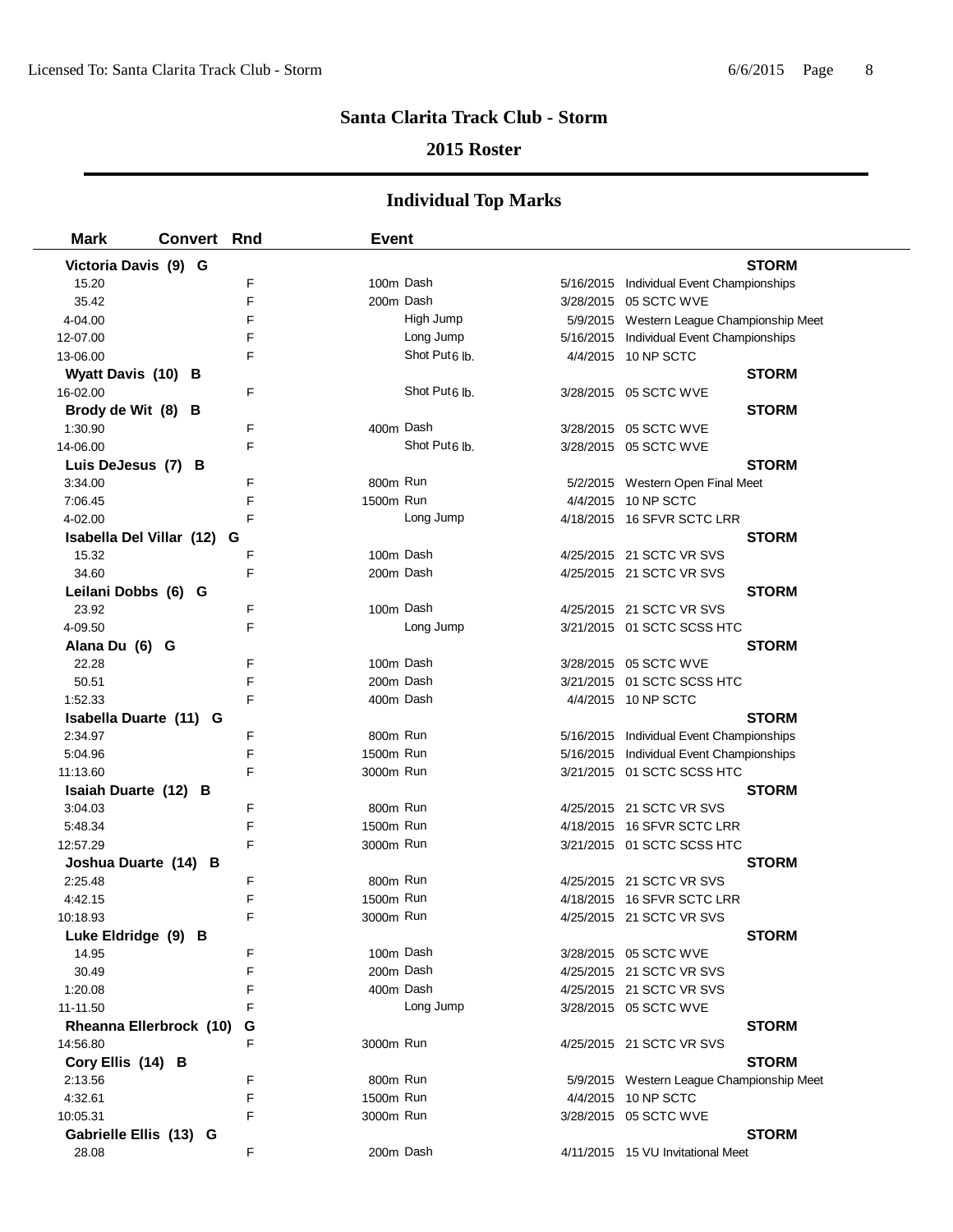## Santa Clarita Track Club - Storm

### 2015 Roster

## Individual Top Marks

| Mark | Convert | Rnd | Event | Date | Meet |
|---|---|---|---|---|---|
| **Victoria Davis (9) G** | | | | | **STORM** |
| 15.20 | | F | 100m Dash | 5/16/2015 | Individual Event Championships |
| 35.42 | | F | 200m Dash | 3/28/2015 | 05 SCTC WVE |
| 4-04.00 | | F | High Jump | 5/9/2015 | Western League Championship Meet |
| 12-07.00 | | F | Long Jump | 5/16/2015 | Individual Event Championships |
| 13-06.00 | | F | Shot Put 6 lb. | 4/4/2015 | 10 NP SCTC |
| **Wyatt Davis (10) B** | | | | | **STORM** |
| 16-02.00 | | F | Shot Put 6 lb. | 3/28/2015 | 05 SCTC WVE |
| **Brody de Wit (8) B** | | | | | **STORM** |
| 1:30.90 | | F | 400m Dash | 3/28/2015 | 05 SCTC WVE |
| 14-06.00 | | F | Shot Put 6 lb. | 3/28/2015 | 05 SCTC WVE |
| **Luis DeJesus (7) B** | | | | | **STORM** |
| 3:34.00 | | F | 800m Run | 5/2/2015 | Western Open Final Meet |
| 7:06.45 | | F | 1500m Run | 4/4/2015 | 10 NP SCTC |
| 4-02.00 | | F | Long Jump | 4/18/2015 | 16 SFVR SCTC LRR |
| **Isabella Del Villar (12) G** | | | | | **STORM** |
| 15.32 | | F | 100m Dash | 4/25/2015 | 21 SCTC VR SVS |
| 34.60 | | F | 200m Dash | 4/25/2015 | 21 SCTC VR SVS |
| **Leilani Dobbs (6) G** | | | | | **STORM** |
| 23.92 | | F | 100m Dash | 4/25/2015 | 21 SCTC VR SVS |
| 4-09.50 | | F | Long Jump | 3/21/2015 | 01 SCTC SCSS HTC |
| **Alana Du (6) G** | | | | | **STORM** |
| 22.28 | | F | 100m Dash | 3/28/2015 | 05 SCTC WVE |
| 50.51 | | F | 200m Dash | 3/21/2015 | 01 SCTC SCSS HTC |
| 1:52.33 | | F | 400m Dash | 4/4/2015 | 10 NP SCTC |
| **Isabella Duarte (11) G** | | | | | **STORM** |
| 2:34.97 | | F | 800m Run | 5/16/2015 | Individual Event Championships |
| 5:04.96 | | F | 1500m Run | 5/16/2015 | Individual Event Championships |
| 11:13.60 | | F | 3000m Run | 3/21/2015 | 01 SCTC SCSS HTC |
| **Isaiah Duarte (12) B** | | | | | **STORM** |
| 3:04.03 | | F | 800m Run | 4/25/2015 | 21 SCTC VR SVS |
| 5:48.34 | | F | 1500m Run | 4/18/2015 | 16 SFVR SCTC LRR |
| 12:57.29 | | F | 3000m Run | 3/21/2015 | 01 SCTC SCSS HTC |
| **Joshua Duarte (14) B** | | | | | **STORM** |
| 2:25.48 | | F | 800m Run | 4/25/2015 | 21 SCTC VR SVS |
| 4:42.15 | | F | 1500m Run | 4/18/2015 | 16 SFVR SCTC LRR |
| 10:18.93 | | F | 3000m Run | 4/25/2015 | 21 SCTC VR SVS |
| **Luke Eldridge (9) B** | | | | | **STORM** |
| 14.95 | | F | 100m Dash | 3/28/2015 | 05 SCTC WVE |
| 30.49 | | F | 200m Dash | 4/25/2015 | 21 SCTC VR SVS |
| 1:20.08 | | F | 400m Dash | 4/25/2015 | 21 SCTC VR SVS |
| 11-11.50 | | F | Long Jump | 3/28/2015 | 05 SCTC WVE |
| **Rheanna Ellerbrock (10) G** | | | | | **STORM** |
| 14:56.80 | | F | 3000m Run | 4/25/2015 | 21 SCTC VR SVS |
| **Cory Ellis (14) B** | | | | | **STORM** |
| 2:13.56 | | F | 800m Run | 5/9/2015 | Western League Championship Meet |
| 4:32.61 | | F | 1500m Run | 4/4/2015 | 10 NP SCTC |
| 10:05.31 | | F | 3000m Run | 3/28/2015 | 05 SCTC WVE |
| **Gabrielle Ellis (13) G** | | | | | **STORM** |
| 28.08 | | F | 200m Dash | 4/11/2015 | 15 VU Invitational Meet |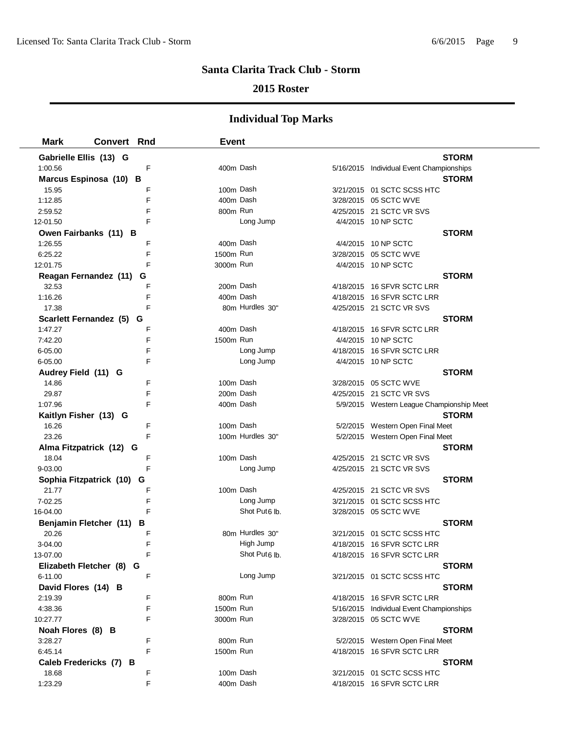## Santa Clarita Track Club - Storm

### 2015 Roster

### Individual Top Marks

| Mark | Convert | Rnd | Event | | Date | Meet |
|---|---|---|---|---|---|---|
| **Gabrielle Ellis (13) G** | | | | | | **STORM** |
| 1:00.56 | | F | 400m | Dash | 5/16/2015 | Individual Event Championships |
| **Marcus Espinosa (10) B** | | | | | | **STORM** |
| 15.95 | | F | 100m | Dash | 3/21/2015 | 01 SCTC SCSS HTC |
| 1:12.85 | | F | 400m | Dash | 3/28/2015 | 05 SCTC WVE |
| 2:59.52 | | F | 800m | Run | 4/25/2015 | 21 SCTC VR SVS |
| 12-01.50 | | F | | Long Jump | 4/4/2015 | 10 NP SCTC |
| **Owen Fairbanks (11) B** | | | | | | **STORM** |
| 1:26.55 | | F | 400m | Dash | 4/4/2015 | 10 NP SCTC |
| 6:25.22 | | F | 1500m | Run | 3/28/2015 | 05 SCTC WVE |
| 12:01.75 | | F | 3000m | Run | 4/4/2015 | 10 NP SCTC |
| **Reagan Fernandez (11) G** | | | | | | **STORM** |
| 32.53 | | F | 200m | Dash | 4/18/2015 | 16 SFVR SCTC LRR |
| 1:16.26 | | F | 400m | Dash | 4/18/2015 | 16 SFVR SCTC LRR |
| 17.38 | | F | 80m | Hurdles 30" | 4/25/2015 | 21 SCTC VR SVS |
| **Scarlett Fernandez (5) G** | | | | | | **STORM** |
| 1:47.27 | | F | 400m | Dash | 4/18/2015 | 16 SFVR SCTC LRR |
| 7:42.20 | | F | 1500m | Run | 4/4/2015 | 10 NP SCTC |
| 6-05.00 | | F | | Long Jump | 4/18/2015 | 16 SFVR SCTC LRR |
| 6-05.00 | | F | | Long Jump | 4/4/2015 | 10 NP SCTC |
| **Audrey Field (11) G** | | | | | | **STORM** |
| 14.86 | | F | 100m | Dash | 3/28/2015 | 05 SCTC WVE |
| 29.87 | | F | 200m | Dash | 4/25/2015 | 21 SCTC VR SVS |
| 1:07.96 | | F | 400m | Dash | 5/9/2015 | Western League Championship Meet |
| **Kaitlyn Fisher (13) G** | | | | | | **STORM** |
| 16.26 | | F | 100m | Dash | 5/2/2015 | Western Open Final Meet |
| 23.26 | | F | 100m | Hurdles 30" | 5/2/2015 | Western Open Final Meet |
| **Alma Fitzpatrick (12) G** | | | | | | **STORM** |
| 18.04 | | F | 100m | Dash | 4/25/2015 | 21 SCTC VR SVS |
| 9-03.00 | | F | | Long Jump | 4/25/2015 | 21 SCTC VR SVS |
| **Sophia Fitzpatrick (10) G** | | | | | | **STORM** |
| 21.77 | | F | 100m | Dash | 4/25/2015 | 21 SCTC VR SVS |
| 7-02.25 | | F | | Long Jump | 3/21/2015 | 01 SCTC SCSS HTC |
| 16-04.00 | | F | | Shot Put 6 lb. | 3/28/2015 | 05 SCTC WVE |
| **Benjamin Fletcher (11) B** | | | | | | **STORM** |
| 20.26 | | F | 80m | Hurdles 30" | 3/21/2015 | 01 SCTC SCSS HTC |
| 3-04.00 | | F | | High Jump | 4/18/2015 | 16 SFVR SCTC LRR |
| 13-07.00 | | F | | Shot Put 6 lb. | 4/18/2015 | 16 SFVR SCTC LRR |
| **Elizabeth Fletcher (8) G** | | | | | | **STORM** |
| 6-11.00 | | F | | Long Jump | 3/21/2015 | 01 SCTC SCSS HTC |
| **David Flores (14) B** | | | | | | **STORM** |
| 2:19.39 | | F | 800m | Run | 4/18/2015 | 16 SFVR SCTC LRR |
| 4:38.36 | | F | 1500m | Run | 5/16/2015 | Individual Event Championships |
| 10:27.77 | | F | 3000m | Run | 3/28/2015 | 05 SCTC WVE |
| **Noah Flores (8) B** | | | | | | **STORM** |
| 3:28.27 | | F | 800m | Run | 5/2/2015 | Western Open Final Meet |
| 6:45.14 | | F | 1500m | Run | 4/18/2015 | 16 SFVR SCTC LRR |
| **Caleb Fredericks (7) B** | | | | | | **STORM** |
| 18.68 | | F | 100m | Dash | 3/21/2015 | 01 SCTC SCSS HTC |
| 1:23.29 | | F | 400m | Dash | 4/18/2015 | 16 SFVR SCTC LRR |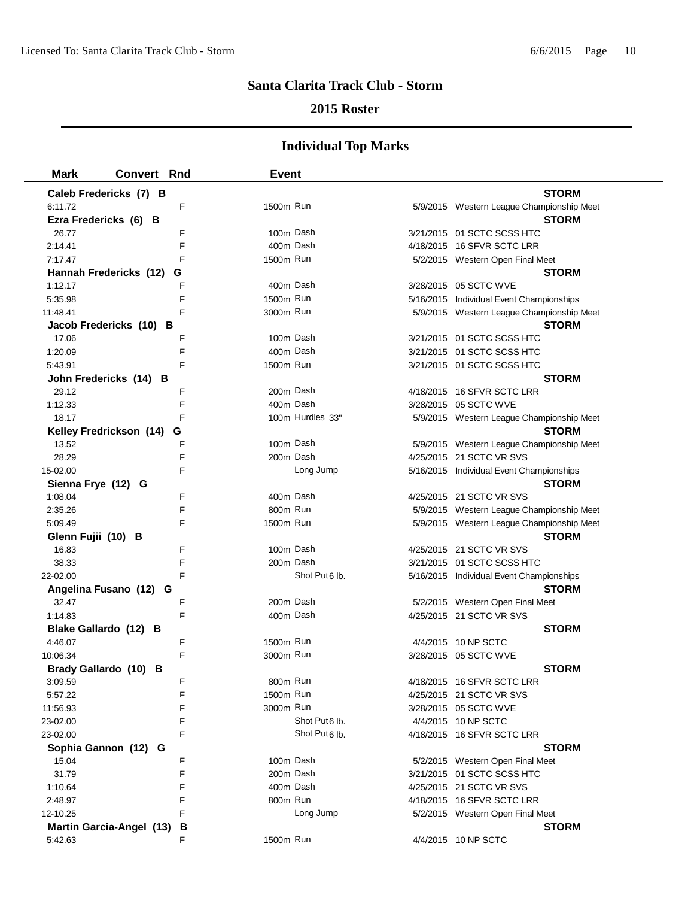## Santa Clarita Track Club - Storm

### 2015 Roster

### Individual Top Marks

| Mark | Convert | Rnd | Event | | Date | Meet |
|---|---|---|---|---|---|---|
| **Caleb Fredericks (7) B** | | | | | | **STORM** |
| 6:11.72 | | F | 1500m Run | | 5/9/2015 | Western League Championship Meet |
| **Ezra Fredericks (6) B** | | | | | | **STORM** |
| 26.77 | | F | 100m Dash | | 3/21/2015 | 01 SCTC SCSS HTC |
| 2:14.41 | | F | 400m Dash | | 4/18/2015 | 16 SFVR SCTC LRR |
| 7:17.47 | | F | 1500m Run | | 5/2/2015 | Western Open Final Meet |
| **Hannah Fredericks (12) G** | | | | | | **STORM** |
| 1:12.17 | | F | 400m Dash | | 3/28/2015 | 05 SCTC WVE |
| 5:35.98 | | F | 1500m Run | | 5/16/2015 | Individual Event Championships |
| 11:48.41 | | F | 3000m Run | | 5/9/2015 | Western League Championship Meet |
| **Jacob Fredericks (10) B** | | | | | | **STORM** |
| 17.06 | | F | 100m Dash | | 3/21/2015 | 01 SCTC SCSS HTC |
| 1:20.09 | | F | 400m Dash | | 3/21/2015 | 01 SCTC SCSS HTC |
| 5:43.91 | | F | 1500m Run | | 3/21/2015 | 01 SCTC SCSS HTC |
| **John Fredericks (14) B** | | | | | | **STORM** |
| 29.12 | | F | 200m Dash | | 4/18/2015 | 16 SFVR SCTC LRR |
| 1:12.33 | | F | 400m Dash | | 3/28/2015 | 05 SCTC WVE |
| 18.17 | | F | 100m Hurdles | 33" | 5/9/2015 | Western League Championship Meet |
| **Kelley Fredrickson (14) G** | | | | | | **STORM** |
| 13.52 | | F | 100m Dash | | 5/9/2015 | Western League Championship Meet |
| 28.29 | | F | 200m Dash | | 4/25/2015 | 21 SCTC VR SVS |
| 15-02.00 | | F | Long Jump | | 5/16/2015 | Individual Event Championships |
| **Sienna Frye (12) G** | | | | | | **STORM** |
| 1:08.04 | | F | 400m Dash | | 4/25/2015 | 21 SCTC VR SVS |
| 2:35.26 | | F | 800m Run | | 5/9/2015 | Western League Championship Meet |
| 5:09.49 | | F | 1500m Run | | 5/9/2015 | Western League Championship Meet |
| **Glenn Fujii (10) B** | | | | | | **STORM** |
| 16.83 | | F | 100m Dash | | 4/25/2015 | 21 SCTC VR SVS |
| 38.33 | | F | 200m Dash | | 3/21/2015 | 01 SCTC SCSS HTC |
| 22-02.00 | | F | Shot Put | 6 lb. | 5/16/2015 | Individual Event Championships |
| **Angelina Fusano (12) G** | | | | | | **STORM** |
| 32.47 | | F | 200m Dash | | 5/2/2015 | Western Open Final Meet |
| 1:14.83 | | F | 400m Dash | | 4/25/2015 | 21 SCTC VR SVS |
| **Blake Gallardo (12) B** | | | | | | **STORM** |
| 4:46.07 | | F | 1500m Run | | 4/4/2015 | 10 NP SCTC |
| 10:06.34 | | F | 3000m Run | | 3/28/2015 | 05 SCTC WVE |
| **Brady Gallardo (10) B** | | | | | | **STORM** |
| 3:09.59 | | F | 800m Run | | 4/18/2015 | 16 SFVR SCTC LRR |
| 5:57.22 | | F | 1500m Run | | 4/25/2015 | 21 SCTC VR SVS |
| 11:56.93 | | F | 3000m Run | | 3/28/2015 | 05 SCTC WVE |
| 23-02.00 | | F | Shot Put | 6 lb. | 4/4/2015 | 10 NP SCTC |
| 23-02.00 | | F | Shot Put | 6 lb. | 4/18/2015 | 16 SFVR SCTC LRR |
| **Sophia Gannon (12) G** | | | | | | **STORM** |
| 15.04 | | F | 100m Dash | | 5/2/2015 | Western Open Final Meet |
| 31.79 | | F | 200m Dash | | 3/21/2015 | 01 SCTC SCSS HTC |
| 1:10.64 | | F | 400m Dash | | 4/25/2015 | 21 SCTC VR SVS |
| 2:48.97 | | F | 800m Run | | 4/18/2015 | 16 SFVR SCTC LRR |
| 12-10.25 | | F | Long Jump | | 5/2/2015 | Western Open Final Meet |
| **Martin Garcia-Angel (13) B** | | | | | | **STORM** |
| 5:42.63 | | F | 1500m Run | | 4/4/2015 | 10 NP SCTC |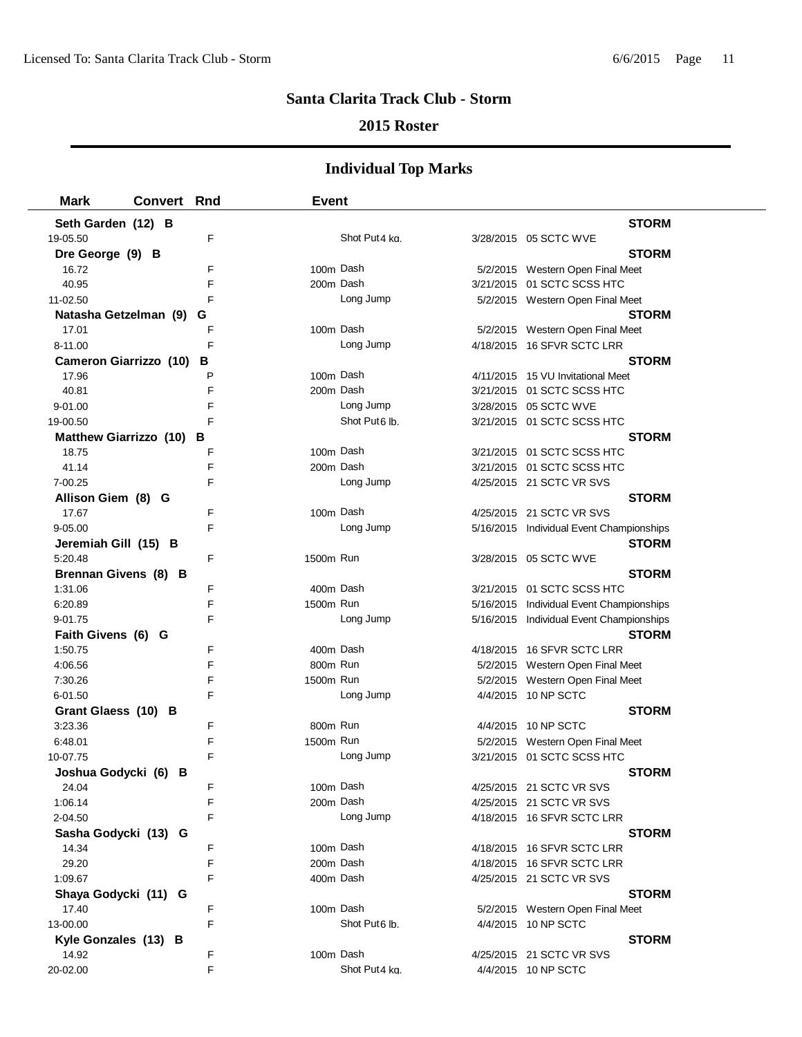# Santa Clarita Track Club - Storm

## 2015 Roster

### Individual Top Marks

| Mark | Convert | Rnd | Event | | Date | Meet |
|---|---|---|---|---|---|---|
| **Seth Garden (12) B** | | | | | | **STORM** |
| 19-05.50 | | F | | Shot Put 4 kg. | 3/28/2015 | 05 SCTC WVE |
| **Dre George (9) B** | | | | | | **STORM** |
| 16.72 | | F | 100m | Dash | 5/2/2015 | Western Open Final Meet |
| 40.95 | | F | 200m | Dash | 3/21/2015 | 01 SCTC SCSS HTC |
| 11-02.50 | | F | | Long Jump | 5/2/2015 | Western Open Final Meet |
| **Natasha Getzelman (9) G** | | | | | | **STORM** |
| 17.01 | | F | 100m | Dash | 5/2/2015 | Western Open Final Meet |
| 8-11.00 | | F | | Long Jump | 4/18/2015 | 16 SFVR SCTC LRR |
| **Cameron Giarrizzo (10) B** | | | | | | **STORM** |
| 17.96 | | P | 100m | Dash | 4/11/2015 | 15 VU Invitational Meet |
| 40.81 | | F | 200m | Dash | 3/21/2015 | 01 SCTC SCSS HTC |
| 9-01.00 | | F | | Long Jump | 3/28/2015 | 05 SCTC WVE |
| 19-00.50 | | F | | Shot Put 6 lb. | 3/21/2015 | 01 SCTC SCSS HTC |
| **Matthew Giarrizzo (10) B** | | | | | | **STORM** |
| 18.75 | | F | 100m | Dash | 3/21/2015 | 01 SCTC SCSS HTC |
| 41.14 | | F | 200m | Dash | 3/21/2015 | 01 SCTC SCSS HTC |
| 7-00.25 | | F | | Long Jump | 4/25/2015 | 21 SCTC VR SVS |
| **Allison Giem (8) G** | | | | | | **STORM** |
| 17.67 | | F | 100m | Dash | 4/25/2015 | 21 SCTC VR SVS |
| 9-05.00 | | F | | Long Jump | 5/16/2015 | Individual Event Championships |
| **Jeremiah Gill (15) B** | | | | | | **STORM** |
| 5:20.48 | | F | 1500m | Run | 3/28/2015 | 05 SCTC WVE |
| **Brennan Givens (8) B** | | | | | | **STORM** |
| 1:31.06 | | F | 400m | Dash | 3/21/2015 | 01 SCTC SCSS HTC |
| 6:20.89 | | F | 1500m | Run | 5/16/2015 | Individual Event Championships |
| 9-01.75 | | F | | Long Jump | 5/16/2015 | Individual Event Championships |
| **Faith Givens (6) G** | | | | | | **STORM** |
| 1:50.75 | | F | 400m | Dash | 4/18/2015 | 16 SFVR SCTC LRR |
| 4:06.56 | | F | 800m | Run | 5/2/2015 | Western Open Final Meet |
| 7:30.26 | | F | 1500m | Run | 5/2/2015 | Western Open Final Meet |
| 6-01.50 | | F | | Long Jump | 4/4/2015 | 10 NP SCTC |
| **Grant Glaess (10) B** | | | | | | **STORM** |
| 3:23.36 | | F | 800m | Run | 4/4/2015 | 10 NP SCTC |
| 6:48.01 | | F | 1500m | Run | 5/2/2015 | Western Open Final Meet |
| 10-07.75 | | F | | Long Jump | 3/21/2015 | 01 SCTC SCSS HTC |
| **Joshua Godycki (6) B** | | | | | | **STORM** |
| 24.04 | | F | 100m | Dash | 4/25/2015 | 21 SCTC VR SVS |
| 1:06.14 | | F | 200m | Dash | 4/25/2015 | 21 SCTC VR SVS |
| 2-04.50 | | F | | Long Jump | 4/18/2015 | 16 SFVR SCTC LRR |
| **Sasha Godycki (13) G** | | | | | | **STORM** |
| 14.34 | | F | 100m | Dash | 4/18/2015 | 16 SFVR SCTC LRR |
| 29.20 | | F | 200m | Dash | 4/18/2015 | 16 SFVR SCTC LRR |
| 1:09.67 | | F | 400m | Dash | 4/25/2015 | 21 SCTC VR SVS |
| **Shaya Godycki (11) G** | | | | | | **STORM** |
| 17.40 | | F | 100m | Dash | 5/2/2015 | Western Open Final Meet |
| 13-00.00 | | F | | Shot Put 6 lb. | 4/4/2015 | 10 NP SCTC |
| **Kyle Gonzales (13) B** | | | | | | **STORM** |
| 14.92 | | F | 100m | Dash | 4/25/2015 | 21 SCTC VR SVS |
| 20-02.00 | | F | | Shot Put 4 kg. | 4/4/2015 | 10 NP SCTC |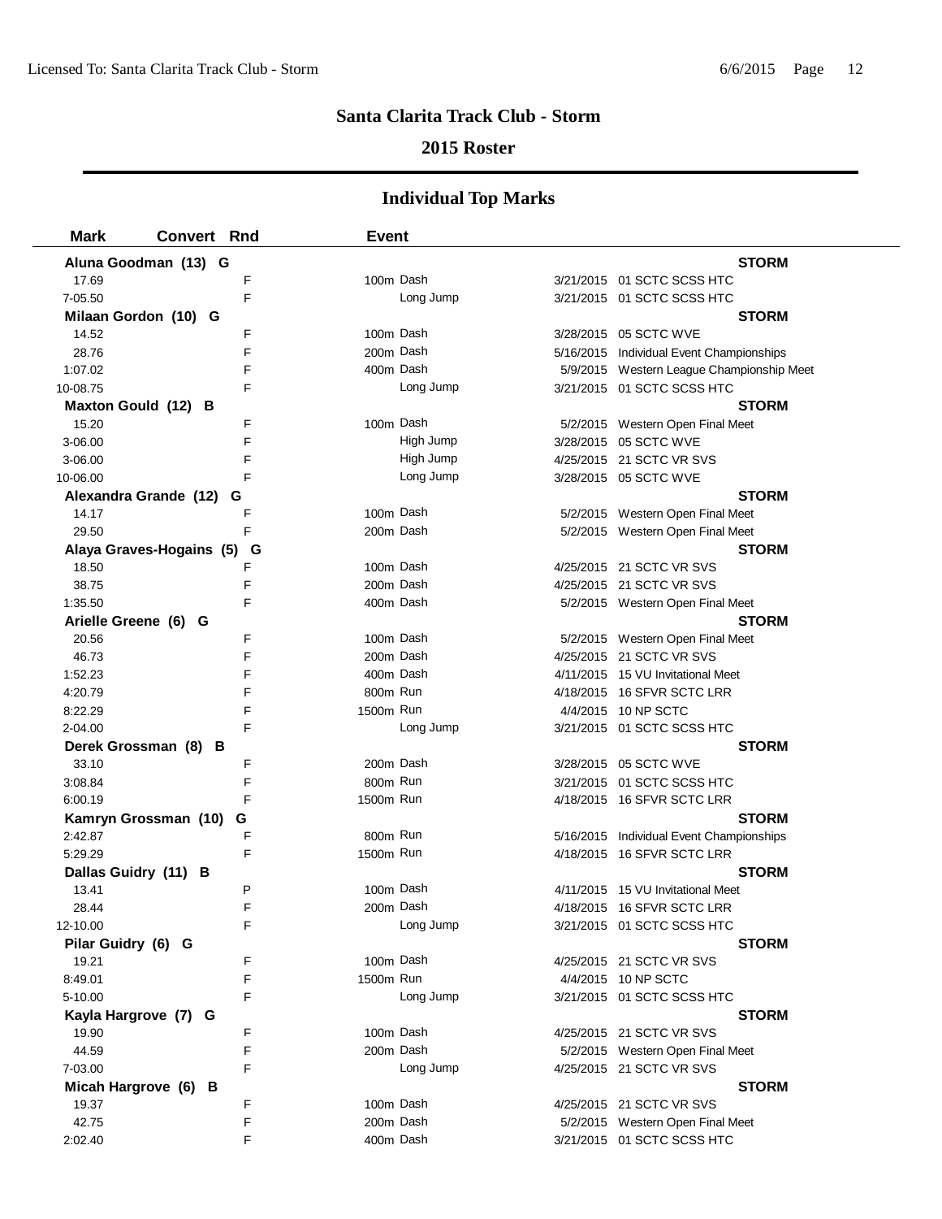# Santa Clarita Track Club - Storm

## 2015 Roster

### Individual Top Marks

| Mark | Convert | Rnd | Event | Date | Meet |
|---|---|---|---|---|---|
| **Aluna Goodman (13) G** | | | | | **STORM** |
| 17.69 | | F | 100m Dash | 3/21/2015 | 01 SCTC SCSS HTC |
| 7-05.50 | | F | Long Jump | 3/21/2015 | 01 SCTC SCSS HTC |
| **Milaan Gordon (10) G** | | | | | **STORM** |
| 14.52 | | F | 100m Dash | 3/28/2015 | 05 SCTC WVE |
| 28.76 | | F | 200m Dash | 5/16/2015 | Individual Event Championships |
| 1:07.02 | | F | 400m Dash | 5/9/2015 | Western League Championship Meet |
| 10-08.75 | | F | Long Jump | 3/21/2015 | 01 SCTC SCSS HTC |
| **Maxton Gould (12) B** | | | | | **STORM** |
| 15.20 | | F | 100m Dash | 5/2/2015 | Western Open Final Meet |
| 3-06.00 | | F | High Jump | 3/28/2015 | 05 SCTC WVE |
| 3-06.00 | | F | High Jump | 4/25/2015 | 21 SCTC VR SVS |
| 10-06.00 | | F | Long Jump | 3/28/2015 | 05 SCTC WVE |
| **Alexandra Grande (12) G** | | | | | **STORM** |
| 14.17 | | F | 100m Dash | 5/2/2015 | Western Open Final Meet |
| 29.50 | | F | 200m Dash | 5/2/2015 | Western Open Final Meet |
| **Alaya Graves-Hogains (5) G** | | | | | **STORM** |
| 18.50 | | F | 100m Dash | 4/25/2015 | 21 SCTC VR SVS |
| 38.75 | | F | 200m Dash | 4/25/2015 | 21 SCTC VR SVS |
| 1:35.50 | | F | 400m Dash | 5/2/2015 | Western Open Final Meet |
| **Arielle Greene (6) G** | | | | | **STORM** |
| 20.56 | | F | 100m Dash | 5/2/2015 | Western Open Final Meet |
| 46.73 | | F | 200m Dash | 4/25/2015 | 21 SCTC VR SVS |
| 1:52.23 | | F | 400m Dash | 4/11/2015 | 15 VU Invitational Meet |
| 4:20.79 | | F | 800m Run | 4/18/2015 | 16 SFVR SCTC LRR |
| 8:22.29 | | F | 1500m Run | 4/4/2015 | 10 NP SCTC |
| 2-04.00 | | F | Long Jump | 3/21/2015 | 01 SCTC SCSS HTC |
| **Derek Grossman (8) B** | | | | | **STORM** |
| 33.10 | | F | 200m Dash | 3/28/2015 | 05 SCTC WVE |
| 3:08.84 | | F | 800m Run | 3/21/2015 | 01 SCTC SCSS HTC |
| 6:00.19 | | F | 1500m Run | 4/18/2015 | 16 SFVR SCTC LRR |
| **Kamryn Grossman (10) G** | | | | | **STORM** |
| 2:42.87 | | F | 800m Run | 5/16/2015 | Individual Event Championships |
| 5:29.29 | | F | 1500m Run | 4/18/2015 | 16 SFVR SCTC LRR |
| **Dallas Guidry (11) B** | | | | | **STORM** |
| 13.41 | | P | 100m Dash | 4/11/2015 | 15 VU Invitational Meet |
| 28.44 | | F | 200m Dash | 4/18/2015 | 16 SFVR SCTC LRR |
| 12-10.00 | | F | Long Jump | 3/21/2015 | 01 SCTC SCSS HTC |
| **Pilar Guidry (6) G** | | | | | **STORM** |
| 19.21 | | F | 100m Dash | 4/25/2015 | 21 SCTC VR SVS |
| 8:49.01 | | F | 1500m Run | 4/4/2015 | 10 NP SCTC |
| 5-10.00 | | F | Long Jump | 3/21/2015 | 01 SCTC SCSS HTC |
| **Kayla Hargrove (7) G** | | | | | **STORM** |
| 19.90 | | F | 100m Dash | 4/25/2015 | 21 SCTC VR SVS |
| 44.59 | | F | 200m Dash | 5/2/2015 | Western Open Final Meet |
| 7-03.00 | | F | Long Jump | 4/25/2015 | 21 SCTC VR SVS |
| **Micah Hargrove (6) B** | | | | | **STORM** |
| 19.37 | | F | 100m Dash | 4/25/2015 | 21 SCTC VR SVS |
| 42.75 | | F | 200m Dash | 5/2/2015 | Western Open Final Meet |
| 2:02.40 | | F | 400m Dash | 3/21/2015 | 01 SCTC SCSS HTC |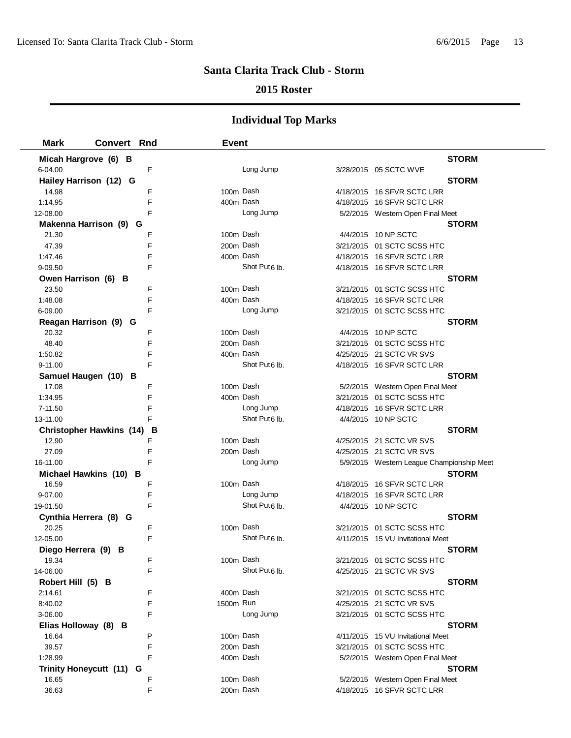## Santa Clarita Track Club - Storm

### 2015 Roster

### Individual Top Marks

| Mark | Convert | Rnd | Event | | |
|---|---|---|---|---|---|
| **Micah Hargrove (6) B** | | | | | **STORM** |
| 6-04.00 | | F | Long Jump | 3/28/2015 | 05 SCTC WVE |
| **Hailey Harrison (12) G** | | | | | **STORM** |
| 14.98 | | F | 100m Dash | 4/18/2015 | 16 SFVR SCTC LRR |
| 1:14.95 | | F | 400m Dash | 4/18/2015 | 16 SFVR SCTC LRR |
| 12-08.00 | | F | Long Jump | 5/2/2015 | Western Open Final Meet |
| **Makenna Harrison (9) G** | | | | | **STORM** |
| 21.30 | | F | 100m Dash | 4/4/2015 | 10 NP SCTC |
| 47.39 | | F | 200m Dash | 3/21/2015 | 01 SCTC SCSS HTC |
| 1:47.46 | | F | 400m Dash | 4/18/2015 | 16 SFVR SCTC LRR |
| 9-09.50 | | F | Shot Put 6 lb. | 4/18/2015 | 16 SFVR SCTC LRR |
| **Owen Harrison (6) B** | | | | | **STORM** |
| 23.50 | | F | 100m Dash | 3/21/2015 | 01 SCTC SCSS HTC |
| 1:48.08 | | F | 400m Dash | 4/18/2015 | 16 SFVR SCTC LRR |
| 6-09.00 | | F | Long Jump | 3/21/2015 | 01 SCTC SCSS HTC |
| **Reagan Harrison (9) G** | | | | | **STORM** |
| 20.32 | | F | 100m Dash | 4/4/2015 | 10 NP SCTC |
| 48.40 | | F | 200m Dash | 3/21/2015 | 01 SCTC SCSS HTC |
| 1:50.82 | | F | 400m Dash | 4/25/2015 | 21 SCTC VR SVS |
| 9-11.00 | | F | Shot Put 6 lb. | 4/18/2015 | 16 SFVR SCTC LRR |
| **Samuel Haugen (10) B** | | | | | **STORM** |
| 17.08 | | F | 100m Dash | 5/2/2015 | Western Open Final Meet |
| 1:34.95 | | F | 400m Dash | 3/21/2015 | 01 SCTC SCSS HTC |
| 7-11.50 | | F | Long Jump | 4/18/2015 | 16 SFVR SCTC LRR |
| 13-11.00 | | F | Shot Put 6 lb. | 4/4/2015 | 10 NP SCTC |
| **Christopher Hawkins (14) B** | | | | | **STORM** |
| 12.90 | | F | 100m Dash | 4/25/2015 | 21 SCTC VR SVS |
| 27.09 | | F | 200m Dash | 4/25/2015 | 21 SCTC VR SVS |
| 16-11.00 | | F | Long Jump | 5/9/2015 | Western League Championship Meet |
| **Michael Hawkins (10) B** | | | | | **STORM** |
| 16.59 | | F | 100m Dash | 4/18/2015 | 16 SFVR SCTC LRR |
| 9-07.00 | | F | Long Jump | 4/18/2015 | 16 SFVR SCTC LRR |
| 19-01.50 | | F | Shot Put 6 lb. | 4/4/2015 | 10 NP SCTC |
| **Cynthia Herrera (8) G** | | | | | **STORM** |
| 20.25 | | F | 100m Dash | 3/21/2015 | 01 SCTC SCSS HTC |
| 12-05.00 | | F | Shot Put 6 lb. | 4/11/2015 | 15 VU Invitational Meet |
| **Diego Herrera (9) B** | | | | | **STORM** |
| 19.34 | | F | 100m Dash | 3/21/2015 | 01 SCTC SCSS HTC |
| 14-06.00 | | F | Shot Put 6 lb. | 4/25/2015 | 21 SCTC VR SVS |
| **Robert Hill (5) B** | | | | | **STORM** |
| 2:14.61 | | F | 400m Dash | 3/21/2015 | 01 SCTC SCSS HTC |
| 8:40.02 | | F | 1500m Run | 4/25/2015 | 21 SCTC VR SVS |
| 3-06.00 | | F | Long Jump | 3/21/2015 | 01 SCTC SCSS HTC |
| **Elias Holloway (8) B** | | | | | **STORM** |
| 16.64 | | P | 100m Dash | 4/11/2015 | 15 VU Invitational Meet |
| 39.57 | | F | 200m Dash | 3/21/2015 | 01 SCTC SCSS HTC |
| 1:28.99 | | F | 400m Dash | 5/2/2015 | Western Open Final Meet |
| **Trinity Honeycutt (11) G** | | | | | **STORM** |
| 16.65 | | F | 100m Dash | 5/2/2015 | Western Open Final Meet |
| 36.63 | | F | 200m Dash | 4/18/2015 | 16 SFVR SCTC LRR |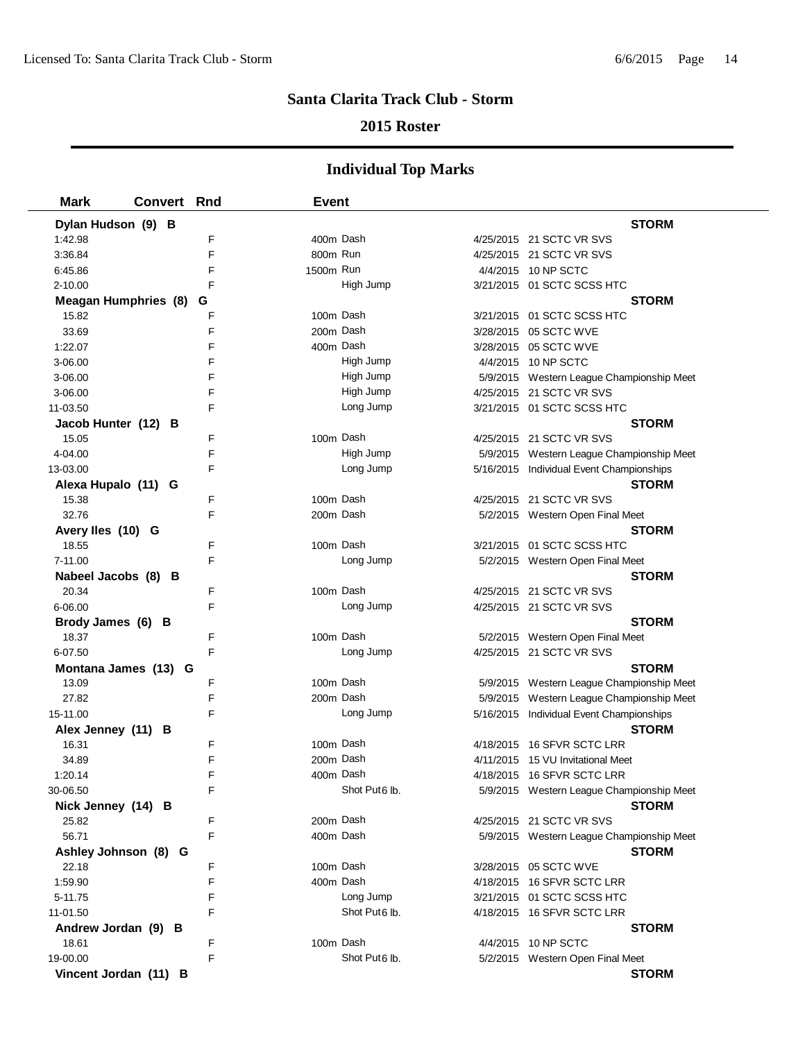## Santa Clarita Track Club - Storm

### 2015 Roster

## Individual Top Marks

| Mark | Convert | Rnd | Event | | |
|---|---|---|---|---|---|
| **Dylan Hudson (9) B** | | | | | **STORM** |
| 1:42.98 | | F | 400m Dash | 4/25/2015 | 21 SCTC VR SVS |
| 3:36.84 | | F | 800m Run | 4/25/2015 | 21 SCTC VR SVS |
| 6:45.86 | | F | 1500m Run | 4/4/2015 | 10 NP SCTC |
| 2-10.00 | | F | High Jump | 3/21/2015 | 01 SCTC SCSS HTC |
| **Meagan Humphries (8) G** | | | | | **STORM** |
| 15.82 | | F | 100m Dash | 3/21/2015 | 01 SCTC SCSS HTC |
| 33.69 | | F | 200m Dash | 3/28/2015 | 05 SCTC WVE |
| 1:22.07 | | F | 400m Dash | 3/28/2015 | 05 SCTC WVE |
| 3-06.00 | | F | High Jump | 4/4/2015 | 10 NP SCTC |
| 3-06.00 | | F | High Jump | 5/9/2015 | Western League Championship Meet |
| 3-06.00 | | F | High Jump | 4/25/2015 | 21 SCTC VR SVS |
| 11-03.50 | | F | Long Jump | 3/21/2015 | 01 SCTC SCSS HTC |
| **Jacob Hunter (12) B** | | | | | **STORM** |
| 15.05 | | F | 100m Dash | 4/25/2015 | 21 SCTC VR SVS |
| 4-04.00 | | F | High Jump | 5/9/2015 | Western League Championship Meet |
| 13-03.00 | | F | Long Jump | 5/16/2015 | Individual Event Championships |
| **Alexa Hupalo (11) G** | | | | | **STORM** |
| 15.38 | | F | 100m Dash | 4/25/2015 | 21 SCTC VR SVS |
| 32.76 | | F | 200m Dash | 5/2/2015 | Western Open Final Meet |
| **Avery Iles (10) G** | | | | | **STORM** |
| 18.55 | | F | 100m Dash | 3/21/2015 | 01 SCTC SCSS HTC |
| 7-11.00 | | F | Long Jump | 5/2/2015 | Western Open Final Meet |
| **Nabeel Jacobs (8) B** | | | | | **STORM** |
| 20.34 | | F | 100m Dash | 4/25/2015 | 21 SCTC VR SVS |
| 6-06.00 | | F | Long Jump | 4/25/2015 | 21 SCTC VR SVS |
| **Brody James (6) B** | | | | | **STORM** |
| 18.37 | | F | 100m Dash | 5/2/2015 | Western Open Final Meet |
| 6-07.50 | | F | Long Jump | 4/25/2015 | 21 SCTC VR SVS |
| **Montana James (13) G** | | | | | **STORM** |
| 13.09 | | F | 100m Dash | 5/9/2015 | Western League Championship Meet |
| 27.82 | | F | 200m Dash | 5/9/2015 | Western League Championship Meet |
| 15-11.00 | | F | Long Jump | 5/16/2015 | Individual Event Championships |
| **Alex Jenney (11) B** | | | | | **STORM** |
| 16.31 | | F | 100m Dash | 4/18/2015 | 16 SFVR SCTC LRR |
| 34.89 | | F | 200m Dash | 4/11/2015 | 15 VU Invitational Meet |
| 1:20.14 | | F | 400m Dash | 4/18/2015 | 16 SFVR SCTC LRR |
| 30-06.50 | | F | Shot Put 6 lb. | 5/9/2015 | Western League Championship Meet |
| **Nick Jenney (14) B** | | | | | **STORM** |
| 25.82 | | F | 200m Dash | 4/25/2015 | 21 SCTC VR SVS |
| 56.71 | | F | 400m Dash | 5/9/2015 | Western League Championship Meet |
| **Ashley Johnson (8) G** | | | | | **STORM** |
| 22.18 | | F | 100m Dash | 3/28/2015 | 05 SCTC WVE |
| 1:59.90 | | F | 400m Dash | 4/18/2015 | 16 SFVR SCTC LRR |
| 5-11.75 | | F | Long Jump | 3/21/2015 | 01 SCTC SCSS HTC |
| 11-01.50 | | F | Shot Put 6 lb. | 4/18/2015 | 16 SFVR SCTC LRR |
| **Andrew Jordan (9) B** | | | | | **STORM** |
| 18.61 | | F | 100m Dash | 4/4/2015 | 10 NP SCTC |
| 19-00.00 | | F | Shot Put 6 lb. | 5/2/2015 | Western Open Final Meet |
| **Vincent Jordan (11) B** | | | | | **STORM** |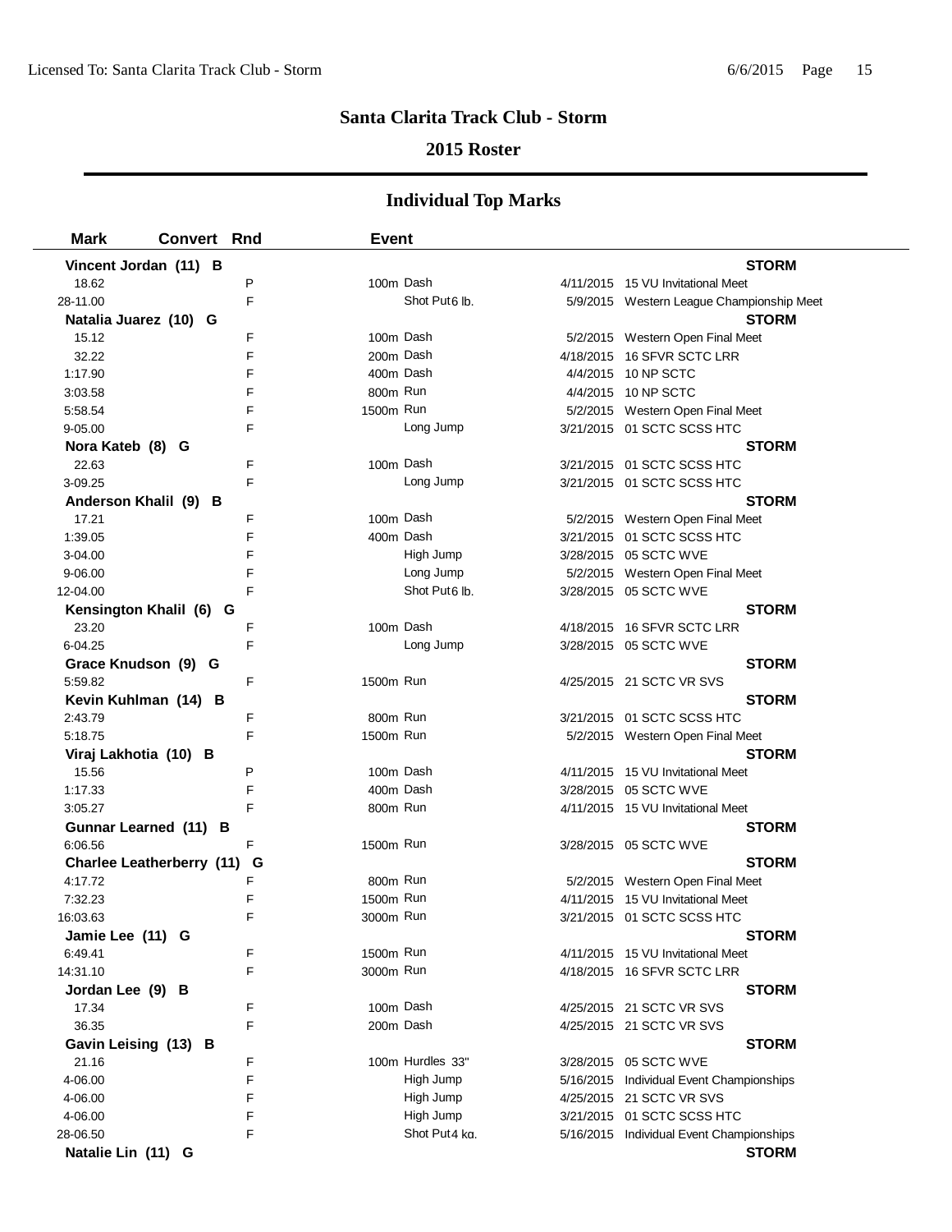## Santa Clarita Track Club - Storm

### 2015 Roster

### Individual Top Marks

| Mark | Convert | Rnd | Event | | Date | Meet |
|---|---|---|---|---|---|---|
| **Vincent Jordan (11) B** | | | | | | **STORM** |
| 18.62 | | P | 100m | Dash | 4/11/2015 | 15 VU Invitational Meet |
| 28-11.00 | | F | | Shot Put 6 lb. | 5/9/2015 | Western League Championship Meet |
| **Natalia Juarez (10) G** | | | | | | **STORM** |
| 15.12 | | F | 100m | Dash | 5/2/2015 | Western Open Final Meet |
| 32.22 | | F | 200m | Dash | 4/18/2015 | 16 SFVR SCTC LRR |
| 1:17.90 | | F | 400m | Dash | 4/4/2015 | 10 NP SCTC |
| 3:03.58 | | F | 800m | Run | 4/4/2015 | 10 NP SCTC |
| 5:58.54 | | F | 1500m | Run | 5/2/2015 | Western Open Final Meet |
| 9-05.00 | | F | | Long Jump | 3/21/2015 | 01 SCTC SCSS HTC |
| **Nora Kateb (8) G** | | | | | | **STORM** |
| 22.63 | | F | 100m | Dash | 3/21/2015 | 01 SCTC SCSS HTC |
| 3-09.25 | | F | | Long Jump | 3/21/2015 | 01 SCTC SCSS HTC |
| **Anderson Khalil (9) B** | | | | | | **STORM** |
| 17.21 | | F | 100m | Dash | 5/2/2015 | Western Open Final Meet |
| 1:39.05 | | F | 400m | Dash | 3/21/2015 | 01 SCTC SCSS HTC |
| 3-04.00 | | F | | High Jump | 3/28/2015 | 05 SCTC WVE |
| 9-06.00 | | F | | Long Jump | 5/2/2015 | Western Open Final Meet |
| 12-04.00 | | F | | Shot Put 6 lb. | 3/28/2015 | 05 SCTC WVE |
| **Kensington Khalil (6) G** | | | | | | **STORM** |
| 23.20 | | F | 100m | Dash | 4/18/2015 | 16 SFVR SCTC LRR |
| 6-04.25 | | F | | Long Jump | 3/28/2015 | 05 SCTC WVE |
| **Grace Knudson (9) G** | | | | | | **STORM** |
| 5:59.82 | | F | 1500m | Run | 4/25/2015 | 21 SCTC VR SVS |
| **Kevin Kuhlman (14) B** | | | | | | **STORM** |
| 2:43.79 | | F | 800m | Run | 3/21/2015 | 01 SCTC SCSS HTC |
| 5:18.75 | | F | 1500m | Run | 5/2/2015 | Western Open Final Meet |
| **Viraj Lakhotia (10) B** | | | | | | **STORM** |
| 15.56 | | P | 100m | Dash | 4/11/2015 | 15 VU Invitational Meet |
| 1:17.33 | | F | 400m | Dash | 3/28/2015 | 05 SCTC WVE |
| 3:05.27 | | F | 800m | Run | 4/11/2015 | 15 VU Invitational Meet |
| **Gunnar Learned (11) B** | | | | | | **STORM** |
| 6:06.56 | | F | 1500m | Run | 3/28/2015 | 05 SCTC WVE |
| **Charlee Leatherberry (11) G** | | | | | | **STORM** |
| 4:17.72 | | F | 800m | Run | 5/2/2015 | Western Open Final Meet |
| 7:32.23 | | F | 1500m | Run | 4/11/2015 | 15 VU Invitational Meet |
| 16:03.63 | | F | 3000m | Run | 3/21/2015 | 01 SCTC SCSS HTC |
| **Jamie Lee (11) G** | | | | | | **STORM** |
| 6:49.41 | | F | 1500m | Run | 4/11/2015 | 15 VU Invitational Meet |
| 14:31.10 | | F | 3000m | Run | 4/18/2015 | 16 SFVR SCTC LRR |
| **Jordan Lee (9) B** | | | | | | **STORM** |
| 17.34 | | F | 100m | Dash | 4/25/2015 | 21 SCTC VR SVS |
| 36.35 | | F | 200m | Dash | 4/25/2015 | 21 SCTC VR SVS |
| **Gavin Leising (13) B** | | | | | | **STORM** |
| 21.16 | | F | 100m | Hurdles 33" | 3/28/2015 | 05 SCTC WVE |
| 4-06.00 | | F | | High Jump | 5/16/2015 | Individual Event Championships |
| 4-06.00 | | F | | High Jump | 4/25/2015 | 21 SCTC VR SVS |
| 4-06.00 | | F | | High Jump | 3/21/2015 | 01 SCTC SCSS HTC |
| 28-06.50 | | F | | Shot Put 4 kg. | 5/16/2015 | Individual Event Championships |
| **Natalie Lin (11) G** | | | | | | **STORM** |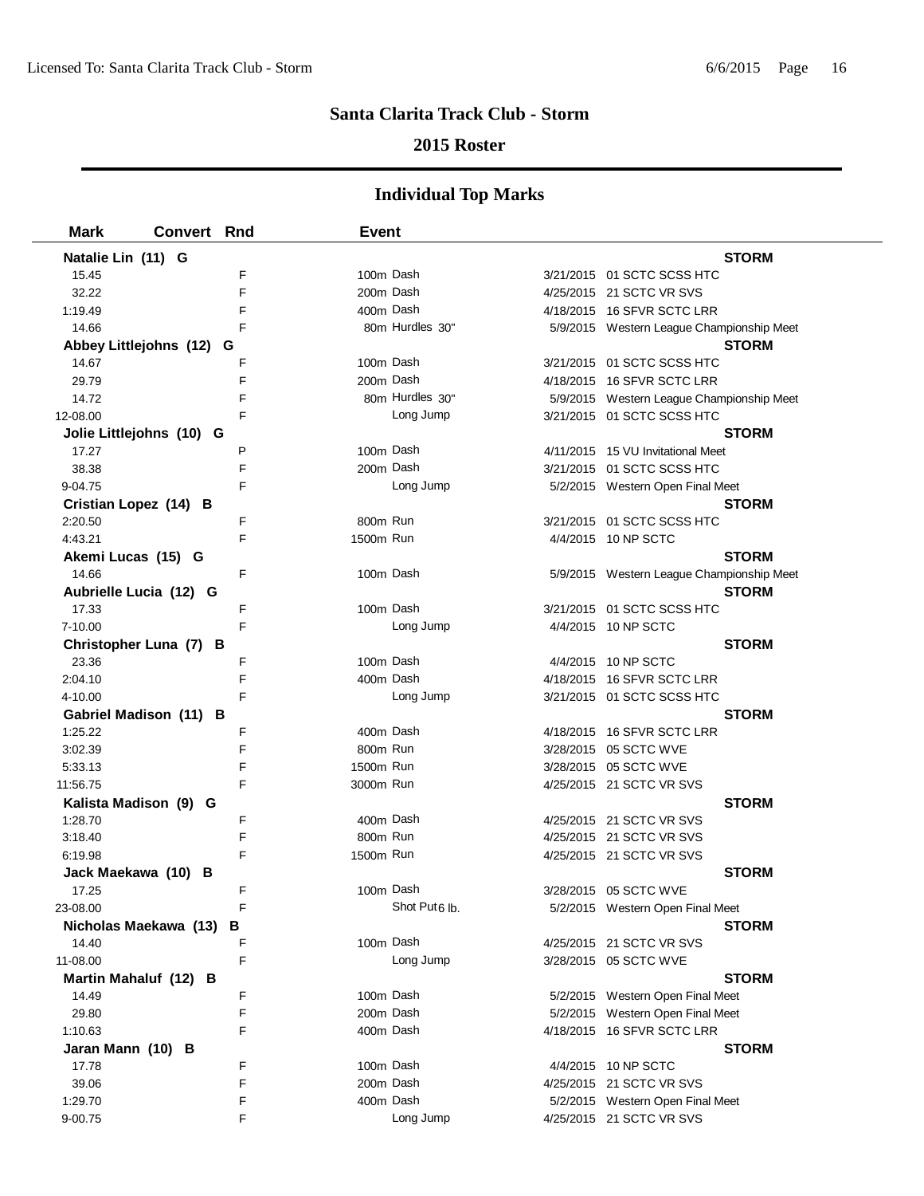# Santa Clarita Track Club - Storm

## 2015 Roster

### Individual Top Marks

| Mark | Convert | Rnd | Event | | Date | Meet |
|---|---|---|---|---|---|---|
| **Natalie Lin (11) G** | | | | | | **STORM** |
| 15.45 | | F | 100m | Dash | 3/21/2015 | 01 SCTC SCSS HTC |
| 32.22 | | F | 200m | Dash | 4/25/2015 | 21 SCTC VR SVS |
| 1:19.49 | | F | 400m | Dash | 4/18/2015 | 16 SFVR SCTC LRR |
| 14.66 | | F | 80m | Hurdles 30" | 5/9/2015 | Western League Championship Meet |
| **Abbey Littlejohns (12) G** | | | | | | **STORM** |
| 14.67 | | F | 100m | Dash | 3/21/2015 | 01 SCTC SCSS HTC |
| 29.79 | | F | 200m | Dash | 4/18/2015 | 16 SFVR SCTC LRR |
| 14.72 | | F | 80m | Hurdles 30" | 5/9/2015 | Western League Championship Meet |
| 12-08.00 | | F | | Long Jump | 3/21/2015 | 01 SCTC SCSS HTC |
| **Jolie Littlejohns (10) G** | | | | | | **STORM** |
| 17.27 | | P | 100m | Dash | 4/11/2015 | 15 VU Invitational Meet |
| 38.38 | | F | 200m | Dash | 3/21/2015 | 01 SCTC SCSS HTC |
| 9-04.75 | | F | | Long Jump | 5/2/2015 | Western Open Final Meet |
| **Cristian Lopez (14) B** | | | | | | **STORM** |
| 2:20.50 | | F | 800m | Run | 3/21/2015 | 01 SCTC SCSS HTC |
| 4:43.21 | | F | 1500m | Run | 4/4/2015 | 10 NP SCTC |
| **Akemi Lucas (15) G** | | | | | | **STORM** |
| 14.66 | | F | 100m | Dash | 5/9/2015 | Western League Championship Meet |
| **Aubrielle Lucia (12) G** | | | | | | **STORM** |
| 17.33 | | F | 100m | Dash | 3/21/2015 | 01 SCTC SCSS HTC |
| 7-10.00 | | F | | Long Jump | 4/4/2015 | 10 NP SCTC |
| **Christopher Luna (7) B** | | | | | | **STORM** |
| 23.36 | | F | 100m | Dash | 4/4/2015 | 10 NP SCTC |
| 2:04.10 | | F | 400m | Dash | 4/18/2015 | 16 SFVR SCTC LRR |
| 4-10.00 | | F | | Long Jump | 3/21/2015 | 01 SCTC SCSS HTC |
| **Gabriel Madison (11) B** | | | | | | **STORM** |
| 1:25.22 | | F | 400m | Dash | 4/18/2015 | 16 SFVR SCTC LRR |
| 3:02.39 | | F | 800m | Run | 3/28/2015 | 05 SCTC WVE |
| 5:33.13 | | F | 1500m | Run | 3/28/2015 | 05 SCTC WVE |
| 11:56.75 | | F | 3000m | Run | 4/25/2015 | 21 SCTC VR SVS |
| **Kalista Madison (9) G** | | | | | | **STORM** |
| 1:28.70 | | F | 400m | Dash | 4/25/2015 | 21 SCTC VR SVS |
| 3:18.40 | | F | 800m | Run | 4/25/2015 | 21 SCTC VR SVS |
| 6:19.98 | | F | 1500m | Run | 4/25/2015 | 21 SCTC VR SVS |
| **Jack Maekawa (10) B** | | | | | | **STORM** |
| 17.25 | | F | 100m | Dash | 3/28/2015 | 05 SCTC WVE |
| 23-08.00 | | F | | Shot Put 6 lb. | 5/2/2015 | Western Open Final Meet |
| **Nicholas Maekawa (13) B** | | | | | | **STORM** |
| 14.40 | | F | 100m | Dash | 4/25/2015 | 21 SCTC VR SVS |
| 11-08.00 | | F | | Long Jump | 3/28/2015 | 05 SCTC WVE |
| **Martin Mahaluf (12) B** | | | | | | **STORM** |
| 14.49 | | F | 100m | Dash | 5/2/2015 | Western Open Final Meet |
| 29.80 | | F | 200m | Dash | 5/2/2015 | Western Open Final Meet |
| 1:10.63 | | F | 400m | Dash | 4/18/2015 | 16 SFVR SCTC LRR |
| **Jaran Mann (10) B** | | | | | | **STORM** |
| 17.78 | | F | 100m | Dash | 4/4/2015 | 10 NP SCTC |
| 39.06 | | F | 200m | Dash | 4/25/2015 | 21 SCTC VR SVS |
| 1:29.70 | | F | 400m | Dash | 5/2/2015 | Western Open Final Meet |
| 9-00.75 | | F | | Long Jump | 4/25/2015 | 21 SCTC VR SVS |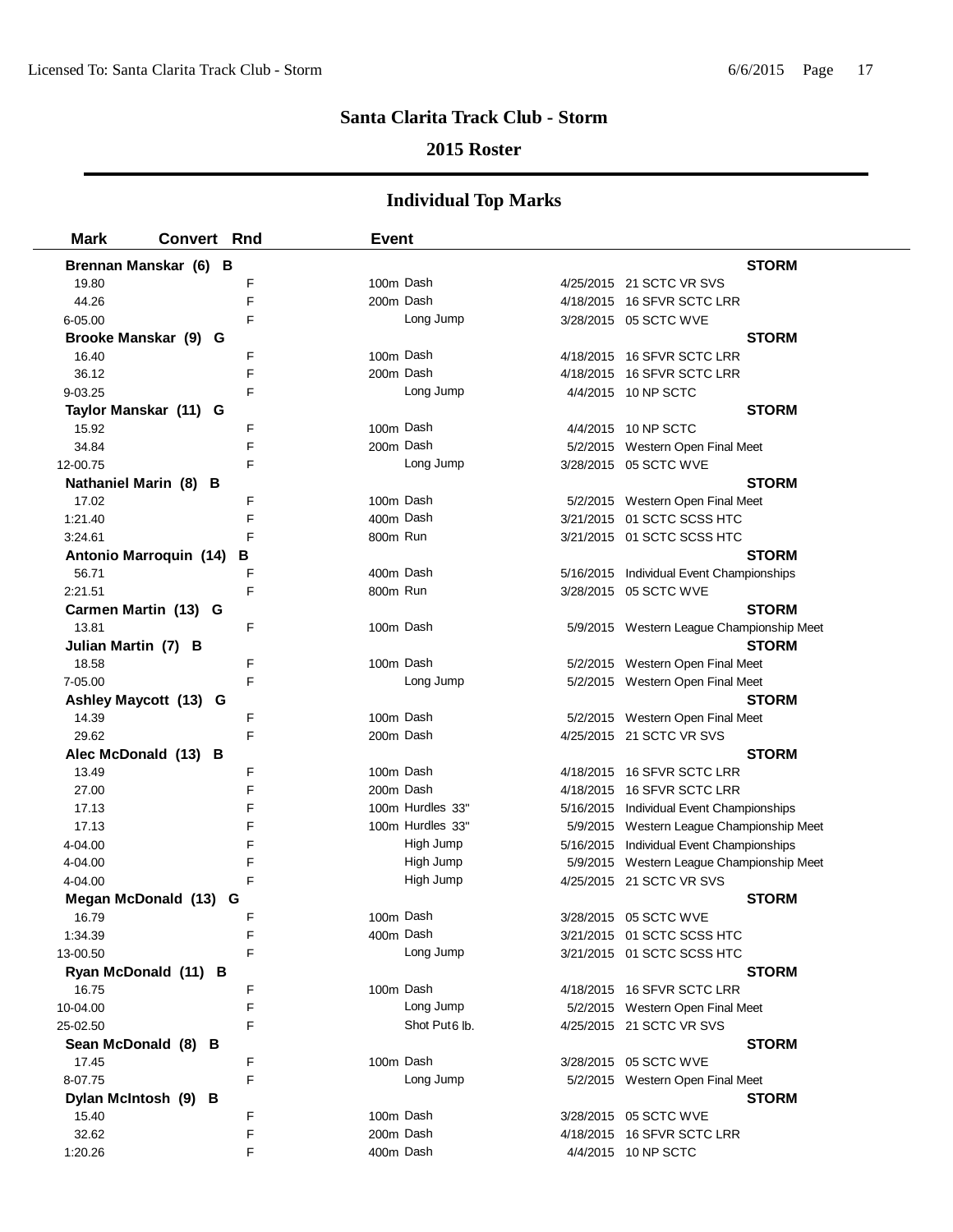# Santa Clarita Track Club - Storm

## 2015 Roster

### Individual Top Marks

| Mark | Convert | Rnd | Event | Date | Meet |
|---|---|---|---|---|---|
| **Brennan Manskar (6) B** | | | | | **STORM** |
| 19.80 | | F | 100m Dash | 4/25/2015 | 21 SCTC VR SVS |
| 44.26 | | F | 200m Dash | 4/18/2015 | 16 SFVR SCTC LRR |
| 6-05.00 | | F | Long Jump | 3/28/2015 | 05 SCTC WVE |
| **Brooke Manskar (9) G** | | | | | **STORM** |
| 16.40 | | F | 100m Dash | 4/18/2015 | 16 SFVR SCTC LRR |
| 36.12 | | F | 200m Dash | 4/18/2015 | 16 SFVR SCTC LRR |
| 9-03.25 | | F | Long Jump | 4/4/2015 | 10 NP SCTC |
| **Taylor Manskar (11) G** | | | | | **STORM** |
| 15.92 | | F | 100m Dash | 4/4/2015 | 10 NP SCTC |
| 34.84 | | F | 200m Dash | 5/2/2015 | Western Open Final Meet |
| 12-00.75 | | F | Long Jump | 3/28/2015 | 05 SCTC WVE |
| **Nathaniel Marin (8) B** | | | | | **STORM** |
| 17.02 | | F | 100m Dash | 5/2/2015 | Western Open Final Meet |
| 1:21.40 | | F | 400m Dash | 3/21/2015 | 01 SCTC SCSS HTC |
| 3:24.61 | | F | 800m Run | 3/21/2015 | 01 SCTC SCSS HTC |
| **Antonio Marroquin (14) B** | | | | | **STORM** |
| 56.71 | | F | 400m Dash | 5/16/2015 | Individual Event Championships |
| 2:21.51 | | F | 800m Run | 3/28/2015 | 05 SCTC WVE |
| **Carmen Martin (13) G** | | | | | **STORM** |
| 13.81 | | F | 100m Dash | 5/9/2015 | Western League Championship Meet |
| **Julian Martin (7) B** | | | | | **STORM** |
| 18.58 | | F | 100m Dash | 5/2/2015 | Western Open Final Meet |
| 7-05.00 | | F | Long Jump | 5/2/2015 | Western Open Final Meet |
| **Ashley Maycott (13) G** | | | | | **STORM** |
| 14.39 | | F | 100m Dash | 5/2/2015 | Western Open Final Meet |
| 29.62 | | F | 200m Dash | 4/25/2015 | 21 SCTC VR SVS |
| **Alec McDonald (13) B** | | | | | **STORM** |
| 13.49 | | F | 100m Dash | 4/18/2015 | 16 SFVR SCTC LRR |
| 27.00 | | F | 200m Dash | 4/18/2015 | 16 SFVR SCTC LRR |
| 17.13 | | F | 100m Hurdles 33" | 5/16/2015 | Individual Event Championships |
| 17.13 | | F | 100m Hurdles 33" | 5/9/2015 | Western League Championship Meet |
| 4-04.00 | | F | High Jump | 5/16/2015 | Individual Event Championships |
| 4-04.00 | | F | High Jump | 5/9/2015 | Western League Championship Meet |
| 4-04.00 | | F | High Jump | 4/25/2015 | 21 SCTC VR SVS |
| **Megan McDonald (13) G** | | | | | **STORM** |
| 16.79 | | F | 100m Dash | 3/28/2015 | 05 SCTC WVE |
| 1:34.39 | | F | 400m Dash | 3/21/2015 | 01 SCTC SCSS HTC |
| 13-00.50 | | F | Long Jump | 3/21/2015 | 01 SCTC SCSS HTC |
| **Ryan McDonald (11) B** | | | | | **STORM** |
| 16.75 | | F | 100m Dash | 4/18/2015 | 16 SFVR SCTC LRR |
| 10-04.00 | | F | Long Jump | 5/2/2015 | Western Open Final Meet |
| 25-02.50 | | F | Shot Put 6 lb. | 4/25/2015 | 21 SCTC VR SVS |
| **Sean McDonald (8) B** | | | | | **STORM** |
| 17.45 | | F | 100m Dash | 3/28/2015 | 05 SCTC WVE |
| 8-07.75 | | F | Long Jump | 5/2/2015 | Western Open Final Meet |
| **Dylan McIntosh (9) B** | | | | | **STORM** |
| 15.40 | | F | 100m Dash | 3/28/2015 | 05 SCTC WVE |
| 32.62 | | F | 200m Dash | 4/18/2015 | 16 SFVR SCTC LRR |
| 1:20.26 | | F | 400m Dash | 4/4/2015 | 10 NP SCTC |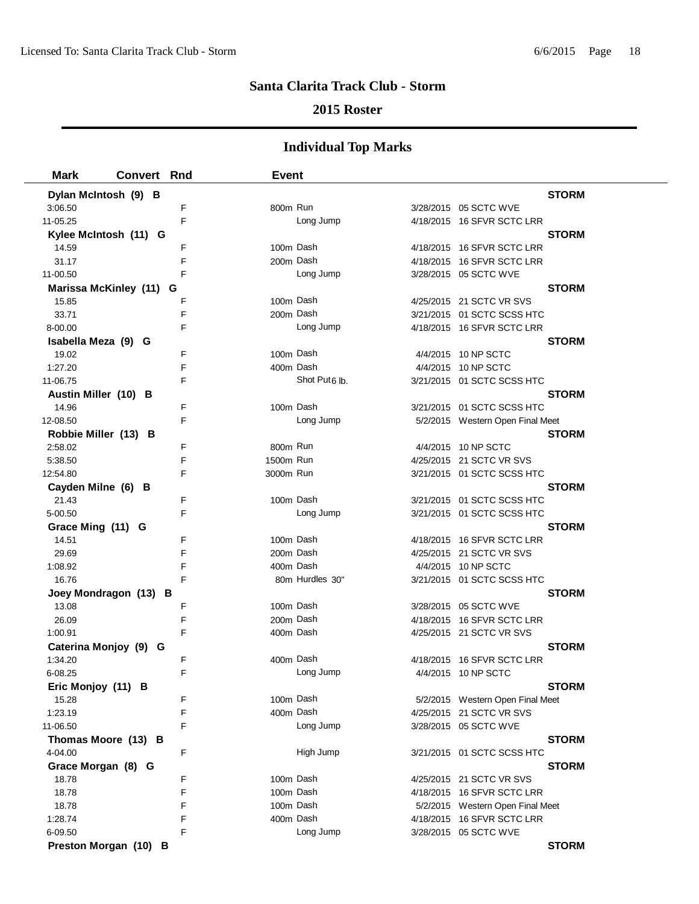# Santa Clarita Track Club - Storm

## 2015 Roster

### Individual Top Marks

| Mark | Convert | Rnd | Event | | |
|---|---|---|---|---|---|
| **Dylan McIntosh (9) B** | | | | | **STORM** |
| 3:06.50 | | F | 800m Run | 3/28/2015 | 05 SCTC WVE |
| 11-05.25 | | F | Long Jump | 4/18/2015 | 16 SFVR SCTC LRR |
| **Kylee McIntosh (11) G** | | | | | **STORM** |
| 14.59 | | F | 100m Dash | 4/18/2015 | 16 SFVR SCTC LRR |
| 31.17 | | F | 200m Dash | 4/18/2015 | 16 SFVR SCTC LRR |
| 11-00.50 | | F | Long Jump | 3/28/2015 | 05 SCTC WVE |
| **Marissa McKinley (11) G** | | | | | **STORM** |
| 15.85 | | F | 100m Dash | 4/25/2015 | 21 SCTC VR SVS |
| 33.71 | | F | 200m Dash | 3/21/2015 | 01 SCTC SCSS HTC |
| 8-00.00 | | F | Long Jump | 4/18/2015 | 16 SFVR SCTC LRR |
| **Isabella Meza (9) G** | | | | | **STORM** |
| 19.02 | | F | 100m Dash | 4/4/2015 | 10 NP SCTC |
| 1:27.20 | | F | 400m Dash | 4/4/2015 | 10 NP SCTC |
| 11-06.75 | | F | Shot Put 6 lb. | 3/21/2015 | 01 SCTC SCSS HTC |
| **Austin Miller (10) B** | | | | | **STORM** |
| 14.96 | | F | 100m Dash | 3/21/2015 | 01 SCTC SCSS HTC |
| 12-08.50 | | F | Long Jump | 5/2/2015 | Western Open Final Meet |
| **Robbie Miller (13) B** | | | | | **STORM** |
| 2:58.02 | | F | 800m Run | 4/4/2015 | 10 NP SCTC |
| 5:38.50 | | F | 1500m Run | 4/25/2015 | 21 SCTC VR SVS |
| 12:54.80 | | F | 3000m Run | 3/21/2015 | 01 SCTC SCSS HTC |
| **Cayden Milne (6) B** | | | | | **STORM** |
| 21.43 | | F | 100m Dash | 3/21/2015 | 01 SCTC SCSS HTC |
| 5-00.50 | | F | Long Jump | 3/21/2015 | 01 SCTC SCSS HTC |
| **Grace Ming (11) G** | | | | | **STORM** |
| 14.51 | | F | 100m Dash | 4/18/2015 | 16 SFVR SCTC LRR |
| 29.69 | | F | 200m Dash | 4/25/2015 | 21 SCTC VR SVS |
| 1:08.92 | | F | 400m Dash | 4/4/2015 | 10 NP SCTC |
| 16.76 | | F | 80m Hurdles 30" | 3/21/2015 | 01 SCTC SCSS HTC |
| **Joey Mondragon (13) B** | | | | | **STORM** |
| 13.08 | | F | 100m Dash | 3/28/2015 | 05 SCTC WVE |
| 26.09 | | F | 200m Dash | 4/18/2015 | 16 SFVR SCTC LRR |
| 1:00.91 | | F | 400m Dash | 4/25/2015 | 21 SCTC VR SVS |
| **Caterina Monjoy (9) G** | | | | | **STORM** |
| 1:34.20 | | F | 400m Dash | 4/18/2015 | 16 SFVR SCTC LRR |
| 6-08.25 | | F | Long Jump | 4/4/2015 | 10 NP SCTC |
| **Eric Monjoy (11) B** | | | | | **STORM** |
| 15.28 | | F | 100m Dash | 5/2/2015 | Western Open Final Meet |
| 1:23.19 | | F | 400m Dash | 4/25/2015 | 21 SCTC VR SVS |
| 11-06.50 | | F | Long Jump | 3/28/2015 | 05 SCTC WVE |
| **Thomas Moore (13) B** | | | | | **STORM** |
| 4-04.00 | | F | High Jump | 3/21/2015 | 01 SCTC SCSS HTC |
| **Grace Morgan (8) G** | | | | | **STORM** |
| 18.78 | | F | 100m Dash | 4/25/2015 | 21 SCTC VR SVS |
| 18.78 | | F | 100m Dash | 4/18/2015 | 16 SFVR SCTC LRR |
| 18.78 | | F | 100m Dash | 5/2/2015 | Western Open Final Meet |
| 1:28.74 | | F | 400m Dash | 4/18/2015 | 16 SFVR SCTC LRR |
| 6-09.50 | | F | Long Jump | 3/28/2015 | 05 SCTC WVE |
| **Preston Morgan (10) B** | | | | | **STORM** |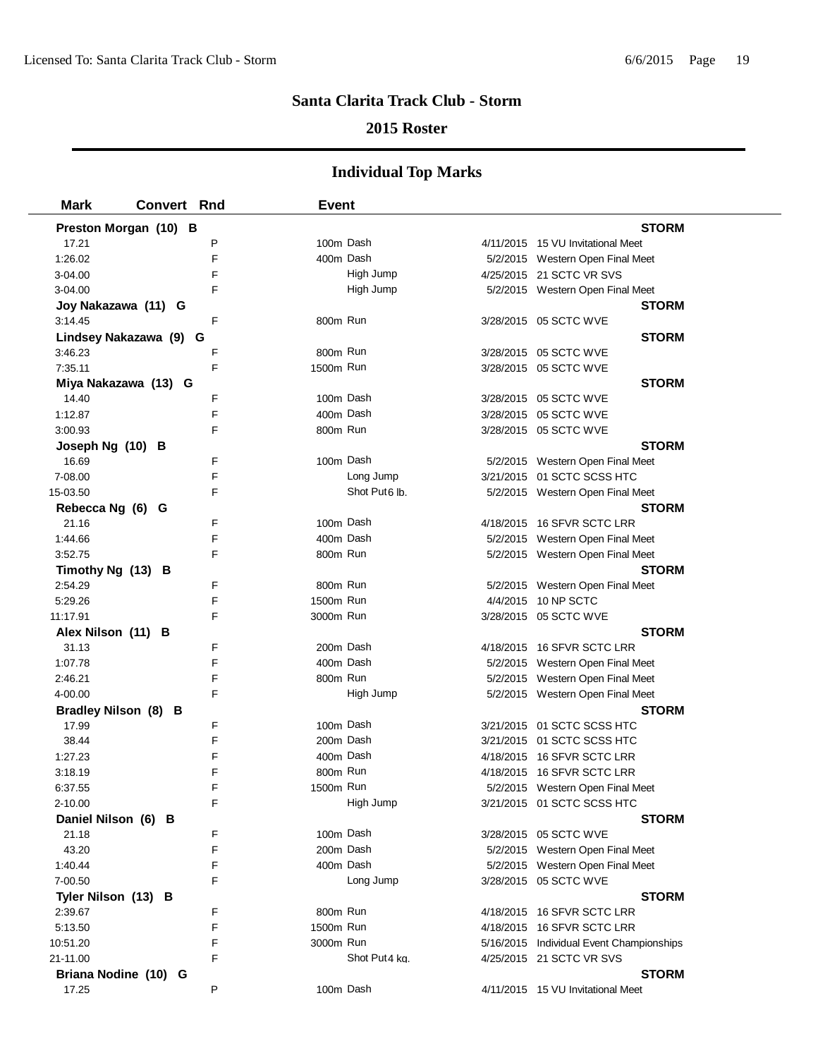# Santa Clarita Track Club - Storm

## 2015 Roster

### Individual Top Marks

| Mark | Convert | Rnd | Event | Date | Meet |
|---|---|---|---|---|---|
| **Preston Morgan (10) B** | | | | | **STORM** |
| 17.21 | | P | 100m Dash | 4/11/2015 | 15 VU Invitational Meet |
| 1:26.02 | | F | 400m Dash | 5/2/2015 | Western Open Final Meet |
| 3-04.00 | | F | High Jump | 4/25/2015 | 21 SCTC VR SVS |
| 3-04.00 | | F | High Jump | 5/2/2015 | Western Open Final Meet |
| **Joy Nakazawa (11) G** | | | | | **STORM** |
| 3:14.45 | | F | 800m Run | 3/28/2015 | 05 SCTC WVE |
| **Lindsey Nakazawa (9) G** | | | | | **STORM** |
| 3:46.23 | | F | 800m Run | 3/28/2015 | 05 SCTC WVE |
| 7:35.11 | | F | 1500m Run | 3/28/2015 | 05 SCTC WVE |
| **Miya Nakazawa (13) G** | | | | | **STORM** |
| 14.40 | | F | 100m Dash | 3/28/2015 | 05 SCTC WVE |
| 1:12.87 | | F | 400m Dash | 3/28/2015 | 05 SCTC WVE |
| 3:00.93 | | F | 800m Run | 3/28/2015 | 05 SCTC WVE |
| **Joseph Ng (10) B** | | | | | **STORM** |
| 16.69 | | F | 100m Dash | 5/2/2015 | Western Open Final Meet |
| 7-08.00 | | F | Long Jump | 3/21/2015 | 01 SCTC SCSS HTC |
| 15-03.50 | | F | Shot Put 6 lb. | 5/2/2015 | Western Open Final Meet |
| **Rebecca Ng (6) G** | | | | | **STORM** |
| 21.16 | | F | 100m Dash | 4/18/2015 | 16 SFVR SCTC LRR |
| 1:44.66 | | F | 400m Dash | 5/2/2015 | Western Open Final Meet |
| 3:52.75 | | F | 800m Run | 5/2/2015 | Western Open Final Meet |
| **Timothy Ng (13) B** | | | | | **STORM** |
| 2:54.29 | | F | 800m Run | 5/2/2015 | Western Open Final Meet |
| 5:29.26 | | F | 1500m Run | 4/4/2015 | 10 NP SCTC |
| 11:17.91 | | F | 3000m Run | 3/28/2015 | 05 SCTC WVE |
| **Alex Nilson (11) B** | | | | | **STORM** |
| 31.13 | | F | 200m Dash | 4/18/2015 | 16 SFVR SCTC LRR |
| 1:07.78 | | F | 400m Dash | 5/2/2015 | Western Open Final Meet |
| 2:46.21 | | F | 800m Run | 5/2/2015 | Western Open Final Meet |
| 4-00.00 | | F | High Jump | 5/2/2015 | Western Open Final Meet |
| **Bradley Nilson (8) B** | | | | | **STORM** |
| 17.99 | | F | 100m Dash | 3/21/2015 | 01 SCTC SCSS HTC |
| 38.44 | | F | 200m Dash | 3/21/2015 | 01 SCTC SCSS HTC |
| 1:27.23 | | F | 400m Dash | 4/18/2015 | 16 SFVR SCTC LRR |
| 3:18.19 | | F | 800m Run | 4/18/2015 | 16 SFVR SCTC LRR |
| 6:37.55 | | F | 1500m Run | 5/2/2015 | Western Open Final Meet |
| 2-10.00 | | F | High Jump | 3/21/2015 | 01 SCTC SCSS HTC |
| **Daniel Nilson (6) B** | | | | | **STORM** |
| 21.18 | | F | 100m Dash | 3/28/2015 | 05 SCTC WVE |
| 43.20 | | F | 200m Dash | 5/2/2015 | Western Open Final Meet |
| 1:40.44 | | F | 400m Dash | 5/2/2015 | Western Open Final Meet |
| 7-00.50 | | F | Long Jump | 3/28/2015 | 05 SCTC WVE |
| **Tyler Nilson (13) B** | | | | | **STORM** |
| 2:39.67 | | F | 800m Run | 4/18/2015 | 16 SFVR SCTC LRR |
| 5:13.50 | | F | 1500m Run | 4/18/2015 | 16 SFVR SCTC LRR |
| 10:51.20 | | F | 3000m Run | 5/16/2015 | Individual Event Championships |
| 21-11.00 | | F | Shot Put 4 kg. | 4/25/2015 | 21 SCTC VR SVS |
| **Briana Nodine (10) G** | | | | | **STORM** |
| 17.25 | | P | 100m Dash | 4/11/2015 | 15 VU Invitational Meet |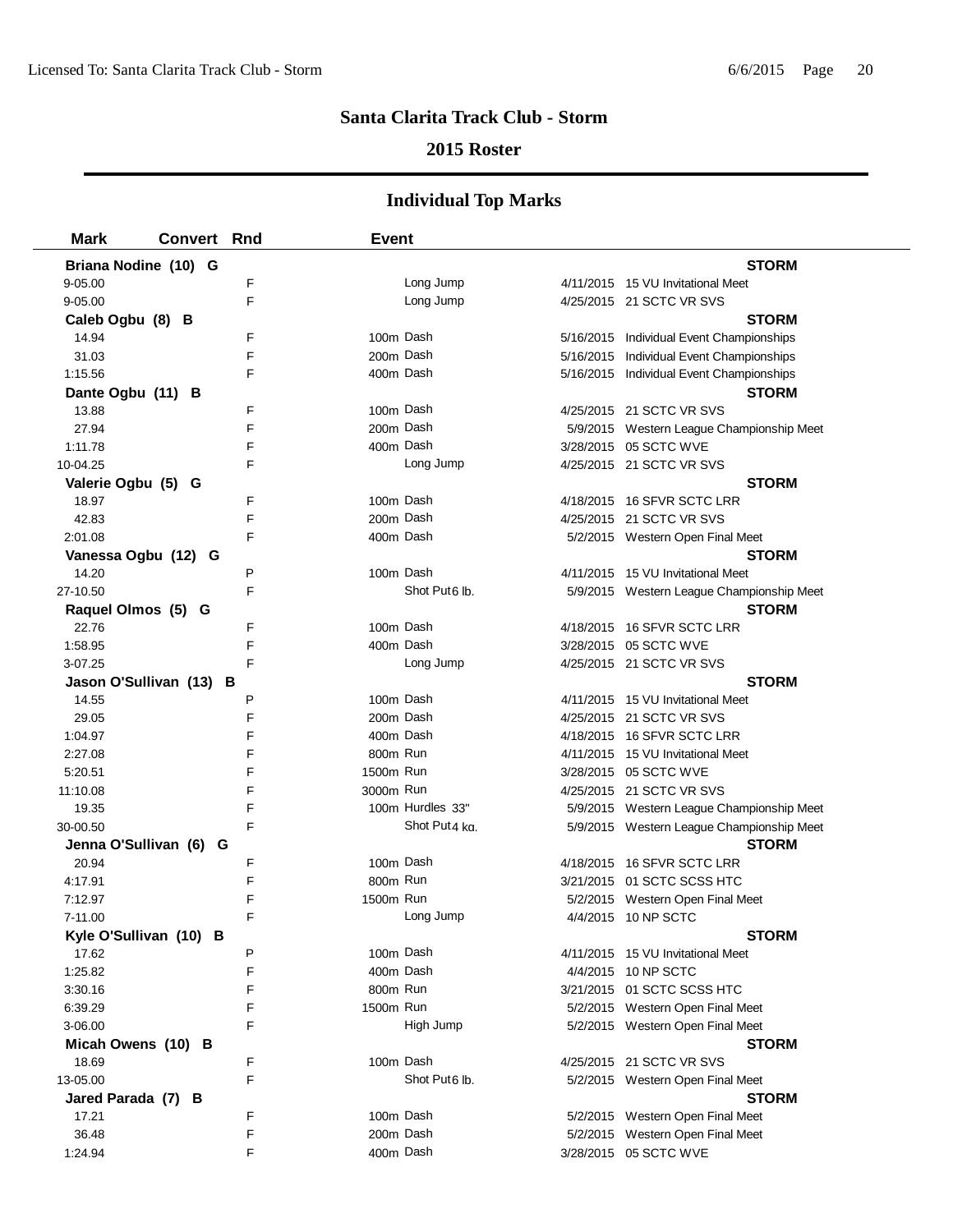# Santa Clarita Track Club - Storm

## 2015 Roster

### Individual Top Marks

| Mark | Convert | Rnd | Event | Date | Meet |
|---|---|---|---|---|---|
| **Briana Nodine (10) G** | | | | | **STORM** |
| 9-05.00 | | F | Long Jump | 4/11/2015 | 15 VU Invitational Meet |
| 9-05.00 | | F | Long Jump | 4/25/2015 | 21 SCTC VR SVS |
| **Caleb Ogbu (8) B** | | | | | **STORM** |
| 14.94 | | F | 100m Dash | 5/16/2015 | Individual Event Championships |
| 31.03 | | F | 200m Dash | 5/16/2015 | Individual Event Championships |
| 1:15.56 | | F | 400m Dash | 5/16/2015 | Individual Event Championships |
| **Dante Ogbu (11) B** | | | | | **STORM** |
| 13.88 | | F | 100m Dash | 4/25/2015 | 21 SCTC VR SVS |
| 27.94 | | F | 200m Dash | 5/9/2015 | Western League Championship Meet |
| 1:11.78 | | F | 400m Dash | 3/28/2015 | 05 SCTC WVE |
| 10-04.25 | | F | Long Jump | 4/25/2015 | 21 SCTC VR SVS |
| **Valerie Ogbu (5) G** | | | | | **STORM** |
| 18.97 | | F | 100m Dash | 4/18/2015 | 16 SFVR SCTC LRR |
| 42.83 | | F | 200m Dash | 4/25/2015 | 21 SCTC VR SVS |
| 2:01.08 | | F | 400m Dash | 5/2/2015 | Western Open Final Meet |
| **Vanessa Ogbu (12) G** | | | | | **STORM** |
| 14.20 | | P | 100m Dash | 4/11/2015 | 15 VU Invitational Meet |
| 27-10.50 | | F | Shot Put 6 lb. | 5/9/2015 | Western League Championship Meet |
| **Raquel Olmos (5) G** | | | | | **STORM** |
| 22.76 | | F | 100m Dash | 4/18/2015 | 16 SFVR SCTC LRR |
| 1:58.95 | | F | 400m Dash | 3/28/2015 | 05 SCTC WVE |
| 3-07.25 | | F | Long Jump | 4/25/2015 | 21 SCTC VR SVS |
| **Jason O'Sullivan (13) B** | | | | | **STORM** |
| 14.55 | | P | 100m Dash | 4/11/2015 | 15 VU Invitational Meet |
| 29.05 | | F | 200m Dash | 4/25/2015 | 21 SCTC VR SVS |
| 1:04.97 | | F | 400m Dash | 4/18/2015 | 16 SFVR SCTC LRR |
| 2:27.08 | | F | 800m Run | 4/11/2015 | 15 VU Invitational Meet |
| 5:20.51 | | F | 1500m Run | 3/28/2015 | 05 SCTC WVE |
| 11:10.08 | | F | 3000m Run | 4/25/2015 | 21 SCTC VR SVS |
| 19.35 | | F | 100m Hurdles 33" | 5/9/2015 | Western League Championship Meet |
| 30-00.50 | | F | Shot Put 4 kg. | 5/9/2015 | Western League Championship Meet |
| **Jenna O'Sullivan (6) G** | | | | | **STORM** |
| 20.94 | | F | 100m Dash | 4/18/2015 | 16 SFVR SCTC LRR |
| 4:17.91 | | F | 800m Run | 3/21/2015 | 01 SCTC SCSS HTC |
| 7:12.97 | | F | 1500m Run | 5/2/2015 | Western Open Final Meet |
| 7-11.00 | | F | Long Jump | 4/4/2015 | 10 NP SCTC |
| **Kyle O'Sullivan (10) B** | | | | | **STORM** |
| 17.62 | | P | 100m Dash | 4/11/2015 | 15 VU Invitational Meet |
| 1:25.82 | | F | 400m Dash | 4/4/2015 | 10 NP SCTC |
| 3:30.16 | | F | 800m Run | 3/21/2015 | 01 SCTC SCSS HTC |
| 6:39.29 | | F | 1500m Run | 5/2/2015 | Western Open Final Meet |
| 3-06.00 | | F | High Jump | 5/2/2015 | Western Open Final Meet |
| **Micah Owens (10) B** | | | | | **STORM** |
| 18.69 | | F | 100m Dash | 4/25/2015 | 21 SCTC VR SVS |
| 13-05.00 | | F | Shot Put 6 lb. | 5/2/2015 | Western Open Final Meet |
| **Jared Parada (7) B** | | | | | **STORM** |
| 17.21 | | F | 100m Dash | 5/2/2015 | Western Open Final Meet |
| 36.48 | | F | 200m Dash | 5/2/2015 | Western Open Final Meet |
| 1:24.94 | | F | 400m Dash | 3/28/2015 | 05 SCTC WVE |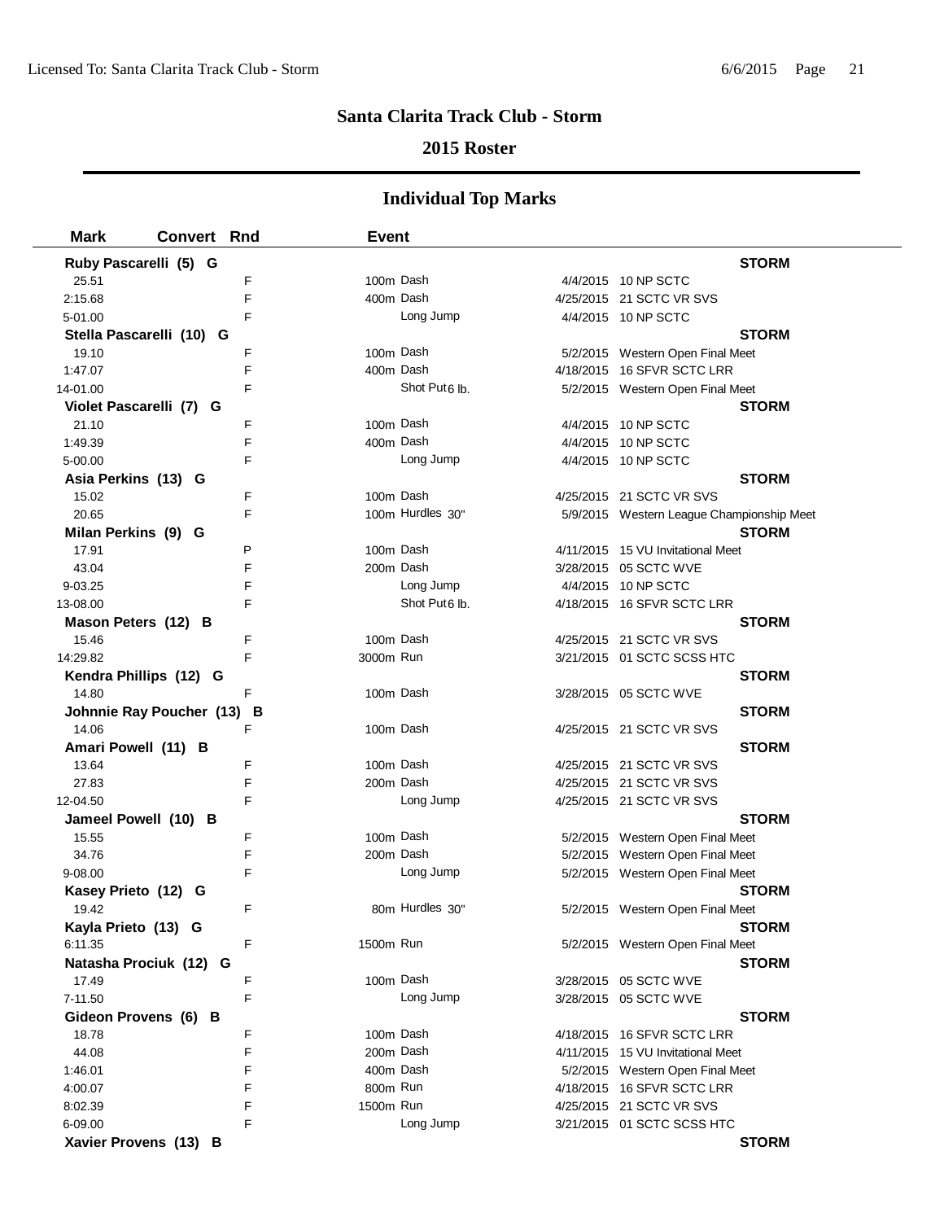# Santa Clarita Track Club - Storm

## 2015 Roster

### Individual Top Marks

| Mark | Convert | Rnd | Event | Date | Meet |
|---|---|---|---|---|---|
| **Ruby Pascarelli (5) G** | | | | | **STORM** |
| 25.51 | | F | 100m Dash | 4/4/2015 | 10 NP SCTC |
| 2:15.68 | | F | 400m Dash | 4/25/2015 | 21 SCTC VR SVS |
| 5-01.00 | | F | Long Jump | 4/4/2015 | 10 NP SCTC |
| **Stella Pascarelli (10) G** | | | | | **STORM** |
| 19.10 | | F | 100m Dash | 5/2/2015 | Western Open Final Meet |
| 1:47.07 | | F | 400m Dash | 4/18/2015 | 16 SFVR SCTC LRR |
| 14-01.00 | | F | Shot Put 6 lb. | 5/2/2015 | Western Open Final Meet |
| **Violet Pascarelli (7) G** | | | | | **STORM** |
| 21.10 | | F | 100m Dash | 4/4/2015 | 10 NP SCTC |
| 1:49.39 | | F | 400m Dash | 4/4/2015 | 10 NP SCTC |
| 5-00.00 | | F | Long Jump | 4/4/2015 | 10 NP SCTC |
| **Asia Perkins (13) G** | | | | | **STORM** |
| 15.02 | | F | 100m Dash | 4/25/2015 | 21 SCTC VR SVS |
| 20.65 | | F | 100m Hurdles 30" | 5/9/2015 | Western League Championship Meet |
| **Milan Perkins (9) G** | | | | | **STORM** |
| 17.91 | | P | 100m Dash | 4/11/2015 | 15 VU Invitational Meet |
| 43.04 | | F | 200m Dash | 3/28/2015 | 05 SCTC WVE |
| 9-03.25 | | F | Long Jump | 4/4/2015 | 10 NP SCTC |
| 13-08.00 | | F | Shot Put 6 lb. | 4/18/2015 | 16 SFVR SCTC LRR |
| **Mason Peters (12) B** | | | | | **STORM** |
| 15.46 | | F | 100m Dash | 4/25/2015 | 21 SCTC VR SVS |
| 14:29.82 | | F | 3000m Run | 3/21/2015 | 01 SCTC SCSS HTC |
| **Kendra Phillips (12) G** | | | | | **STORM** |
| 14.80 | | F | 100m Dash | 3/28/2015 | 05 SCTC WVE |
| **Johnnie Ray Poucher (13) B** | | | | | **STORM** |
| 14.06 | | F | 100m Dash | 4/25/2015 | 21 SCTC VR SVS |
| **Amari Powell (11) B** | | | | | **STORM** |
| 13.64 | | F | 100m Dash | 4/25/2015 | 21 SCTC VR SVS |
| 27.83 | | F | 200m Dash | 4/25/2015 | 21 SCTC VR SVS |
| 12-04.50 | | F | Long Jump | 4/25/2015 | 21 SCTC VR SVS |
| **Jameel Powell (10) B** | | | | | **STORM** |
| 15.55 | | F | 100m Dash | 5/2/2015 | Western Open Final Meet |
| 34.76 | | F | 200m Dash | 5/2/2015 | Western Open Final Meet |
| 9-08.00 | | F | Long Jump | 5/2/2015 | Western Open Final Meet |
| **Kasey Prieto (12) G** | | | | | **STORM** |
| 19.42 | | F | 80m Hurdles 30" | 5/2/2015 | Western Open Final Meet |
| **Kayla Prieto (13) G** | | | | | **STORM** |
| 6:11.35 | | F | 1500m Run | 5/2/2015 | Western Open Final Meet |
| **Natasha Prociuk (12) G** | | | | | **STORM** |
| 17.49 | | F | 100m Dash | 3/28/2015 | 05 SCTC WVE |
| 7-11.50 | | F | Long Jump | 3/28/2015 | 05 SCTC WVE |
| **Gideon Provens (6) B** | | | | | **STORM** |
| 18.78 | | F | 100m Dash | 4/18/2015 | 16 SFVR SCTC LRR |
| 44.08 | | F | 200m Dash | 4/11/2015 | 15 VU Invitational Meet |
| 1:46.01 | | F | 400m Dash | 5/2/2015 | Western Open Final Meet |
| 4:00.07 | | F | 800m Run | 4/18/2015 | 16 SFVR SCTC LRR |
| 8:02.39 | | F | 1500m Run | 4/25/2015 | 21 SCTC VR SVS |
| 6-09.00 | | F | Long Jump | 3/21/2015 | 01 SCTC SCSS HTC |
| **Xavier Provens (13) B** | | | | | **STORM** |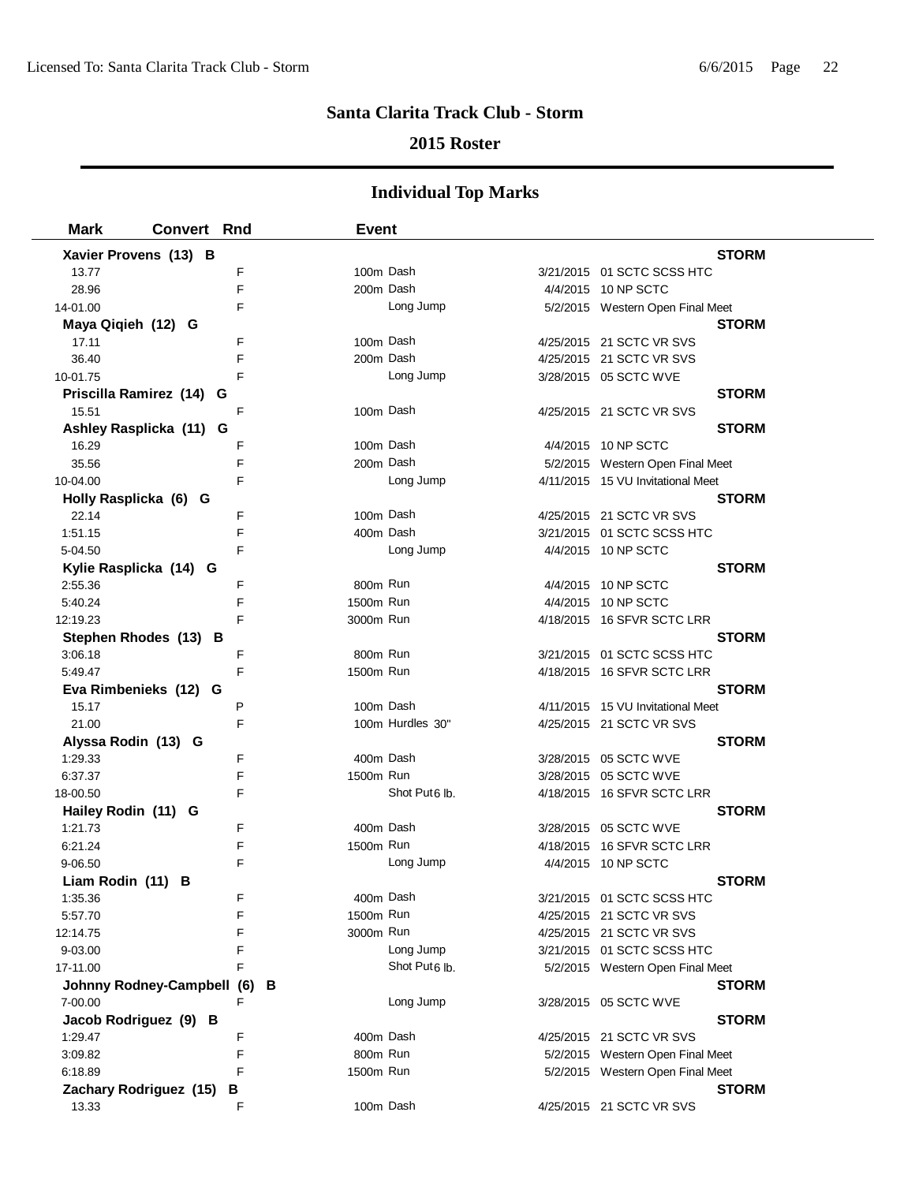# Santa Clarita Track Club - Storm

## 2015 Roster

### Individual Top Marks

| Mark | Convert | Rnd | Event | | |
|---|---|---|---|---|---|
| **Xavier Provens (13) B** | | | | | **STORM** |
| 13.77 | | F | 100m Dash | 3/21/2015 | 01 SCTC SCSS HTC |
| 28.96 | | F | 200m Dash | 4/4/2015 | 10 NP SCTC |
| 14-01.00 | | F | Long Jump | 5/2/2015 | Western Open Final Meet |
| **Maya Qiqieh (12) G** | | | | | **STORM** |
| 17.11 | | F | 100m Dash | 4/25/2015 | 21 SCTC VR SVS |
| 36.40 | | F | 200m Dash | 4/25/2015 | 21 SCTC VR SVS |
| 10-01.75 | | F | Long Jump | 3/28/2015 | 05 SCTC WVE |
| **Priscilla Ramirez (14) G** | | | | | **STORM** |
| 15.51 | | F | 100m Dash | 4/25/2015 | 21 SCTC VR SVS |
| **Ashley Rasplicka (11) G** | | | | | **STORM** |
| 16.29 | | F | 100m Dash | 4/4/2015 | 10 NP SCTC |
| 35.56 | | F | 200m Dash | 5/2/2015 | Western Open Final Meet |
| 10-04.00 | | F | Long Jump | 4/11/2015 | 15 VU Invitational Meet |
| **Holly Rasplicka (6) G** | | | | | **STORM** |
| 22.14 | | F | 100m Dash | 4/25/2015 | 21 SCTC VR SVS |
| 1:51.15 | | F | 400m Dash | 3/21/2015 | 01 SCTC SCSS HTC |
| 5-04.50 | | F | Long Jump | 4/4/2015 | 10 NP SCTC |
| **Kylie Rasplicka (14) G** | | | | | **STORM** |
| 2:55.36 | | F | 800m Run | 4/4/2015 | 10 NP SCTC |
| 5:40.24 | | F | 1500m Run | 4/4/2015 | 10 NP SCTC |
| 12:19.23 | | F | 3000m Run | 4/18/2015 | 16 SFVR SCTC LRR |
| **Stephen Rhodes (13) B** | | | | | **STORM** |
| 3:06.18 | | F | 800m Run | 3/21/2015 | 01 SCTC SCSS HTC |
| 5:49.47 | | F | 1500m Run | 4/18/2015 | 16 SFVR SCTC LRR |
| **Eva Rimbenieks (12) G** | | | | | **STORM** |
| 15.17 | | P | 100m Dash | 4/11/2015 | 15 VU Invitational Meet |
| 21.00 | | F | 100m Hurdles 30" | 4/25/2015 | 21 SCTC VR SVS |
| **Alyssa Rodin (13) G** | | | | | **STORM** |
| 1:29.33 | | F | 400m Dash | 3/28/2015 | 05 SCTC WVE |
| 6:37.37 | | F | 1500m Run | 3/28/2015 | 05 SCTC WVE |
| 18-00.50 | | F | Shot Put 6 lb. | 4/18/2015 | 16 SFVR SCTC LRR |
| **Hailey Rodin (11) G** | | | | | **STORM** |
| 1:21.73 | | F | 400m Dash | 3/28/2015 | 05 SCTC WVE |
| 6:21.24 | | F | 1500m Run | 4/18/2015 | 16 SFVR SCTC LRR |
| 9-06.50 | | F | Long Jump | 4/4/2015 | 10 NP SCTC |
| **Liam Rodin (11) B** | | | | | **STORM** |
| 1:35.36 | | F | 400m Dash | 3/21/2015 | 01 SCTC SCSS HTC |
| 5:57.70 | | F | 1500m Run | 4/25/2015 | 21 SCTC VR SVS |
| 12:14.75 | | F | 3000m Run | 4/25/2015 | 21 SCTC VR SVS |
| 9-03.00 | | F | Long Jump | 3/21/2015 | 01 SCTC SCSS HTC |
| 17-11.00 | | F | Shot Put 6 lb. | 5/2/2015 | Western Open Final Meet |
| **Johnny Rodney-Campbell (6) B** | | | | | **STORM** |
| 7-00.00 | | F | Long Jump | 3/28/2015 | 05 SCTC WVE |
| **Jacob Rodriguez (9) B** | | | | | **STORM** |
| 1:29.47 | | F | 400m Dash | 4/25/2015 | 21 SCTC VR SVS |
| 3:09.82 | | F | 800m Run | 5/2/2015 | Western Open Final Meet |
| 6:18.89 | | F | 1500m Run | 5/2/2015 | Western Open Final Meet |
| **Zachary Rodriguez (15) B** | | | | | **STORM** |
| 13.33 | | F | 100m Dash | 4/25/2015 | 21 SCTC VR SVS |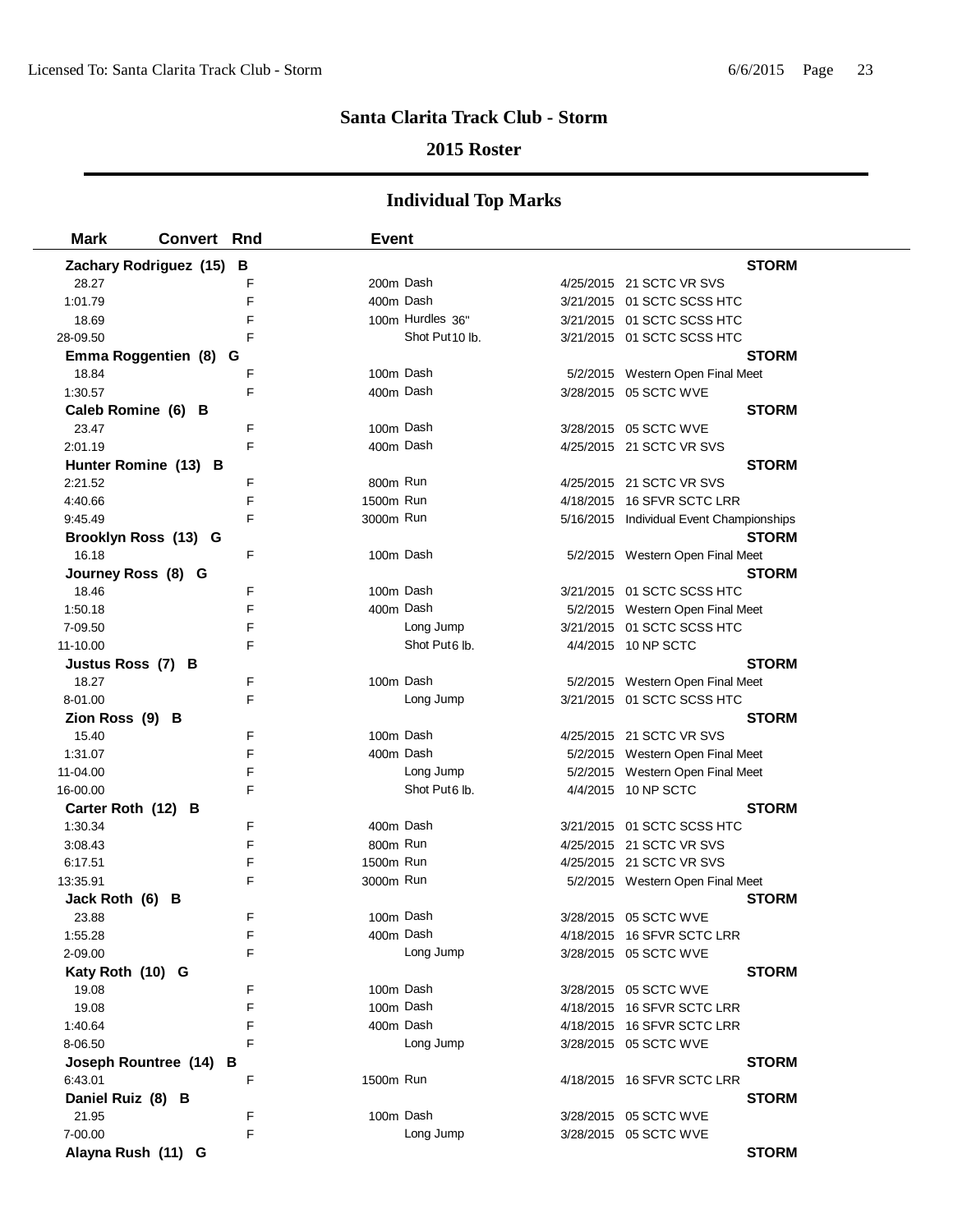# Santa Clarita Track Club - Storm

## 2015 Roster

### Individual Top Marks

| Mark | Convert | Rnd | Event | | Date | Meet |
|---|---|---|---|---|---|---|
| **Zachary Rodriguez (15) B** | | | | | | **STORM** |
| 28.27 | | F | 200m Dash | | 4/25/2015 | 21 SCTC VR SVS |
| 1:01.79 | | F | 400m Dash | | 3/21/2015 | 01 SCTC SCSS HTC |
| 18.69 | | F | 100m Hurdles | 36" | 3/21/2015 | 01 SCTC SCSS HTC |
| 28-09.50 | | F | Shot Put | 10 lb. | 3/21/2015 | 01 SCTC SCSS HTC |
| **Emma Roggentien (8) G** | | | | | | **STORM** |
| 18.84 | | F | 100m Dash | | 5/2/2015 | Western Open Final Meet |
| 1:30.57 | | F | 400m Dash | | 3/28/2015 | 05 SCTC WVE |
| **Caleb Romine (6) B** | | | | | | **STORM** |
| 23.47 | | F | 100m Dash | | 3/28/2015 | 05 SCTC WVE |
| 2:01.19 | | F | 400m Dash | | 4/25/2015 | 21 SCTC VR SVS |
| **Hunter Romine (13) B** | | | | | | **STORM** |
| 2:21.52 | | F | 800m Run | | 4/25/2015 | 21 SCTC VR SVS |
| 4:40.66 | | F | 1500m Run | | 4/18/2015 | 16 SFVR SCTC LRR |
| 9:45.49 | | F | 3000m Run | | 5/16/2015 | Individual Event Championships |
| **Brooklyn Ross (13) G** | | | | | | **STORM** |
| 16.18 | | F | 100m Dash | | 5/2/2015 | Western Open Final Meet |
| **Journey Ross (8) G** | | | | | | **STORM** |
| 18.46 | | F | 100m Dash | | 3/21/2015 | 01 SCTC SCSS HTC |
| 1:50.18 | | F | 400m Dash | | 5/2/2015 | Western Open Final Meet |
| 7-09.50 | | F | Long Jump | | 3/21/2015 | 01 SCTC SCSS HTC |
| 11-10.00 | | F | Shot Put | 6 lb. | 4/4/2015 | 10 NP SCTC |
| **Justus Ross (7) B** | | | | | | **STORM** |
| 18.27 | | F | 100m Dash | | 5/2/2015 | Western Open Final Meet |
| 8-01.00 | | F | Long Jump | | 3/21/2015 | 01 SCTC SCSS HTC |
| **Zion Ross (9) B** | | | | | | **STORM** |
| 15.40 | | F | 100m Dash | | 4/25/2015 | 21 SCTC VR SVS |
| 1:31.07 | | F | 400m Dash | | 5/2/2015 | Western Open Final Meet |
| 11-04.00 | | F | Long Jump | | 5/2/2015 | Western Open Final Meet |
| 16-00.00 | | F | Shot Put | 6 lb. | 4/4/2015 | 10 NP SCTC |
| **Carter Roth (12) B** | | | | | | **STORM** |
| 1:30.34 | | F | 400m Dash | | 3/21/2015 | 01 SCTC SCSS HTC |
| 3:08.43 | | F | 800m Run | | 4/25/2015 | 21 SCTC VR SVS |
| 6:17.51 | | F | 1500m Run | | 4/25/2015 | 21 SCTC VR SVS |
| 13:35.91 | | F | 3000m Run | | 5/2/2015 | Western Open Final Meet |
| **Jack Roth (6) B** | | | | | | **STORM** |
| 23.88 | | F | 100m Dash | | 3/28/2015 | 05 SCTC WVE |
| 1:55.28 | | F | 400m Dash | | 4/18/2015 | 16 SFVR SCTC LRR |
| 2-09.00 | | F | Long Jump | | 3/28/2015 | 05 SCTC WVE |
| **Katy Roth (10) G** | | | | | | **STORM** |
| 19.08 | | F | 100m Dash | | 3/28/2015 | 05 SCTC WVE |
| 19.08 | | F | 100m Dash | | 4/18/2015 | 16 SFVR SCTC LRR |
| 1:40.64 | | F | 400m Dash | | 4/18/2015 | 16 SFVR SCTC LRR |
| 8-06.50 | | F | Long Jump | | 3/28/2015 | 05 SCTC WVE |
| **Joseph Rountree (14) B** | | | | | | **STORM** |
| 6:43.01 | | F | 1500m Run | | 4/18/2015 | 16 SFVR SCTC LRR |
| **Daniel Ruiz (8) B** | | | | | | **STORM** |
| 21.95 | | F | 100m Dash | | 3/28/2015 | 05 SCTC WVE |
| 7-00.00 | | F | Long Jump | | 3/28/2015 | 05 SCTC WVE |
| **Alayna Rush (11) G** | | | | | | **STORM** |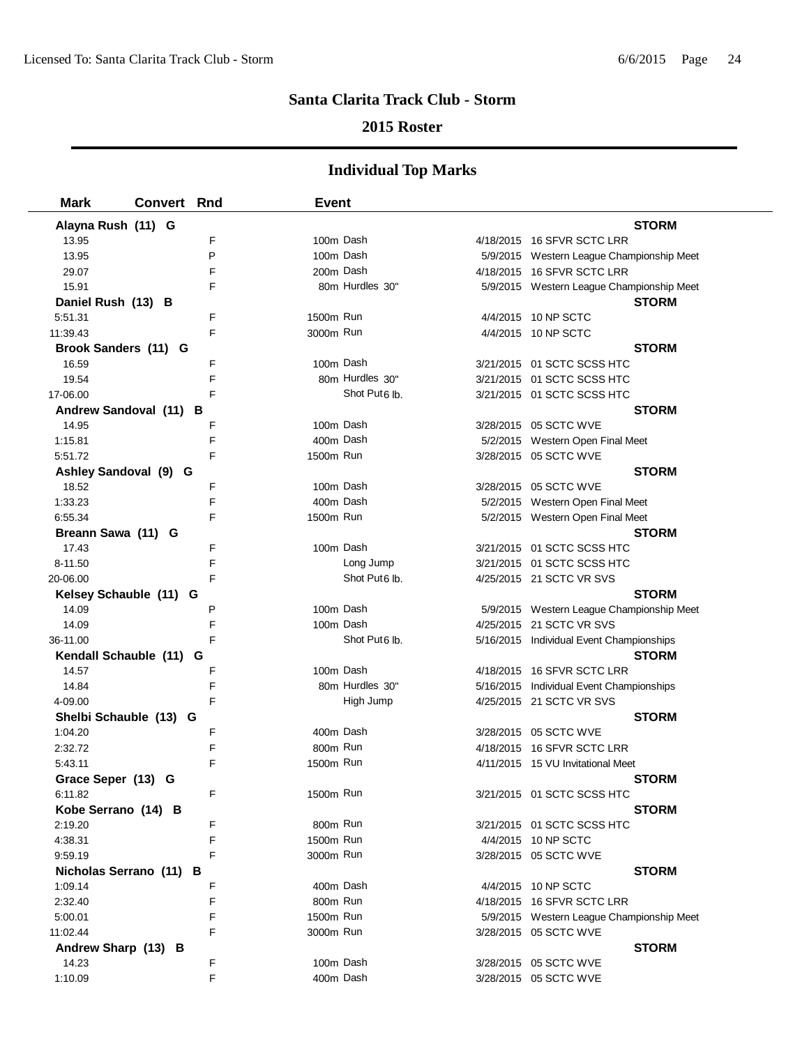# Santa Clarita Track Club - Storm

## 2015 Roster

### Individual Top Marks

| Mark | Convert | Rnd | Event | Date | Meet |
|---|---|---|---|---|---|
| **Alayna Rush (11) G** | | | | | **STORM** |
| 13.95 | | F | 100m Dash | 4/18/2015 | 16 SFVR SCTC LRR |
| 13.95 | | P | 100m Dash | 5/9/2015 | Western League Championship Meet |
| 29.07 | | F | 200m Dash | 4/18/2015 | 16 SFVR SCTC LRR |
| 15.91 | | F | 80m Hurdles 30" | 5/9/2015 | Western League Championship Meet |
| **Daniel Rush (13) B** | | | | | **STORM** |
| 5:51.31 | | F | 1500m Run | 4/4/2015 | 10 NP SCTC |
| 11:39.43 | | F | 3000m Run | 4/4/2015 | 10 NP SCTC |
| **Brook Sanders (11) G** | | | | | **STORM** |
| 16.59 | | F | 100m Dash | 3/21/2015 | 01 SCTC SCSS HTC |
| 19.54 | | F | 80m Hurdles 30" | 3/21/2015 | 01 SCTC SCSS HTC |
| 17-06.00 | | F | Shot Put 6 lb. | 3/21/2015 | 01 SCTC SCSS HTC |
| **Andrew Sandoval (11) B** | | | | | **STORM** |
| 14.95 | | F | 100m Dash | 3/28/2015 | 05 SCTC WVE |
| 1:15.81 | | F | 400m Dash | 5/2/2015 | Western Open Final Meet |
| 5:51.72 | | F | 1500m Run | 3/28/2015 | 05 SCTC WVE |
| **Ashley Sandoval (9) G** | | | | | **STORM** |
| 18.52 | | F | 100m Dash | 3/28/2015 | 05 SCTC WVE |
| 1:33.23 | | F | 400m Dash | 5/2/2015 | Western Open Final Meet |
| 6:55.34 | | F | 1500m Run | 5/2/2015 | Western Open Final Meet |
| **Breann Sawa (11) G** | | | | | **STORM** |
| 17.43 | | F | 100m Dash | 3/21/2015 | 01 SCTC SCSS HTC |
| 8-11.50 | | F | Long Jump | 3/21/2015 | 01 SCTC SCSS HTC |
| 20-06.00 | | F | Shot Put 6 lb. | 4/25/2015 | 21 SCTC VR SVS |
| **Kelsey Schauble (11) G** | | | | | **STORM** |
| 14.09 | | P | 100m Dash | 5/9/2015 | Western League Championship Meet |
| 14.09 | | F | 100m Dash | 4/25/2015 | 21 SCTC VR SVS |
| 36-11.00 | | F | Shot Put 6 lb. | 5/16/2015 | Individual Event Championships |
| **Kendall Schauble (11) G** | | | | | **STORM** |
| 14.57 | | F | 100m Dash | 4/18/2015 | 16 SFVR SCTC LRR |
| 14.84 | | F | 80m Hurdles 30" | 5/16/2015 | Individual Event Championships |
| 4-09.00 | | F | High Jump | 4/25/2015 | 21 SCTC VR SVS |
| **Shelbi Schauble (13) G** | | | | | **STORM** |
| 1:04.20 | | F | 400m Dash | 3/28/2015 | 05 SCTC WVE |
| 2:32.72 | | F | 800m Run | 4/18/2015 | 16 SFVR SCTC LRR |
| 5:43.11 | | F | 1500m Run | 4/11/2015 | 15 VU Invitational Meet |
| **Grace Seper (13) G** | | | | | **STORM** |
| 6:11.82 | | F | 1500m Run | 3/21/2015 | 01 SCTC SCSS HTC |
| **Kobe Serrano (14) B** | | | | | **STORM** |
| 2:19.20 | | F | 800m Run | 3/21/2015 | 01 SCTC SCSS HTC |
| 4:38.31 | | F | 1500m Run | 4/4/2015 | 10 NP SCTC |
| 9:59.19 | | F | 3000m Run | 3/28/2015 | 05 SCTC WVE |
| **Nicholas Serrano (11) B** | | | | | **STORM** |
| 1:09.14 | | F | 400m Dash | 4/4/2015 | 10 NP SCTC |
| 2:32.40 | | F | 800m Run | 4/18/2015 | 16 SFVR SCTC LRR |
| 5:00.01 | | F | 1500m Run | 5/9/2015 | Western League Championship Meet |
| 11:02.44 | | F | 3000m Run | 3/28/2015 | 05 SCTC WVE |
| **Andrew Sharp (13) B** | | | | | **STORM** |
| 14.23 | | F | 100m Dash | 3/28/2015 | 05 SCTC WVE |
| 1:10.09 | | F | 400m Dash | 3/28/2015 | 05 SCTC WVE |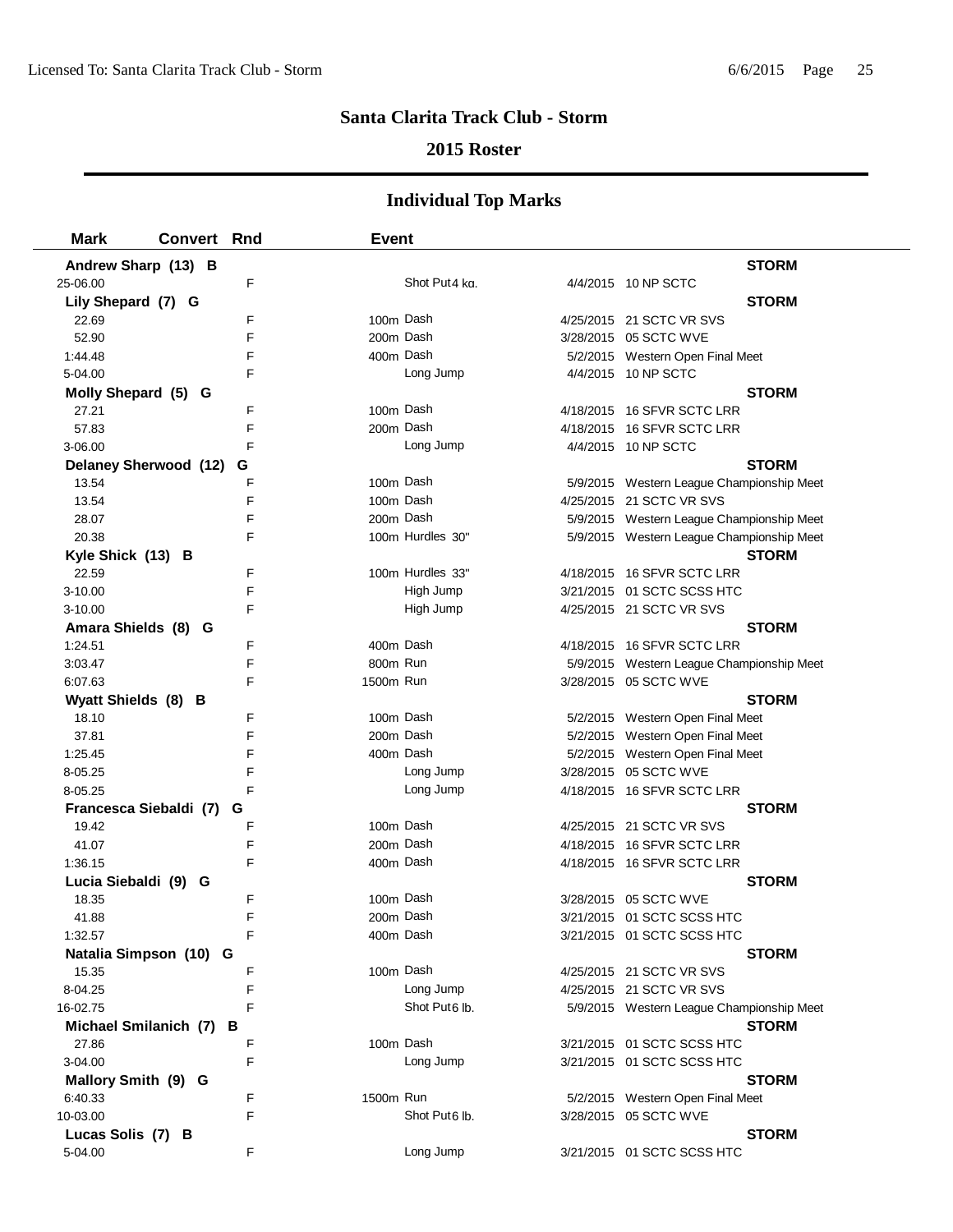## Santa Clarita Track Club - Storm

### 2015 Roster

### Individual Top Marks

| Mark | Convert | Rnd | Event | Date | Meet |
|---|---|---|---|---|---|
| **Andrew Sharp (13) B** | | | | | **STORM** |
| 25-06.00 | | F | Shot Put 4 kg. | 4/4/2015 | 10 NP SCTC |
| **Lily Shepard (7) G** | | | | | **STORM** |
| 22.69 | | F | 100m Dash | 4/25/2015 | 21 SCTC VR SVS |
| 52.90 | | F | 200m Dash | 3/28/2015 | 05 SCTC WVE |
| 1:44.48 | | F | 400m Dash | 5/2/2015 | Western Open Final Meet |
| 5-04.00 | | F | Long Jump | 4/4/2015 | 10 NP SCTC |
| **Molly Shepard (5) G** | | | | | **STORM** |
| 27.21 | | F | 100m Dash | 4/18/2015 | 16 SFVR SCTC LRR |
| 57.83 | | F | 200m Dash | 4/18/2015 | 16 SFVR SCTC LRR |
| 3-06.00 | | F | Long Jump | 4/4/2015 | 10 NP SCTC |
| **Delaney Sherwood (12) G** | | | | | **STORM** |
| 13.54 | | F | 100m Dash | 5/9/2015 | Western League Championship Meet |
| 13.54 | | F | 100m Dash | 4/25/2015 | 21 SCTC VR SVS |
| 28.07 | | F | 200m Dash | 5/9/2015 | Western League Championship Meet |
| 20.38 | | F | 100m Hurdles 30" | 5/9/2015 | Western League Championship Meet |
| **Kyle Shick (13) B** | | | | | **STORM** |
| 22.59 | | F | 100m Hurdles 33" | 4/18/2015 | 16 SFVR SCTC LRR |
| 3-10.00 | | F | High Jump | 3/21/2015 | 01 SCTC SCSS HTC |
| 3-10.00 | | F | High Jump | 4/25/2015 | 21 SCTC VR SVS |
| **Amara Shields (8) G** | | | | | **STORM** |
| 1:24.51 | | F | 400m Dash | 4/18/2015 | 16 SFVR SCTC LRR |
| 3:03.47 | | F | 800m Run | 5/9/2015 | Western League Championship Meet |
| 6:07.63 | | F | 1500m Run | 3/28/2015 | 05 SCTC WVE |
| **Wyatt Shields (8) B** | | | | | **STORM** |
| 18.10 | | F | 100m Dash | 5/2/2015 | Western Open Final Meet |
| 37.81 | | F | 200m Dash | 5/2/2015 | Western Open Final Meet |
| 1:25.45 | | F | 400m Dash | 5/2/2015 | Western Open Final Meet |
| 8-05.25 | | F | Long Jump | 3/28/2015 | 05 SCTC WVE |
| 8-05.25 | | F | Long Jump | 4/18/2015 | 16 SFVR SCTC LRR |
| **Francesca Siebaldi (7) G** | | | | | **STORM** |
| 19.42 | | F | 100m Dash | 4/25/2015 | 21 SCTC VR SVS |
| 41.07 | | F | 200m Dash | 4/18/2015 | 16 SFVR SCTC LRR |
| 1:36.15 | | F | 400m Dash | 4/18/2015 | 16 SFVR SCTC LRR |
| **Lucia Siebaldi (9) G** | | | | | **STORM** |
| 18.35 | | F | 100m Dash | 3/28/2015 | 05 SCTC WVE |
| 41.88 | | F | 200m Dash | 3/21/2015 | 01 SCTC SCSS HTC |
| 1:32.57 | | F | 400m Dash | 3/21/2015 | 01 SCTC SCSS HTC |
| **Natalia Simpson (10) G** | | | | | **STORM** |
| 15.35 | | F | 100m Dash | 4/25/2015 | 21 SCTC VR SVS |
| 8-04.25 | | F | Long Jump | 4/25/2015 | 21 SCTC VR SVS |
| 16-02.75 | | F | Shot Put 6 lb. | 5/9/2015 | Western League Championship Meet |
| **Michael Smilanich (7) B** | | | | | **STORM** |
| 27.86 | | F | 100m Dash | 3/21/2015 | 01 SCTC SCSS HTC |
| 3-04.00 | | F | Long Jump | 3/21/2015 | 01 SCTC SCSS HTC |
| **Mallory Smith (9) G** | | | | | **STORM** |
| 6:40.33 | | F | 1500m Run | 5/2/2015 | Western Open Final Meet |
| 10-03.00 | | F | Shot Put 6 lb. | 3/28/2015 | 05 SCTC WVE |
| **Lucas Solis (7) B** | | | | | **STORM** |
| 5-04.00 | | F | Long Jump | 3/21/2015 | 01 SCTC SCSS HTC |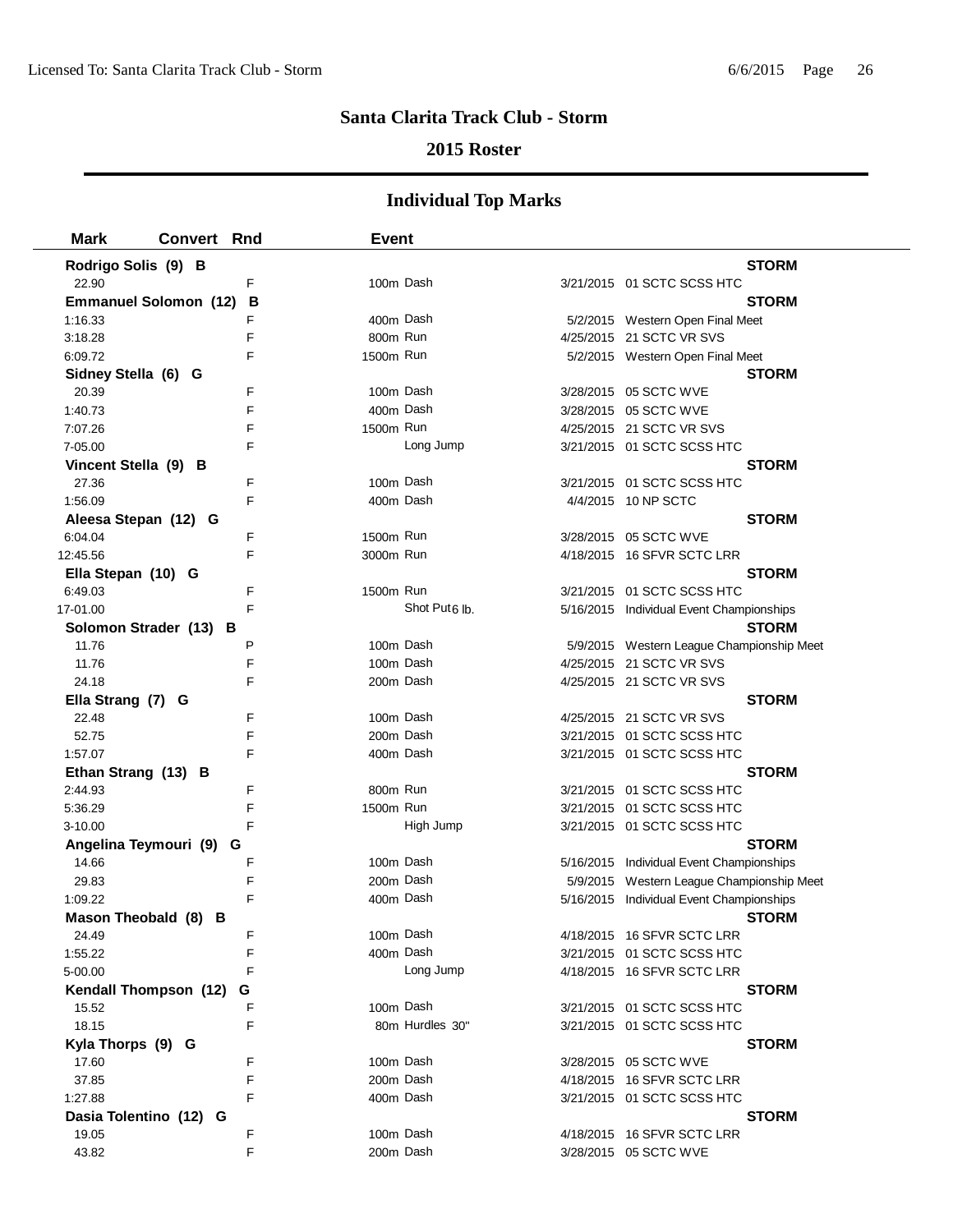## Santa Clarita Track Club - Storm

### 2015 Roster

### Individual Top Marks

| Mark | Convert | Rnd | Event | | |
|---|---|---|---|---|---|
| **Rodrigo Solis (9) B** | | | | | **STORM** |
| 22.90 | | F | 100m Dash | 3/21/2015 | 01 SCTC SCSS HTC |
| **Emmanuel Solomon (12) B** | | | | | **STORM** |
| 1:16.33 | | F | 400m Dash | 5/2/2015 | Western Open Final Meet |
| 3:18.28 | | F | 800m Run | 4/25/2015 | 21 SCTC VR SVS |
| 6:09.72 | | F | 1500m Run | 5/2/2015 | Western Open Final Meet |
| **Sidney Stella (6) G** | | | | | **STORM** |
| 20.39 | | F | 100m Dash | 3/28/2015 | 05 SCTC WVE |
| 1:40.73 | | F | 400m Dash | 3/28/2015 | 05 SCTC WVE |
| 7:07.26 | | F | 1500m Run | 4/25/2015 | 21 SCTC VR SVS |
| 7-05.00 | | F | Long Jump | 3/21/2015 | 01 SCTC SCSS HTC |
| **Vincent Stella (9) B** | | | | | **STORM** |
| 27.36 | | F | 100m Dash | 3/21/2015 | 01 SCTC SCSS HTC |
| 1:56.09 | | F | 400m Dash | 4/4/2015 | 10 NP SCTC |
| **Aleesa Stepan (12) G** | | | | | **STORM** |
| 6:04.04 | | F | 1500m Run | 3/28/2015 | 05 SCTC WVE |
| 12:45.56 | | F | 3000m Run | 4/18/2015 | 16 SFVR SCTC LRR |
| **Ella Stepan (10) G** | | | | | **STORM** |
| 6:49.03 | | F | 1500m Run | 3/21/2015 | 01 SCTC SCSS HTC |
| 17-01.00 | | F | Shot Put 6 lb. | 5/16/2015 | Individual Event Championships |
| **Solomon Strader (13) B** | | | | | **STORM** |
| 11.76 | | P | 100m Dash | 5/9/2015 | Western League Championship Meet |
| 11.76 | | F | 100m Dash | 4/25/2015 | 21 SCTC VR SVS |
| 24.18 | | F | 200m Dash | 4/25/2015 | 21 SCTC VR SVS |
| **Ella Strang (7) G** | | | | | **STORM** |
| 22.48 | | F | 100m Dash | 4/25/2015 | 21 SCTC VR SVS |
| 52.75 | | F | 200m Dash | 3/21/2015 | 01 SCTC SCSS HTC |
| 1:57.07 | | F | 400m Dash | 3/21/2015 | 01 SCTC SCSS HTC |
| **Ethan Strang (13) B** | | | | | **STORM** |
| 2:44.93 | | F | 800m Run | 3/21/2015 | 01 SCTC SCSS HTC |
| 5:36.29 | | F | 1500m Run | 3/21/2015 | 01 SCTC SCSS HTC |
| 3-10.00 | | F | High Jump | 3/21/2015 | 01 SCTC SCSS HTC |
| **Angelina Teymouri (9) G** | | | | | **STORM** |
| 14.66 | | F | 100m Dash | 5/16/2015 | Individual Event Championships |
| 29.83 | | F | 200m Dash | 5/9/2015 | Western League Championship Meet |
| 1:09.22 | | F | 400m Dash | 5/16/2015 | Individual Event Championships |
| **Mason Theobald (8) B** | | | | | **STORM** |
| 24.49 | | F | 100m Dash | 4/18/2015 | 16 SFVR SCTC LRR |
| 1:55.22 | | F | 400m Dash | 3/21/2015 | 01 SCTC SCSS HTC |
| 5-00.00 | | F | Long Jump | 4/18/2015 | 16 SFVR SCTC LRR |
| **Kendall Thompson (12) G** | | | | | **STORM** |
| 15.52 | | F | 100m Dash | 3/21/2015 | 01 SCTC SCSS HTC |
| 18.15 | | F | 80m Hurdles 30" | 3/21/2015 | 01 SCTC SCSS HTC |
| **Kyla Thorps (9) G** | | | | | **STORM** |
| 17.60 | | F | 100m Dash | 3/28/2015 | 05 SCTC WVE |
| 37.85 | | F | 200m Dash | 4/18/2015 | 16 SFVR SCTC LRR |
| 1:27.88 | | F | 400m Dash | 3/21/2015 | 01 SCTC SCSS HTC |
| **Dasia Tolentino (12) G** | | | | | **STORM** |
| 19.05 | | F | 100m Dash | 4/18/2015 | 16 SFVR SCTC LRR |
| 43.82 | | F | 200m Dash | 3/28/2015 | 05 SCTC WVE |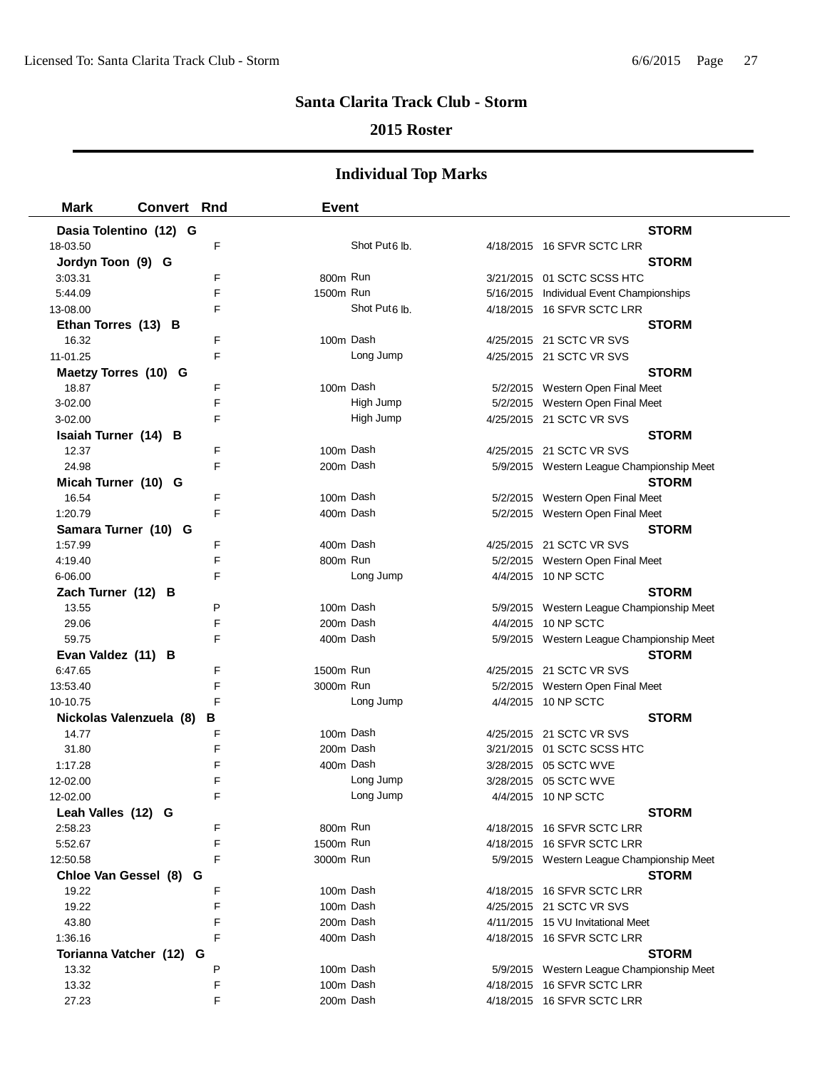## Santa Clarita Track Club - Storm

### 2015 Roster

### Individual Top Marks

| Mark | Convert | Rnd | Event | | Date | Meet |
|---|---|---|---|---|---|---|
| **Dasia Tolentino (12) G** | | | | | | **STORM** |
| 18-03.50 | | F | | Shot Put 6 lb. | 4/18/2015 | 16 SFVR SCTC LRR |
| **Jordyn Toon (9) G** | | | | | | **STORM** |
| 3:03.31 | | F | 800m | Run | 3/21/2015 | 01 SCTC SCSS HTC |
| 5:44.09 | | F | 1500m | Run | 5/16/2015 | Individual Event Championships |
| 13-08.00 | | F | | Shot Put 6 lb. | 4/18/2015 | 16 SFVR SCTC LRR |
| **Ethan Torres (13) B** | | | | | | **STORM** |
| 16.32 | | F | 100m | Dash | 4/25/2015 | 21 SCTC VR SVS |
| 11-01.25 | | F | | Long Jump | 4/25/2015 | 21 SCTC VR SVS |
| **Maetzy Torres (10) G** | | | | | | **STORM** |
| 18.87 | | F | 100m | Dash | 5/2/2015 | Western Open Final Meet |
| 3-02.00 | | F | | High Jump | 5/2/2015 | Western Open Final Meet |
| 3-02.00 | | F | | High Jump | 4/25/2015 | 21 SCTC VR SVS |
| **Isaiah Turner (14) B** | | | | | | **STORM** |
| 12.37 | | F | 100m | Dash | 4/25/2015 | 21 SCTC VR SVS |
| 24.98 | | F | 200m | Dash | 5/9/2015 | Western League Championship Meet |
| **Micah Turner (10) G** | | | | | | **STORM** |
| 16.54 | | F | 100m | Dash | 5/2/2015 | Western Open Final Meet |
| 1:20.79 | | F | 400m | Dash | 5/2/2015 | Western Open Final Meet |
| **Samara Turner (10) G** | | | | | | **STORM** |
| 1:57.99 | | F | 400m | Dash | 4/25/2015 | 21 SCTC VR SVS |
| 4:19.40 | | F | 800m | Run | 5/2/2015 | Western Open Final Meet |
| 6-06.00 | | F | | Long Jump | 4/4/2015 | 10 NP SCTC |
| **Zach Turner (12) B** | | | | | | **STORM** |
| 13.55 | | P | 100m | Dash | 5/9/2015 | Western League Championship Meet |
| 29.06 | | F | 200m | Dash | 4/4/2015 | 10 NP SCTC |
| 59.75 | | F | 400m | Dash | 5/9/2015 | Western League Championship Meet |
| **Evan Valdez (11) B** | | | | | | **STORM** |
| 6:47.65 | | F | 1500m | Run | 4/25/2015 | 21 SCTC VR SVS |
| 13:53.40 | | F | 3000m | Run | 5/2/2015 | Western Open Final Meet |
| 10-10.75 | | F | | Long Jump | 4/4/2015 | 10 NP SCTC |
| **Nickolas Valenzuela (8) B** | | | | | | **STORM** |
| 14.77 | | F | 100m | Dash | 4/25/2015 | 21 SCTC VR SVS |
| 31.80 | | F | 200m | Dash | 3/21/2015 | 01 SCTC SCSS HTC |
| 1:17.28 | | F | 400m | Dash | 3/28/2015 | 05 SCTC WVE |
| 12-02.00 | | F | | Long Jump | 3/28/2015 | 05 SCTC WVE |
| 12-02.00 | | F | | Long Jump | 4/4/2015 | 10 NP SCTC |
| **Leah Valles (12) G** | | | | | | **STORM** |
| 2:58.23 | | F | 800m | Run | 4/18/2015 | 16 SFVR SCTC LRR |
| 5:52.67 | | F | 1500m | Run | 4/18/2015 | 16 SFVR SCTC LRR |
| 12:50.58 | | F | 3000m | Run | 5/9/2015 | Western League Championship Meet |
| **Chloe Van Gessel (8) G** | | | | | | **STORM** |
| 19.22 | | F | 100m | Dash | 4/18/2015 | 16 SFVR SCTC LRR |
| 19.22 | | F | 100m | Dash | 4/25/2015 | 21 SCTC VR SVS |
| 43.80 | | F | 200m | Dash | 4/11/2015 | 15 VU Invitational Meet |
| 1:36.16 | | F | 400m | Dash | 4/18/2015 | 16 SFVR SCTC LRR |
| **Torianna Vatcher (12) G** | | | | | | **STORM** |
| 13.32 | | P | 100m | Dash | 5/9/2015 | Western League Championship Meet |
| 13.32 | | F | 100m | Dash | 4/18/2015 | 16 SFVR SCTC LRR |
| 27.23 | | F | 200m | Dash | 4/18/2015 | 16 SFVR SCTC LRR |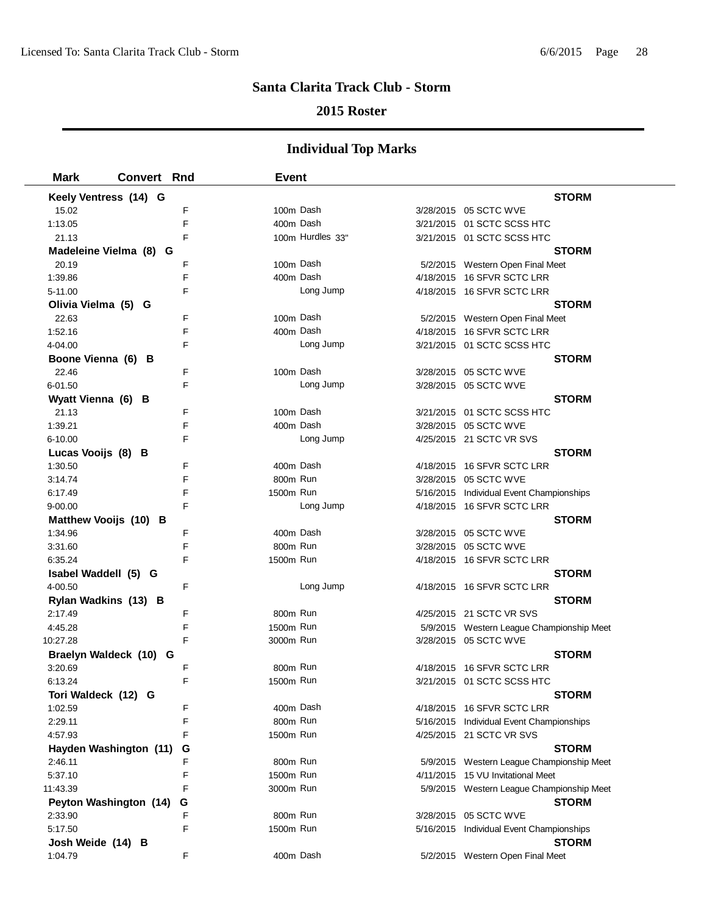# Santa Clarita Track Club - Storm

## 2015 Roster

### Individual Top Marks

| Mark | Convert | Rnd | Event | | |
|---|---|---|---|---|---|
| **Keely Ventress (14) G** | | | | | **STORM** |
| 15.02 | | F | 100m Dash | 3/28/2015 | 05 SCTC WVE |
| 1:13.05 | | F | 400m Dash | 3/21/2015 | 01 SCTC SCSS HTC |
| 21.13 | | F | 100m Hurdles 33" | 3/21/2015 | 01 SCTC SCSS HTC |
| **Madeleine Vielma (8) G** | | | | | **STORM** |
| 20.19 | | F | 100m Dash | 5/2/2015 | Western Open Final Meet |
| 1:39.86 | | F | 400m Dash | 4/18/2015 | 16 SFVR SCTC LRR |
| 5-11.00 | | F | Long Jump | 4/18/2015 | 16 SFVR SCTC LRR |
| **Olivia Vielma (5) G** | | | | | **STORM** |
| 22.63 | | F | 100m Dash | 5/2/2015 | Western Open Final Meet |
| 1:52.16 | | F | 400m Dash | 4/18/2015 | 16 SFVR SCTC LRR |
| 4-04.00 | | F | Long Jump | 3/21/2015 | 01 SCTC SCSS HTC |
| **Boone Vienna (6) B** | | | | | **STORM** |
| 22.46 | | F | 100m Dash | 3/28/2015 | 05 SCTC WVE |
| 6-01.50 | | F | Long Jump | 3/28/2015 | 05 SCTC WVE |
| **Wyatt Vienna (6) B** | | | | | **STORM** |
| 21.13 | | F | 100m Dash | 3/21/2015 | 01 SCTC SCSS HTC |
| 1:39.21 | | F | 400m Dash | 3/28/2015 | 05 SCTC WVE |
| 6-10.00 | | F | Long Jump | 4/25/2015 | 21 SCTC VR SVS |
| **Lucas Vooijs (8) B** | | | | | **STORM** |
| 1:30.50 | | F | 400m Dash | 4/18/2015 | 16 SFVR SCTC LRR |
| 3:14.74 | | F | 800m Run | 3/28/2015 | 05 SCTC WVE |
| 6:17.49 | | F | 1500m Run | 5/16/2015 | Individual Event Championships |
| 9-00.00 | | F | Long Jump | 4/18/2015 | 16 SFVR SCTC LRR |
| **Matthew Vooijs (10) B** | | | | | **STORM** |
| 1:34.96 | | F | 400m Dash | 3/28/2015 | 05 SCTC WVE |
| 3:31.60 | | F | 800m Run | 3/28/2015 | 05 SCTC WVE |
| 6:35.24 | | F | 1500m Run | 4/18/2015 | 16 SFVR SCTC LRR |
| **Isabel Waddell (5) G** | | | | | **STORM** |
| 4-00.50 | | F | Long Jump | 4/18/2015 | 16 SFVR SCTC LRR |
| **Rylan Wadkins (13) B** | | | | | **STORM** |
| 2:17.49 | | F | 800m Run | 4/25/2015 | 21 SCTC VR SVS |
| 4:45.28 | | F | 1500m Run | 5/9/2015 | Western League Championship Meet |
| 10:27.28 | | F | 3000m Run | 3/28/2015 | 05 SCTC WVE |
| **Braelyn Waldeck (10) G** | | | | | **STORM** |
| 3:20.69 | | F | 800m Run | 4/18/2015 | 16 SFVR SCTC LRR |
| 6:13.24 | | F | 1500m Run | 3/21/2015 | 01 SCTC SCSS HTC |
| **Tori Waldeck (12) G** | | | | | **STORM** |
| 1:02.59 | | F | 400m Dash | 4/18/2015 | 16 SFVR SCTC LRR |
| 2:29.11 | | F | 800m Run | 5/16/2015 | Individual Event Championships |
| 4:57.93 | | F | 1500m Run | 4/25/2015 | 21 SCTC VR SVS |
| **Hayden Washington (11) G** | | | | | **STORM** |
| 2:46.11 | | F | 800m Run | 5/9/2015 | Western League Championship Meet |
| 5:37.10 | | F | 1500m Run | 4/11/2015 | 15 VU Invitational Meet |
| 11:43.39 | | F | 3000m Run | 5/9/2015 | Western League Championship Meet |
| **Peyton Washington (14) G** | | | | | **STORM** |
| 2:33.90 | | F | 800m Run | 3/28/2015 | 05 SCTC WVE |
| 5:17.50 | | F | 1500m Run | 5/16/2015 | Individual Event Championships |
| **Josh Weide (14) B** | | | | | **STORM** |
| 1:04.79 | | F | 400m Dash | 5/2/2015 | Western Open Final Meet |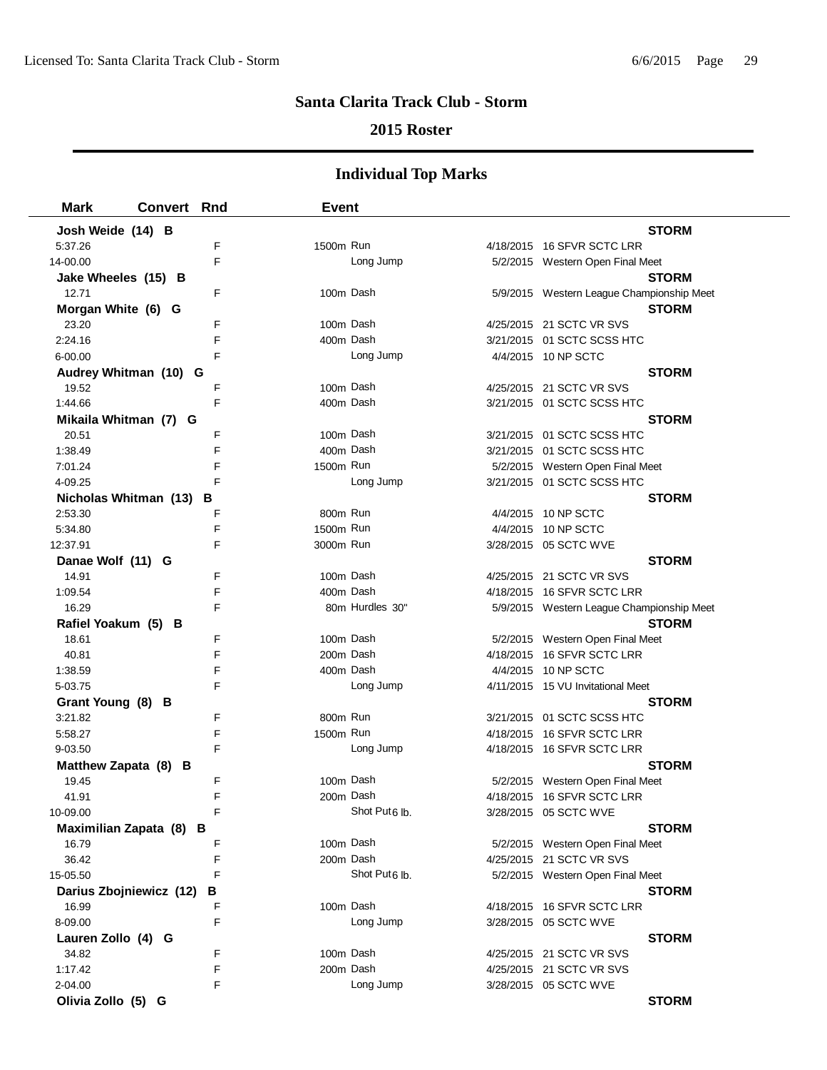## Santa Clarita Track Club - Storm

## 2015 Roster

## Individual Top Marks

| Mark | Convert | Rnd | Event | | |
|---|---|---|---|---|---|
| **Josh Weide (14) B** | | | | | **STORM** |
| 5:37.26 | | F | 1500m Run | 4/18/2015 | 16 SFVR SCTC LRR |
| 14-00.00 | | F | Long Jump | 5/2/2015 | Western Open Final Meet |
| **Jake Wheeles (15) B** | | | | | **STORM** |
| 12.71 | | F | 100m Dash | 5/9/2015 | Western League Championship Meet |
| **Morgan White (6) G** | | | | | **STORM** |
| 23.20 | | F | 100m Dash | 4/25/2015 | 21 SCTC VR SVS |
| 2:24.16 | | F | 400m Dash | 3/21/2015 | 01 SCTC SCSS HTC |
| 6-00.00 | | F | Long Jump | 4/4/2015 | 10 NP SCTC |
| **Audrey Whitman (10) G** | | | | | **STORM** |
| 19.52 | | F | 100m Dash | 4/25/2015 | 21 SCTC VR SVS |
| 1:44.66 | | F | 400m Dash | 3/21/2015 | 01 SCTC SCSS HTC |
| **Mikaila Whitman (7) G** | | | | | **STORM** |
| 20.51 | | F | 100m Dash | 3/21/2015 | 01 SCTC SCSS HTC |
| 1:38.49 | | F | 400m Dash | 3/21/2015 | 01 SCTC SCSS HTC |
| 7:01.24 | | F | 1500m Run | 5/2/2015 | Western Open Final Meet |
| 4-09.25 | | F | Long Jump | 3/21/2015 | 01 SCTC SCSS HTC |
| **Nicholas Whitman (13) B** | | | | | **STORM** |
| 2:53.30 | | F | 800m Run | 4/4/2015 | 10 NP SCTC |
| 5:34.80 | | F | 1500m Run | 4/4/2015 | 10 NP SCTC |
| 12:37.91 | | F | 3000m Run | 3/28/2015 | 05 SCTC WVE |
| **Danae Wolf (11) G** | | | | | **STORM** |
| 14.91 | | F | 100m Dash | 4/25/2015 | 21 SCTC VR SVS |
| 1:09.54 | | F | 400m Dash | 4/18/2015 | 16 SFVR SCTC LRR |
| 16.29 | | F | 80m Hurdles 30" | 5/9/2015 | Western League Championship Meet |
| **Rafiel Yoakum (5) B** | | | | | **STORM** |
| 18.61 | | F | 100m Dash | 5/2/2015 | Western Open Final Meet |
| 40.81 | | F | 200m Dash | 4/18/2015 | 16 SFVR SCTC LRR |
| 1:38.59 | | F | 400m Dash | 4/4/2015 | 10 NP SCTC |
| 5-03.75 | | F | Long Jump | 4/11/2015 | 15 VU Invitational Meet |
| **Grant Young (8) B** | | | | | **STORM** |
| 3:21.82 | | F | 800m Run | 3/21/2015 | 01 SCTC SCSS HTC |
| 5:58.27 | | F | 1500m Run | 4/18/2015 | 16 SFVR SCTC LRR |
| 9-03.50 | | F | Long Jump | 4/18/2015 | 16 SFVR SCTC LRR |
| **Matthew Zapata (8) B** | | | | | **STORM** |
| 19.45 | | F | 100m Dash | 5/2/2015 | Western Open Final Meet |
| 41.91 | | F | 200m Dash | 4/18/2015 | 16 SFVR SCTC LRR |
| 10-09.00 | | F | Shot Put 6 lb. | 3/28/2015 | 05 SCTC WVE |
| **Maximilian Zapata (8) B** | | | | | **STORM** |
| 16.79 | | F | 100m Dash | 5/2/2015 | Western Open Final Meet |
| 36.42 | | F | 200m Dash | 4/25/2015 | 21 SCTC VR SVS |
| 15-05.50 | | F | Shot Put 6 lb. | 5/2/2015 | Western Open Final Meet |
| **Darius Zbojniewicz (12) B** | | | | | **STORM** |
| 16.99 | | F | 100m Dash | 4/18/2015 | 16 SFVR SCTC LRR |
| 8-09.00 | | F | Long Jump | 3/28/2015 | 05 SCTC WVE |
| **Lauren Zollo (4) G** | | | | | **STORM** |
| 34.82 | | F | 100m Dash | 4/25/2015 | 21 SCTC VR SVS |
| 1:17.42 | | F | 200m Dash | 4/25/2015 | 21 SCTC VR SVS |
| 2-04.00 | | F | Long Jump | 3/28/2015 | 05 SCTC WVE |
| **Olivia Zollo (5) G** | | | | | **STORM** |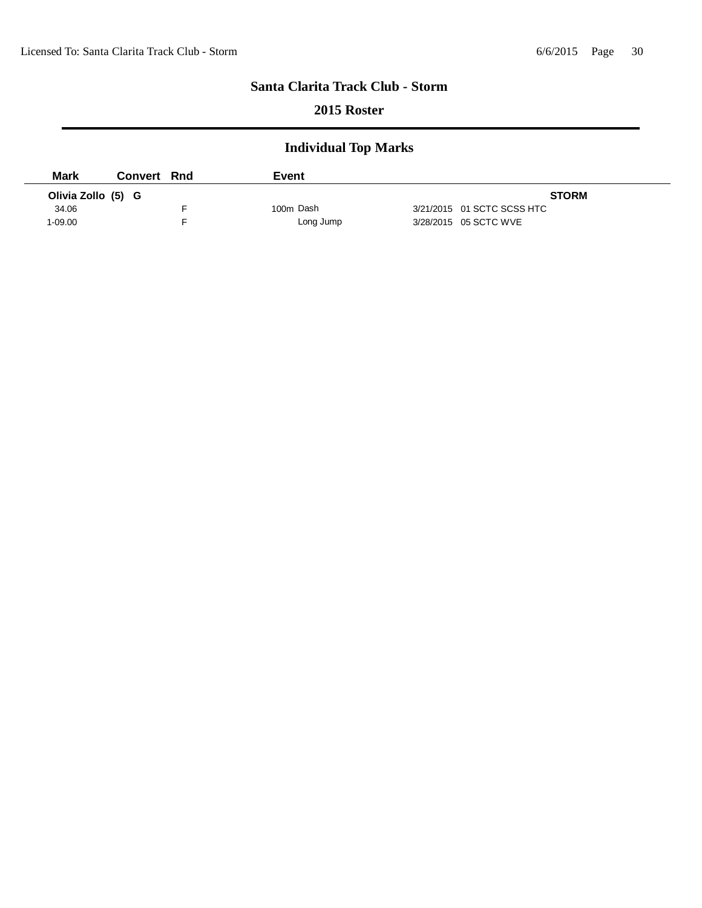## Santa Clarita Track Club - Storm

## 2015 Roster

### Individual Top Marks

| Mark | Convert | Rnd | Event | | |
|---|---|---|---|---|---|
| **Olivia Zollo (5) G** | | | | | **STORM** |
| 34.06 | | F | 100m Dash | 3/21/2015 | 01 SCTC SCSS HTC |
| 1-09.00 | | F | Long Jump | 3/28/2015 | 05 SCTC WVE |